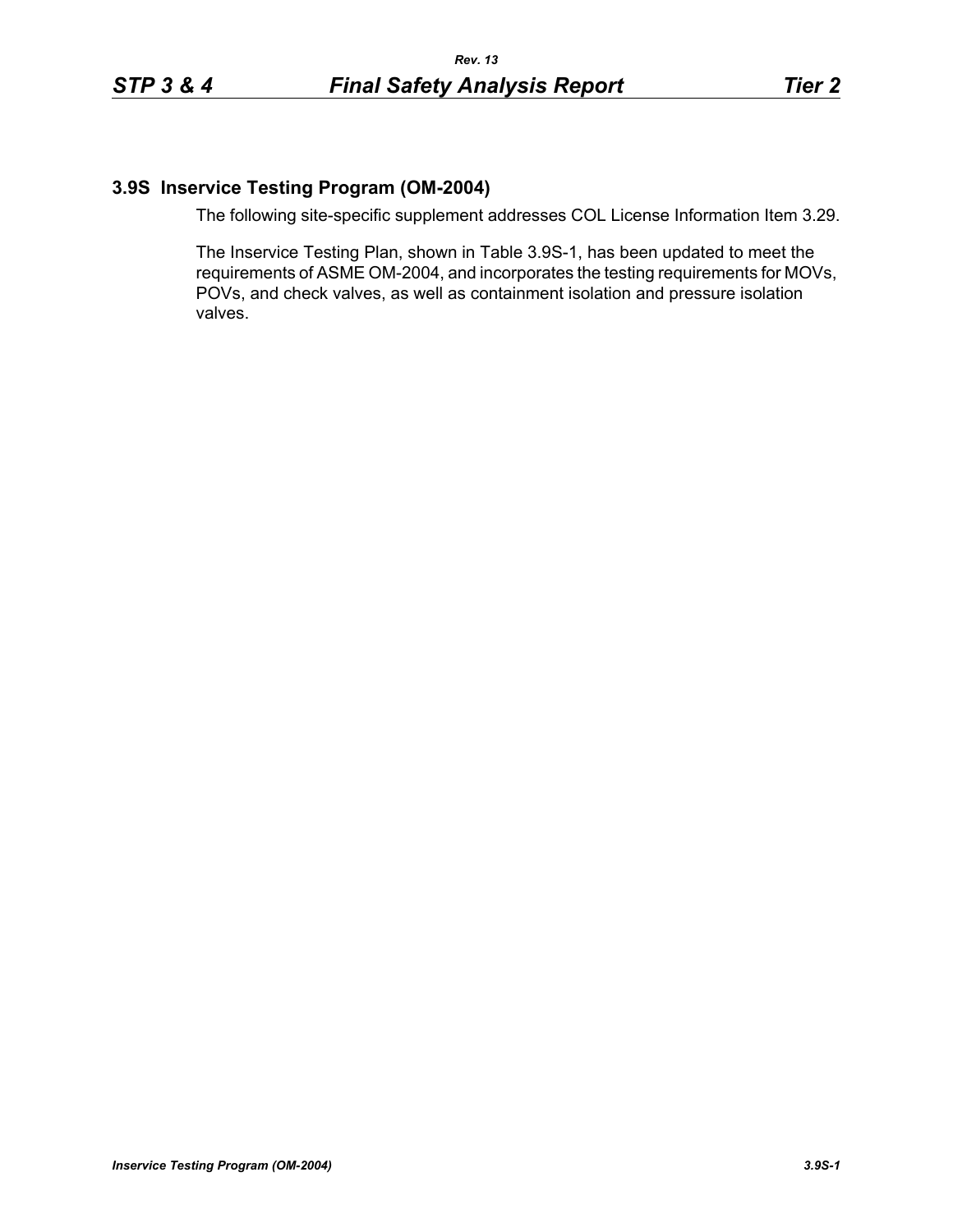## 3.9S Inservice Testing Program (OM-2004)

The following site-specific supplement addresses COL License Information Item 3.29.

The Inservice Testing Plan, shown in Table 3.9S-1, has been updated to meet the requirements of ASME OM-2004, and incorporates the testing requirements for MOVs, POVs, and check valves, as well as containment isolation and pressure isolation valves.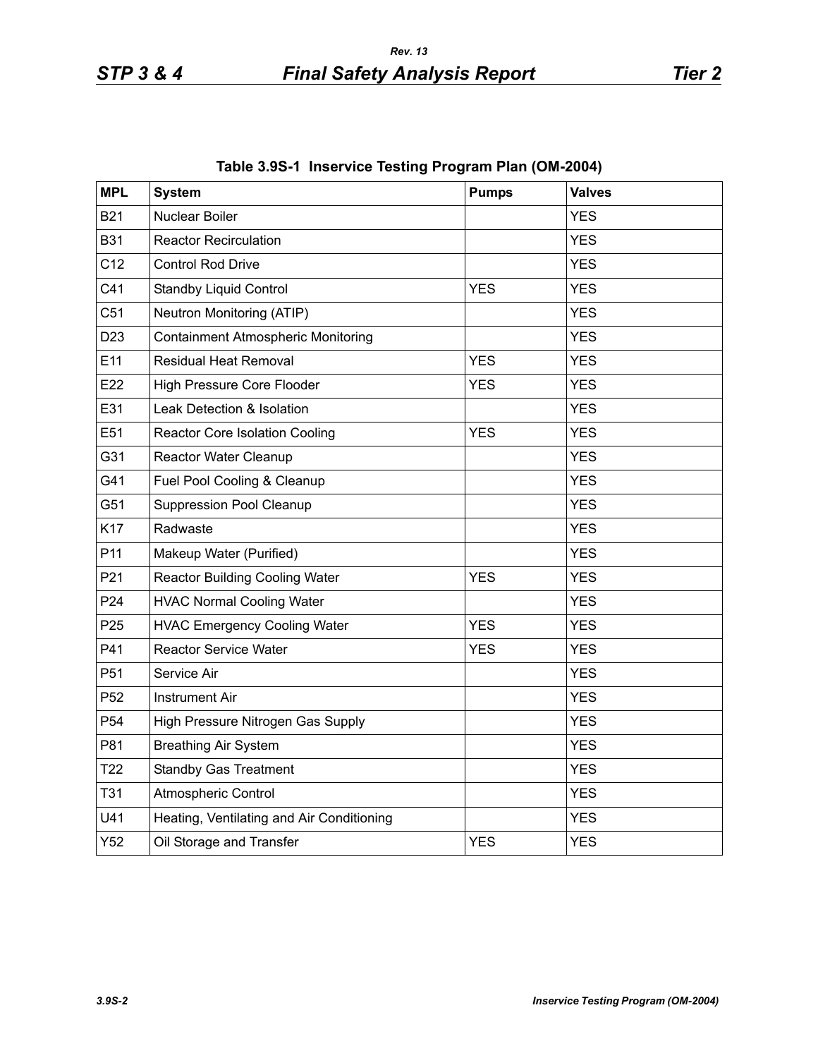**Table 3.9S-1 Inservice Testing Program Plan (OM-2004)**

| MPL | System | Pumps | Valves |
|---|---|---|---|
| B21 | Nuclear Boiler | | YES |
| B31 | Reactor Recirculation | | YES |
| C12 | Control Rod Drive | | YES |
| C41 | Standby Liquid Control | YES | YES |
| C51 | Neutron Monitoring (ATIP) | | YES |
| D23 | Containment Atmospheric Monitoring | | YES |
| E11 | Residual Heat Removal | YES | YES |
| E22 | High Pressure Core Flooder | YES | YES |
| E31 | Leak Detection & Isolation | | YES |
| E51 | Reactor Core Isolation Cooling | YES | YES |
| G31 | Reactor Water Cleanup | | YES |
| G41 | Fuel Pool Cooling & Cleanup | | YES |
| G51 | Suppression Pool Cleanup | | YES |
| K17 | Radwaste | | YES |
| P11 | Makeup Water (Purified) | | YES |
| P21 | Reactor Building Cooling Water | YES | YES |
| P24 | HVAC Normal Cooling Water | | YES |
| P25 | HVAC Emergency Cooling Water | YES | YES |
| P41 | Reactor Service Water | YES | YES |
| P51 | Service Air | | YES |
| P52 | Instrument Air | | YES |
| P54 | High Pressure Nitrogen Gas Supply | | YES |
| P81 | Breathing Air System | | YES |
| T22 | Standby Gas Treatment | | YES |
| T31 | Atmospheric Control | | YES |
| U41 | Heating, Ventilating and Air Conditioning | | YES |
| Y52 | Oil Storage and Transfer | YES | YES |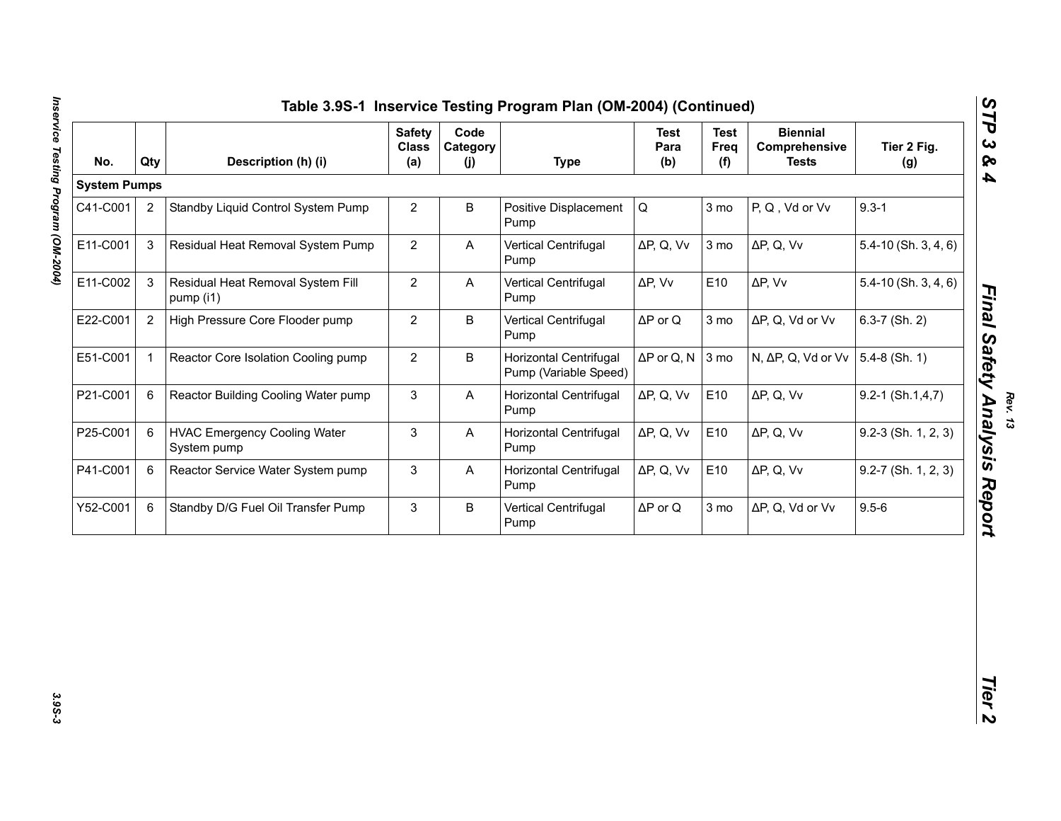# Table 3.9S-1 Inservice Testing Program Plan (OM-2004) (Continued)

| No. | Qty | Description (h) (i) | Safety Class (a) | Code Category (j) | Type | Test Para (b) | Test Freq (f) | Biennial Comprehensive Tests | Tier 2 Fig. (g) |
|---|---|---|---|---|---|---|---|---|---|
| **System Pumps** | | | | | | | | | |
| C41-C001 | 2 | Standby Liquid Control System Pump | 2 | B | Positive Displacement Pump | Q | 3 mo | P, Q , Vd or Vv | 9.3-1 |
| E11-C001 | 3 | Residual Heat Removal System Pump | 2 | A | Vertical Centrifugal Pump | ΔP, Q, Vv | 3 mo | ΔP, Q, Vv | 5.4-10 (Sh. 3, 4, 6) |
| E11-C002 | 3 | Residual Heat Removal System Fill pump (i1) | 2 | A | Vertical Centrifugal Pump | ΔP, Vv | E10 | ΔP, Vv | 5.4-10 (Sh. 3, 4, 6) |
| E22-C001 | 2 | High Pressure Core Flooder pump | 2 | B | Vertical Centrifugal Pump | ΔP or Q | 3 mo | ΔP, Q, Vd or Vv | 6.3-7 (Sh. 2) |
| E51-C001 | 1 | Reactor Core Isolation Cooling pump | 2 | B | Horizontal Centrifugal Pump (Variable Speed) | ΔP or Q, N | 3 mo | N, ΔP, Q, Vd or Vv | 5.4-8 (Sh. 1) |
| P21-C001 | 6 | Reactor Building Cooling Water pump | 3 | A | Horizontal Centrifugal Pump | ΔP, Q, Vv | E10 | ΔP, Q, Vv | 9.2-1 (Sh.1,4,7) |
| P25-C001 | 6 | HVAC Emergency Cooling Water System pump | 3 | A | Horizontal Centrifugal Pump | ΔP, Q, Vv | E10 | ΔP, Q, Vv | 9.2-3 (Sh. 1, 2, 3) |
| P41-C001 | 6 | Reactor Service Water System pump | 3 | A | Horizontal Centrifugal Pump | ΔP, Q, Vv | E10 | ΔP, Q, Vv | 9.2-7 (Sh. 1, 2, 3) |
| Y52-C001 | 6 | Standby D/G Fuel Oil Transfer Pump | 3 | B | Vertical Centrifugal Pump | ΔP or Q | 3 mo | ΔP, Q, Vd or Vv | 9.5-6 |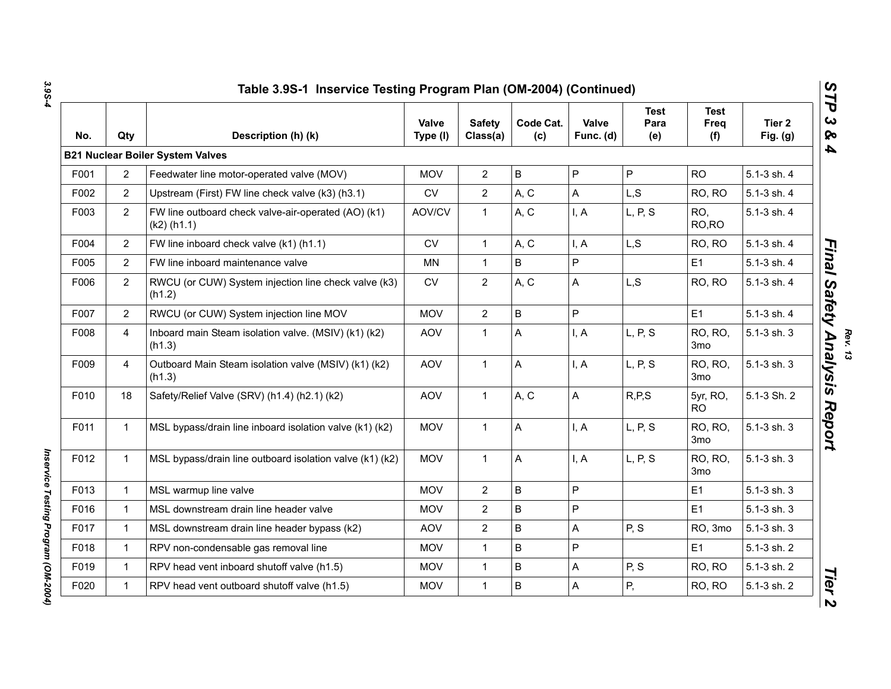## Table 3.9S-1 Inservice Testing Program Plan (OM-2004) (Continued)

| No. | Qty | Description (h) (k) | Valve Type (l) | Safety Class(a) | Code Cat. (c) | Valve Func. (d) | Test Para (e) | Test Freq (f) | Tier 2 Fig. (g) |
|---|---|---|---|---|---|---|---|---|---|
| **B21 Nuclear Boiler System Valves** | | | | | | | | | |
| F001 | 2 | Feedwater line motor-operated valve (MOV) | MOV | 2 | B | P | P | RO | 5.1-3 sh. 4 |
| F002 | 2 | Upstream (First) FW line check valve (k3) (h3.1) | CV | 2 | A, C | A | L,S | RO, RO | 5.1-3 sh. 4 |
| F003 | 2 | FW line outboard check valve-air-operated (AO) (k1) (k2) (h1.1) | AOV/CV | 1 | A, C | I, A | L, P, S | RO, RO,RO | 5.1-3 sh. 4 |
| F004 | 2 | FW line inboard check valve (k1) (h1.1) | CV | 1 | A, C | I, A | L,S | RO, RO | 5.1-3 sh. 4 |
| F005 | 2 | FW line inboard maintenance valve | MN | 1 | B | P | | E1 | 5.1-3 sh. 4 |
| F006 | 2 | RWCU (or CUW) System injection line check valve (k3) (h1.2) | CV | 2 | A, C | A | L,S | RO, RO | 5.1-3 sh. 4 |
| F007 | 2 | RWCU (or CUW) System injection line MOV | MOV | 2 | B | P | | E1 | 5.1-3 sh. 4 |
| F008 | 4 | Inboard main Steam isolation valve. (MSIV) (k1) (k2) (h1.3) | AOV | 1 | A | I, A | L, P, S | RO, RO, 3mo | 5.1-3 sh. 3 |
| F009 | 4 | Outboard Main Steam isolation valve (MSIV) (k1) (k2) (h1.3) | AOV | 1 | A | I, A | L, P, S | RO, RO, 3mo | 5.1-3 sh. 3 |
| F010 | 18 | Safety/Relief Valve (SRV) (h1.4) (h2.1) (k2) | AOV | 1 | A, C | A | R,P,S | 5yr, RO, RO | 5.1-3 Sh. 2 |
| F011 | 1 | MSL bypass/drain line inboard isolation valve (k1) (k2) | MOV | 1 | A | I, A | L, P, S | RO, RO, 3mo | 5.1-3 sh. 3 |
| F012 | 1 | MSL bypass/drain line outboard isolation valve (k1) (k2) | MOV | 1 | A | I, A | L, P, S | RO, RO, 3mo | 5.1-3 sh. 3 |
| F013 | 1 | MSL warmup line valve | MOV | 2 | B | P | | E1 | 5.1-3 sh. 3 |
| F016 | 1 | MSL downstream drain line header valve | MOV | 2 | B | P | | E1 | 5.1-3 sh. 3 |
| F017 | 1 | MSL downstream drain line header bypass (k2) | AOV | 2 | B | A | P, S | RO, 3mo | 5.1-3 sh. 3 |
| F018 | 1 | RPV non-condensable gas removal line | MOV | 1 | B | P | | E1 | 5.1-3 sh. 2 |
| F019 | 1 | RPV head vent inboard shutoff valve (h1.5) | MOV | 1 | B | A | P, S | RO, RO | 5.1-3 sh. 2 |
| F020 | 1 | RPV head vent outboard shutoff valve (h1.5) | MOV | 1 | B | A | P, | RO, RO | 5.1-3 sh. 2 |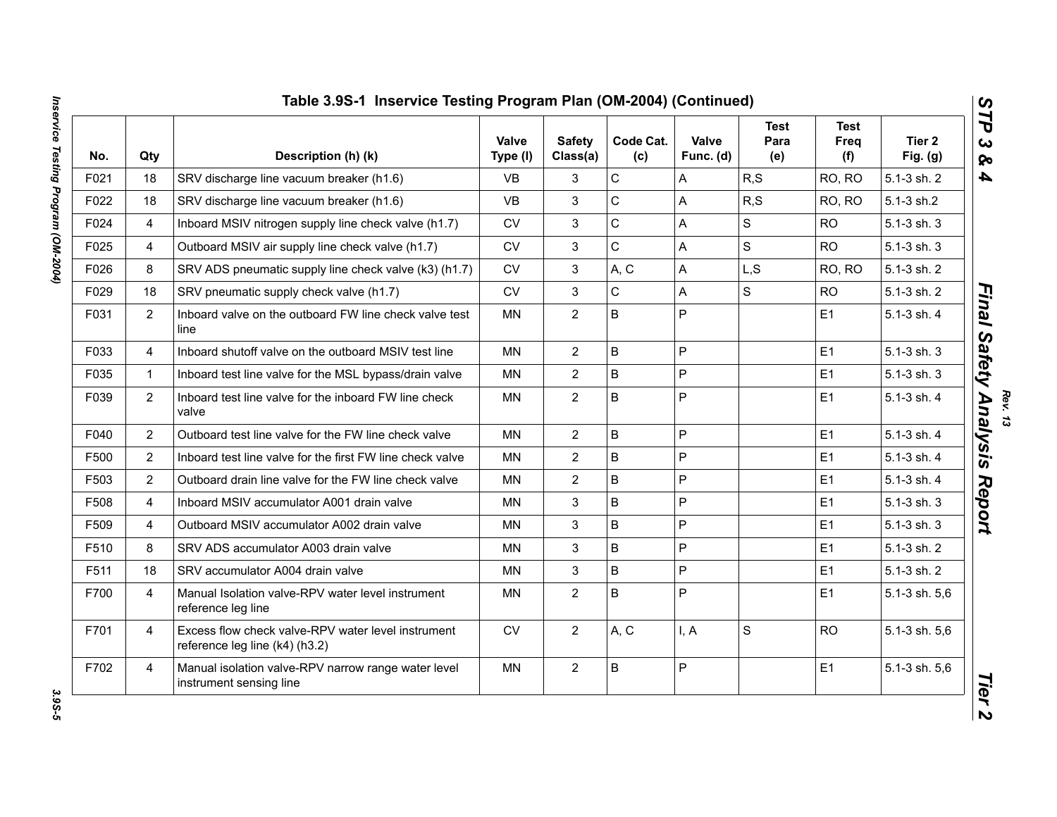## Table 3.9S-1 Inservice Testing Program Plan (OM-2004) (Continued)

| No. | Qty | Description (h) (k) | Valve Type (l) | Safety Class(a) | Code Cat. (c) | Valve Func. (d) | Test Para (e) | Test Freq (f) | Tier 2 Fig. (g) |
|---|---|---|---|---|---|---|---|---|---|
| F021 | 18 | SRV discharge line vacuum breaker (h1.6) | VB | 3 | C | A | R,S | RO, RO | 5.1-3 sh. 2 |
| F022 | 18 | SRV discharge line vacuum breaker (h1.6) | VB | 3 | C | A | R,S | RO, RO | 5.1-3 sh.2 |
| F024 | 4 | Inboard MSIV nitrogen supply line check valve (h1.7) | CV | 3 | C | A | S | RO | 5.1-3 sh. 3 |
| F025 | 4 | Outboard MSIV air supply line check valve (h1.7) | CV | 3 | C | A | S | RO | 5.1-3 sh. 3 |
| F026 | 8 | SRV ADS pneumatic supply line check valve (k3) (h1.7) | CV | 3 | A, C | A | L,S | RO, RO | 5.1-3 sh. 2 |
| F029 | 18 | SRV pneumatic supply check valve (h1.7) | CV | 3 | C | A | S | RO | 5.1-3 sh. 2 |
| F031 | 2 | Inboard valve on the outboard FW line check valve test line | MN | 2 | B | P | | E1 | 5.1-3 sh. 4 |
| F033 | 4 | Inboard shutoff valve on the outboard MSIV test line | MN | 2 | B | P | | E1 | 5.1-3 sh. 3 |
| F035 | 1 | Inboard test line valve for the MSL bypass/drain valve | MN | 2 | B | P | | E1 | 5.1-3 sh. 3 |
| F039 | 2 | Inboard test line valve for the inboard FW line check valve | MN | 2 | B | P | | E1 | 5.1-3 sh. 4 |
| F040 | 2 | Outboard test line valve for the FW line check valve | MN | 2 | B | P | | E1 | 5.1-3 sh. 4 |
| F500 | 2 | Inboard test line valve for the first FW line check valve | MN | 2 | B | P | | E1 | 5.1-3 sh. 4 |
| F503 | 2 | Outboard drain line valve for the FW line check valve | MN | 2 | B | P | | E1 | 5.1-3 sh. 4 |
| F508 | 4 | Inboard MSIV accumulator A001 drain valve | MN | 3 | B | P | | E1 | 5.1-3 sh. 3 |
| F509 | 4 | Outboard MSIV accumulator A002 drain valve | MN | 3 | B | P | | E1 | 5.1-3 sh. 3 |
| F510 | 8 | SRV ADS accumulator A003 drain valve | MN | 3 | B | P | | E1 | 5.1-3 sh. 2 |
| F511 | 18 | SRV accumulator A004 drain valve | MN | 3 | B | P | | E1 | 5.1-3 sh. 2 |
| F700 | 4 | Manual Isolation valve-RPV water level instrument reference leg line | MN | 2 | B | P | | E1 | 5.1-3 sh. 5,6 |
| F701 | 4 | Excess flow check valve-RPV water level instrument reference leg line (k4) (h3.2) | CV | 2 | A, C | I, A | S | RO | 5.1-3 sh. 5,6 |
| F702 | 4 | Manual isolation valve-RPV narrow range water level instrument sensing line | MN | 2 | B | P | | E1 | 5.1-3 sh. 5,6 |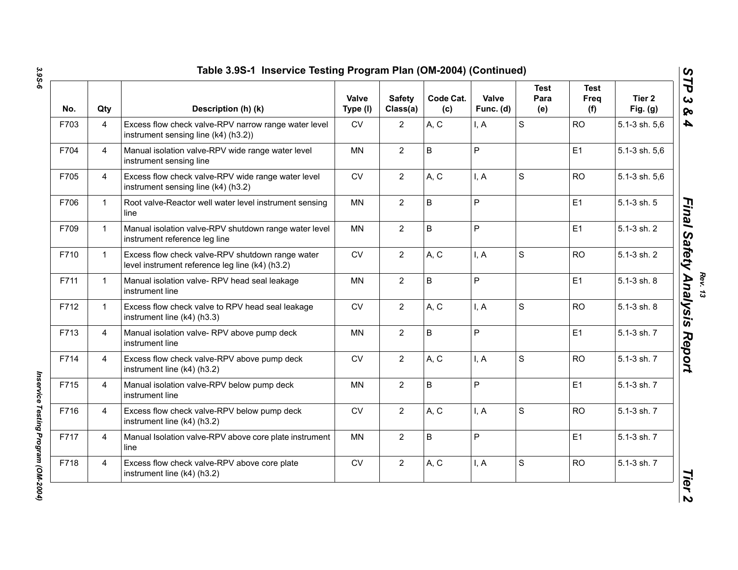## Table 3.9S-1 Inservice Testing Program Plan (OM-2004) (Continued)

| No. | Qty | Description (h) (k) | Valve Type (l) | Safety Class(a) | Code Cat. (c) | Valve Func. (d) | Test Para (e) | Test Freq (f) | Tier 2 Fig. (g) |
|---|---|---|---|---|---|---|---|---|---|
| F703 | 4 | Excess flow check valve-RPV narrow range water level instrument sensing line (k4) (h3.2)) | CV | 2 | A, C | I, A | S | RO | 5.1-3 sh. 5,6 |
| F704 | 4 | Manual isolation valve-RPV wide range water level instrument sensing line | MN | 2 | B | P | | E1 | 5.1-3 sh. 5,6 |
| F705 | 4 | Excess flow check valve-RPV wide range water level instrument sensing line (k4) (h3.2) | CV | 2 | A, C | I, A | S | RO | 5.1-3 sh. 5,6 |
| F706 | 1 | Root valve-Reactor well water level instrument sensing line | MN | 2 | B | P | | E1 | 5.1-3 sh. 5 |
| F709 | 1 | Manual isolation valve-RPV shutdown range water level instrument reference leg line | MN | 2 | B | P | | E1 | 5.1-3 sh. 2 |
| F710 | 1 | Excess flow check valve-RPV shutdown range water level instrument reference leg line (k4) (h3.2) | CV | 2 | A, C | I, A | S | RO | 5.1-3 sh. 2 |
| F711 | 1 | Manual isolation valve- RPV head seal leakage instrument line | MN | 2 | B | P | | E1 | 5.1-3 sh. 8 |
| F712 | 1 | Excess flow check valve to RPV head seal leakage instrument line (k4) (h3.3) | CV | 2 | A, C | I, A | S | RO | 5.1-3 sh. 8 |
| F713 | 4 | Manual isolation valve- RPV above pump deck instrument line | MN | 2 | B | P | | E1 | 5.1-3 sh. 7 |
| F714 | 4 | Excess flow check valve-RPV above pump deck instrument line (k4) (h3.2) | CV | 2 | A, C | I, A | S | RO | 5.1-3 sh. 7 |
| F715 | 4 | Manual isolation valve-RPV below pump deck instrument line | MN | 2 | B | P | | E1 | 5.1-3 sh. 7 |
| F716 | 4 | Excess flow check valve-RPV below pump deck instrument line (k4) (h3.2) | CV | 2 | A, C | I, A | S | RO | 5.1-3 sh. 7 |
| F717 | 4 | Manual Isolation valve-RPV above core plate instrument line | MN | 2 | B | P | | E1 | 5.1-3 sh. 7 |
| F718 | 4 | Excess flow check valve-RPV above core plate instrument line (k4) (h3.2) | CV | 2 | A, C | I, A | S | RO | 5.1-3 sh. 7 |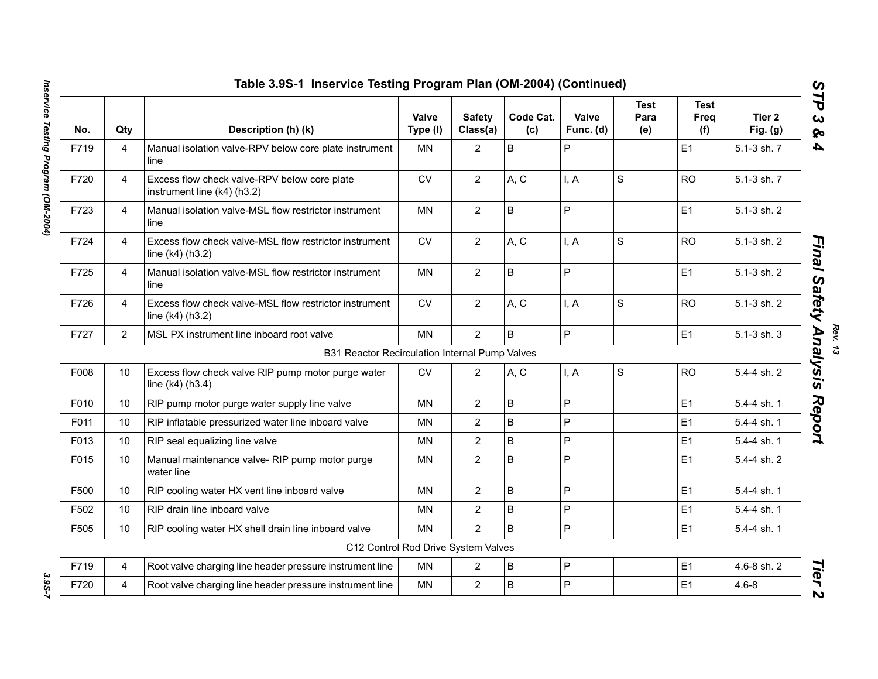## Table 3.9S-1 Inservice Testing Program Plan (OM-2004) (Continued)

| No. | Qty | Description (h) (k) | Valve Type (l) | Safety Class(a) | Code Cat. (c) | Valve Func. (d) | Test Para (e) | Test Freq (f) | Tier 2 Fig. (g) |
|---|---|---|---|---|---|---|---|---|---|
| F719 | 4 | Manual isolation valve-RPV below core plate instrument line | MN | 2 | B | P | | E1 | 5.1-3 sh. 7 |
| F720 | 4 | Excess flow check valve-RPV below core plate instrument line (k4) (h3.2) | CV | 2 | A, C | I, A | S | RO | 5.1-3 sh. 7 |
| F723 | 4 | Manual isolation valve-MSL flow restrictor instrument line | MN | 2 | B | P | | E1 | 5.1-3 sh. 2 |
| F724 | 4 | Excess flow check valve-MSL flow restrictor instrument line (k4) (h3.2) | CV | 2 | A, C | I, A | S | RO | 5.1-3 sh. 2 |
| F725 | 4 | Manual isolation valve-MSL flow restrictor instrument line | MN | 2 | B | P | | E1 | 5.1-3 sh. 2 |
| F726 | 4 | Excess flow check valve-MSL flow restrictor instrument line (k4) (h3.2) | CV | 2 | A, C | I, A | S | RO | 5.1-3 sh. 2 |
| F727 | 2 | MSL PX instrument line inboard root valve | MN | 2 | B | P | | E1 | 5.1-3 sh. 3 |
| | | B31 Reactor Recirculation Internal Pump Valves | | | | | | | |
| F008 | 10 | Excess flow check valve RIP pump motor purge water line (k4) (h3.4) | CV | 2 | A, C | I, A | S | RO | 5.4-4 sh. 2 |
| F010 | 10 | RIP pump motor purge water supply line valve | MN | 2 | B | P | | E1 | 5.4-4 sh. 1 |
| F011 | 10 | RIP inflatable pressurized water line inboard valve | MN | 2 | B | P | | E1 | 5.4-4 sh. 1 |
| F013 | 10 | RIP seal equalizing line valve | MN | 2 | B | P | | E1 | 5.4-4 sh. 1 |
| F015 | 10 | Manual maintenance valve- RIP pump motor purge water line | MN | 2 | B | P | | E1 | 5.4-4 sh. 2 |
| F500 | 10 | RIP cooling water HX vent line inboard valve | MN | 2 | B | P | | E1 | 5.4-4 sh. 1 |
| F502 | 10 | RIP drain line inboard valve | MN | 2 | B | P | | E1 | 5.4-4 sh. 1 |
| F505 | 10 | RIP cooling water HX shell drain line inboard valve | MN | 2 | B | P | | E1 | 5.4-4 sh. 1 |
| | | C12 Control Rod Drive System Valves | | | | | | | |
| F719 | 4 | Root valve charging line header pressure instrument line | MN | 2 | B | P | | E1 | 4.6-8 sh. 2 |
| F720 | 4 | Root valve charging line header pressure instrument line | MN | 2 | B | P | | E1 | 4.6-8 |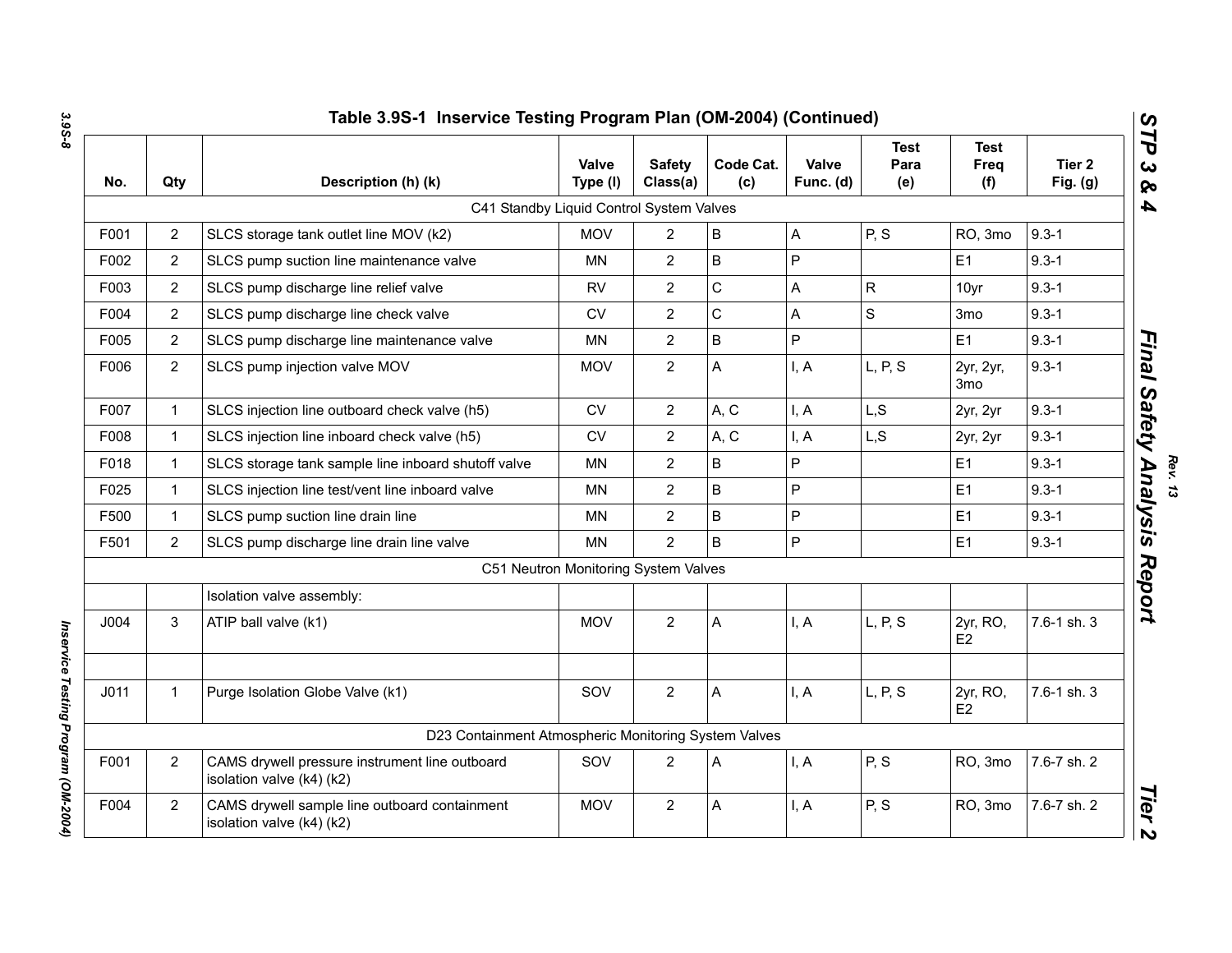## Table 3.9S-1 Inservice Testing Program Plan (OM-2004) (Continued)

| No. | Qty | Description (h) (k) | Valve Type (l) | Safety Class(a) | Code Cat. (c) | Valve Func. (d) | Test Para (e) | Test Freq (f) | Tier 2 Fig. (g) |
|---|---|---|---|---|---|---|---|---|---|
| | | C41 Standby Liquid Control System Valves | | | | | | | |
| F001 | 2 | SLCS storage tank outlet line MOV (k2) | MOV | 2 | B | A | P, S | RO, 3mo | 9.3-1 |
| F002 | 2 | SLCS pump suction line maintenance valve | MN | 2 | B | P | | E1 | 9.3-1 |
| F003 | 2 | SLCS pump discharge line relief valve | RV | 2 | C | A | R | 10yr | 9.3-1 |
| F004 | 2 | SLCS pump discharge line check valve | CV | 2 | C | A | S | 3mo | 9.3-1 |
| F005 | 2 | SLCS pump discharge line maintenance valve | MN | 2 | B | P | | E1 | 9.3-1 |
| F006 | 2 | SLCS pump injection valve MOV | MOV | 2 | A | I, A | L, P, S | 2yr, 2yr, 3mo | 9.3-1 |
| F007 | 1 | SLCS injection line outboard check valve (h5) | CV | 2 | A, C | I, A | L,S | 2yr, 2yr | 9.3-1 |
| F008 | 1 | SLCS injection line inboard check valve (h5) | CV | 2 | A, C | I, A | L,S | 2yr, 2yr | 9.3-1 |
| F018 | 1 | SLCS storage tank sample line inboard shutoff valve | MN | 2 | B | P | | E1 | 9.3-1 |
| F025 | 1 | SLCS injection line test/vent line inboard valve | MN | 2 | B | P | | E1 | 9.3-1 |
| F500 | 1 | SLCS pump suction line drain line | MN | 2 | B | P | | E1 | 9.3-1 |
| F501 | 2 | SLCS pump discharge line drain line valve | MN | 2 | B | P | | E1 | 9.3-1 |
| | | C51 Neutron Monitoring System Valves | | | | | | | |
| | | Isolation valve assembly: | | | | | | | |
| J004 | 3 | ATIP ball valve (k1) | MOV | 2 | A | I, A | L, P, S | 2yr, RO, E2 | 7.6-1 sh. 3 |
| | | | | | | | | | |
| J011 | 1 | Purge Isolation Globe Valve (k1) | SOV | 2 | A | I, A | L, P, S | 2yr, RO, E2 | 7.6-1 sh. 3 |
| | | D23 Containment Atmospheric Monitoring System Valves | | | | | | | |
| F001 | 2 | CAMS drywell pressure instrument line outboard isolation valve (k4) (k2) | SOV | 2 | A | I, A | P, S | RO, 3mo | 7.6-7 sh. 2 |
| F004 | 2 | CAMS drywell sample line outboard containment isolation valve (k4) (k2) | MOV | 2 | A | I, A | P, S | RO, 3mo | 7.6-7 sh. 2 |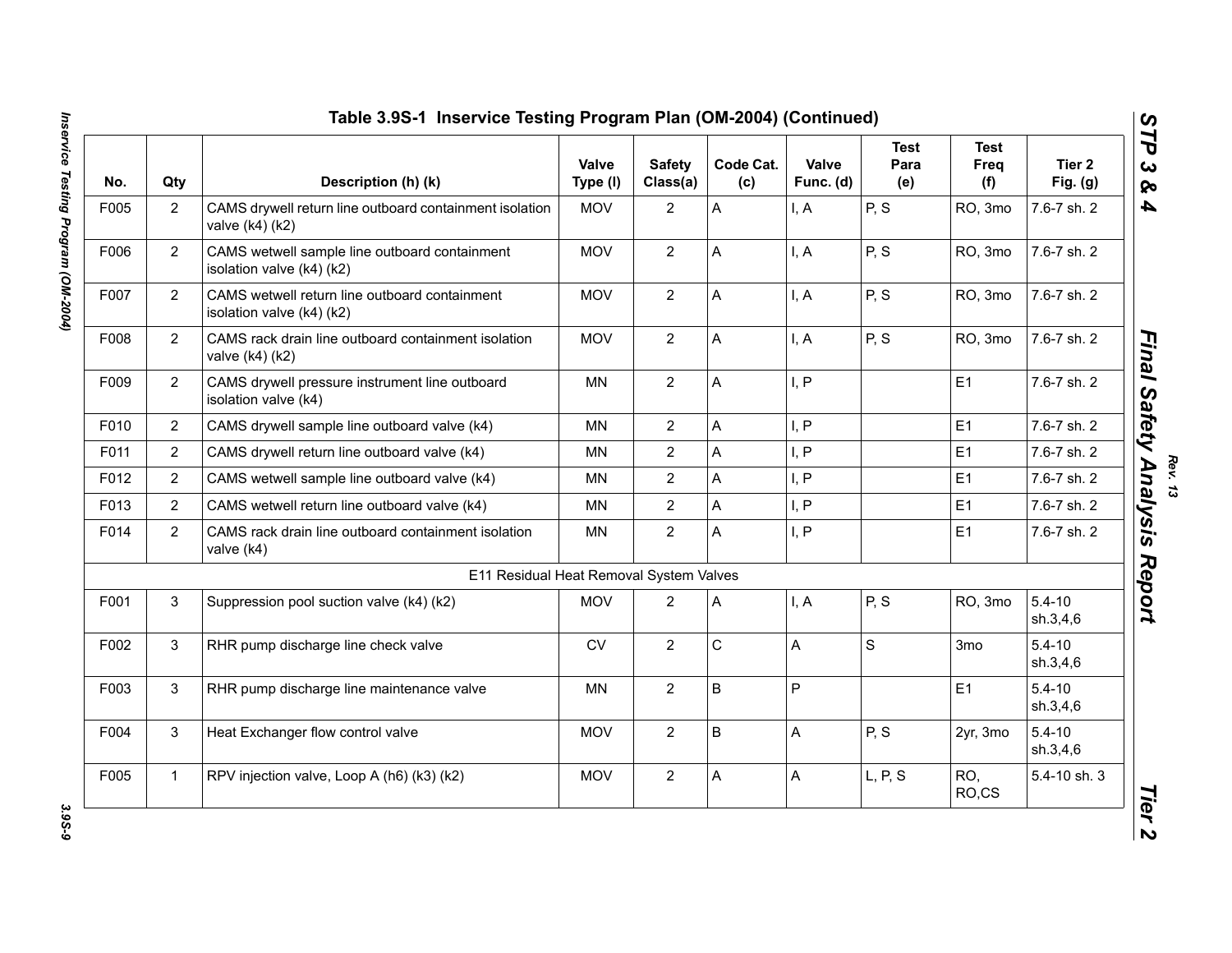## Table 3.9S-1 Inservice Testing Program Plan (OM-2004) (Continued)

| No. | Qty | Description (h) (k) | Valve Type (l) | Safety Class(a) | Code Cat. (c) | Valve Func. (d) | Test Para (e) | Test Freq (f) | Tier 2 Fig. (g) |
|---|---|---|---|---|---|---|---|---|---|
| F005 | 2 | CAMS drywell return line outboard containment isolation valve (k4) (k2) | MOV | 2 | A | I, A | P, S | RO, 3mo | 7.6-7 sh. 2 |
| F006 | 2 | CAMS wetwell sample line outboard containment isolation valve (k4) (k2) | MOV | 2 | A | I, A | P, S | RO, 3mo | 7.6-7 sh. 2 |
| F007 | 2 | CAMS wetwell return line outboard containment isolation valve (k4) (k2) | MOV | 2 | A | I, A | P, S | RO, 3mo | 7.6-7 sh. 2 |
| F008 | 2 | CAMS rack drain line outboard containment isolation valve (k4) (k2) | MOV | 2 | A | I, A | P, S | RO, 3mo | 7.6-7 sh. 2 |
| F009 | 2 | CAMS drywell pressure instrument line outboard isolation valve (k4) | MN | 2 | A | I, P | | E1 | 7.6-7 sh. 2 |
| F010 | 2 | CAMS drywell sample line outboard valve (k4) | MN | 2 | A | I, P | | E1 | 7.6-7 sh. 2 |
| F011 | 2 | CAMS drywell return line outboard valve (k4) | MN | 2 | A | I, P | | E1 | 7.6-7 sh. 2 |
| F012 | 2 | CAMS wetwell sample line outboard valve (k4) | MN | 2 | A | I, P | | E1 | 7.6-7 sh. 2 |
| F013 | 2 | CAMS wetwell return line outboard valve (k4) | MN | 2 | A | I, P | | E1 | 7.6-7 sh. 2 |
| F014 | 2 | CAMS rack drain line outboard containment isolation valve (k4) | MN | 2 | A | I, P | | E1 | 7.6-7 sh. 2 |
| | | E11 Residual Heat Removal System Valves | | | | | | | |
| F001 | 3 | Suppression pool suction valve (k4) (k2) | MOV | 2 | A | I, A | P, S | RO, 3mo | 5.4-10 sh.3,4,6 |
| F002 | 3 | RHR pump discharge line check valve | CV | 2 | C | A | S | 3mo | 5.4-10 sh.3,4,6 |
| F003 | 3 | RHR pump discharge line maintenance valve | MN | 2 | B | P | | E1 | 5.4-10 sh.3,4,6 |
| F004 | 3 | Heat Exchanger flow control valve | MOV | 2 | B | A | P, S | 2yr, 3mo | 5.4-10 sh.3,4,6 |
| F005 | 1 | RPV injection valve, Loop A (h6) (k3) (k2) | MOV | 2 | A | A | L, P, S | RO, RO,CS | 5.4-10 sh. 3 |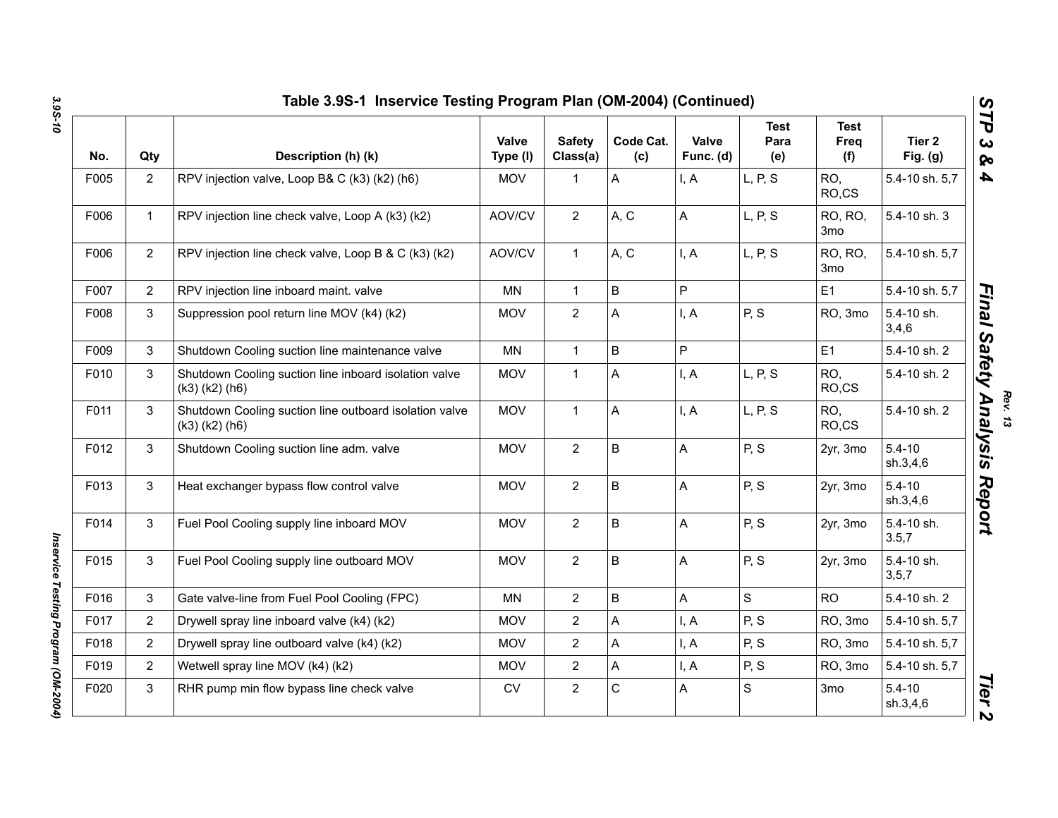## Table 3.9S-1 Inservice Testing Program Plan (OM-2004) (Continued)

| No. | Qty | Description (h) (k) | Valve Type (l) | Safety Class(a) | Code Cat. (c) | Valve Func. (d) | Test Para (e) | Test Freq (f) | Tier 2 Fig. (g) |
|---|---|---|---|---|---|---|---|---|---|
| F005 | 2 | RPV injection valve, Loop B& C (k3) (k2) (h6) | MOV | 1 | A | I, A | L, P, S | RO, RO,CS | 5.4-10 sh. 5,7 |
| F006 | 1 | RPV injection line check valve, Loop A (k3) (k2) | AOV/CV | 2 | A, C | A | L, P, S | RO, RO, 3mo | 5.4-10 sh. 3 |
| F006 | 2 | RPV injection line check valve, Loop B & C (k3) (k2) | AOV/CV | 1 | A, C | I, A | L, P, S | RO, RO, 3mo | 5.4-10 sh. 5,7 |
| F007 | 2 | RPV injection line inboard maint. valve | MN | 1 | B | P | | E1 | 5.4-10 sh. 5,7 |
| F008 | 3 | Suppression pool return line MOV (k4) (k2) | MOV | 2 | A | I, A | P, S | RO, 3mo | 5.4-10 sh. 3,4,6 |
| F009 | 3 | Shutdown Cooling suction line maintenance valve | MN | 1 | B | P | | E1 | 5.4-10 sh. 2 |
| F010 | 3 | Shutdown Cooling suction line inboard isolation valve (k3) (k2) (h6) | MOV | 1 | A | I, A | L, P, S | RO, RO,CS | 5.4-10 sh. 2 |
| F011 | 3 | Shutdown Cooling suction line outboard isolation valve (k3) (k2) (h6) | MOV | 1 | A | I, A | L, P, S | RO, RO,CS | 5.4-10 sh. 2 |
| F012 | 3 | Shutdown Cooling suction line adm. valve | MOV | 2 | B | A | P, S | 2yr, 3mo | 5.4-10 sh.3,4,6 |
| F013 | 3 | Heat exchanger bypass flow control valve | MOV | 2 | B | A | P, S | 2yr, 3mo | 5.4-10 sh.3,4,6 |
| F014 | 3 | Fuel Pool Cooling supply line inboard MOV | MOV | 2 | B | A | P, S | 2yr, 3mo | 5.4-10 sh. 3.5,7 |
| F015 | 3 | Fuel Pool Cooling supply line outboard MOV | MOV | 2 | B | A | P, S | 2yr, 3mo | 5.4-10 sh. 3,5,7 |
| F016 | 3 | Gate valve-line from Fuel Pool Cooling (FPC) | MN | 2 | B | A | S | RO | 5.4-10 sh. 2 |
| F017 | 2 | Drywell spray line inboard valve (k4) (k2) | MOV | 2 | A | I, A | P, S | RO, 3mo | 5.4-10 sh. 5,7 |
| F018 | 2 | Drywell spray line outboard valve (k4) (k2) | MOV | 2 | A | I, A | P, S | RO, 3mo | 5.4-10 sh. 5,7 |
| F019 | 2 | Wetwell spray line MOV (k4) (k2) | MOV | 2 | A | I, A | P, S | RO, 3mo | 5.4-10 sh. 5,7 |
| F020 | 3 | RHR pump min flow bypass line check valve | CV | 2 | C | A | S | 3mo | 5.4-10 sh.3,4,6 |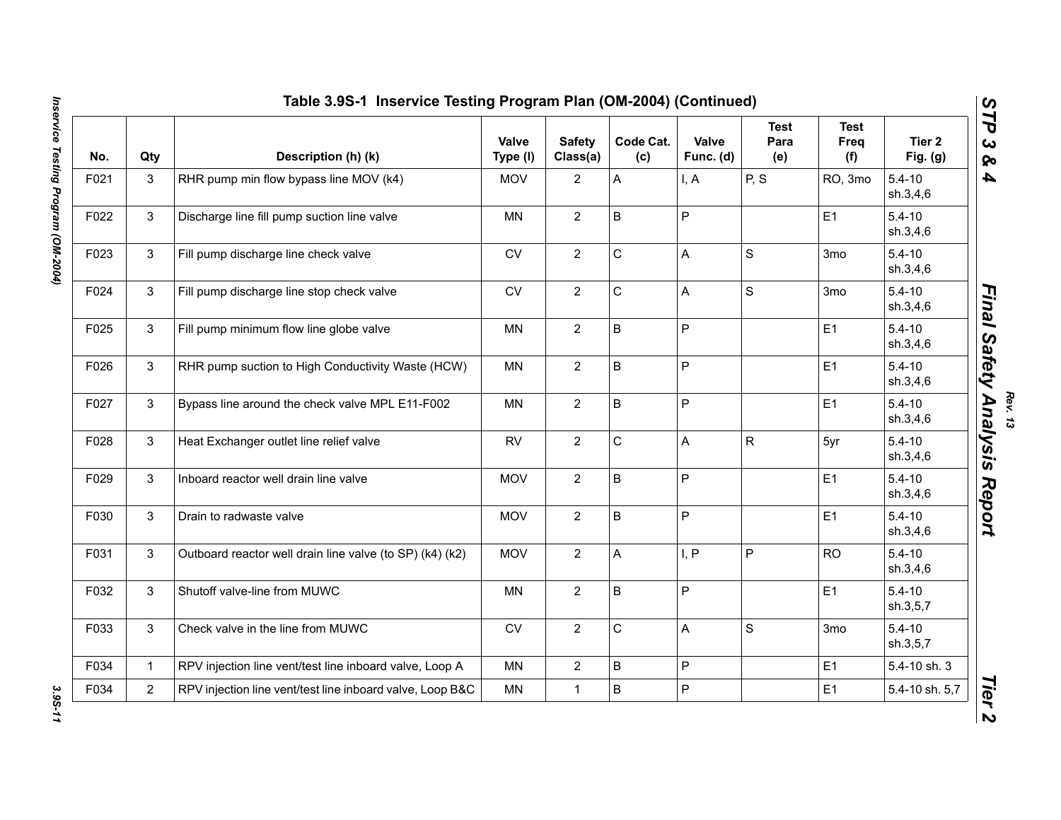## Table 3.9S-1 Inservice Testing Program Plan (OM-2004) (Continued)

| No. | Qty | Description (h) (k) | Valve Type (l) | Safety Class(a) | Code Cat. (c) | Valve Func. (d) | Test Para (e) | Test Freq (f) | Tier 2 Fig. (g) |
|---|---|---|---|---|---|---|---|---|---|
| F021 | 3 | RHR pump min flow bypass line MOV (k4) | MOV | 2 | A | I, A | P, S | RO, 3mo | 5.4-10 sh.3,4,6 |
| F022 | 3 | Discharge line fill pump suction line valve | MN | 2 | B | P | | E1 | 5.4-10 sh.3,4,6 |
| F023 | 3 | Fill pump discharge line check valve | CV | 2 | C | A | S | 3mo | 5.4-10 sh.3,4,6 |
| F024 | 3 | Fill pump discharge line stop check valve | CV | 2 | C | A | S | 3mo | 5.4-10 sh.3,4,6 |
| F025 | 3 | Fill pump minimum flow line globe valve | MN | 2 | B | P | | E1 | 5.4-10 sh.3,4,6 |
| F026 | 3 | RHR pump suction to High Conductivity Waste (HCW) | MN | 2 | B | P | | E1 | 5.4-10 sh.3,4,6 |
| F027 | 3 | Bypass line around the check valve MPL E11-F002 | MN | 2 | B | P | | E1 | 5.4-10 sh.3,4,6 |
| F028 | 3 | Heat Exchanger outlet line relief valve | RV | 2 | C | A | R | 5yr | 5.4-10 sh.3,4,6 |
| F029 | 3 | Inboard reactor well drain line valve | MOV | 2 | B | P | | E1 | 5.4-10 sh.3,4,6 |
| F030 | 3 | Drain to radwaste valve | MOV | 2 | B | P | | E1 | 5.4-10 sh.3,4,6 |
| F031 | 3 | Outboard reactor well drain line valve (to SP) (k4) (k2) | MOV | 2 | A | I, P | P | RO | 5.4-10 sh.3,4,6 |
| F032 | 3 | Shutoff valve-line from MUWC | MN | 2 | B | P | | E1 | 5.4-10 sh.3,5,7 |
| F033 | 3 | Check valve in the line from MUWC | CV | 2 | C | A | S | 3mo | 5.4-10 sh.3,5,7 |
| F034 | 1 | RPV injection line vent/test line inboard valve, Loop A | MN | 2 | B | P | | E1 | 5.4-10 sh. 3 |
| F034 | 2 | RPV injection line vent/test line inboard valve, Loop B&C | MN | 1 | B | P | | E1 | 5.4-10 sh. 5,7 |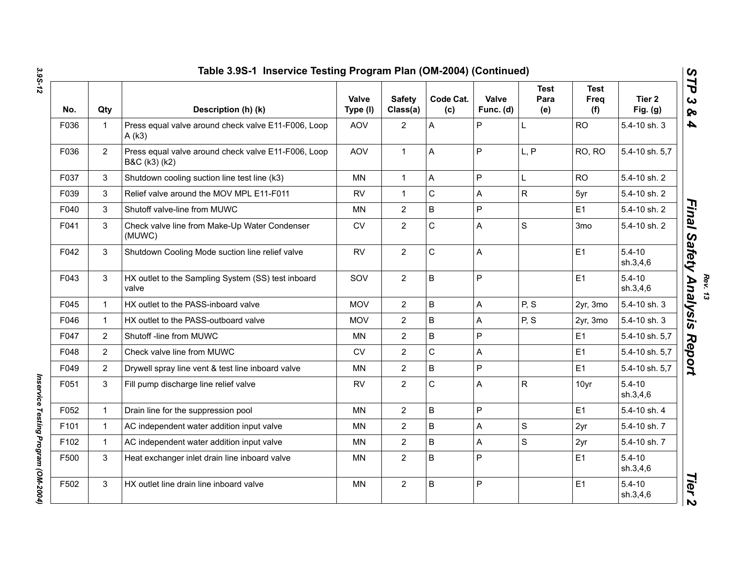## Table 3.9S-1 Inservice Testing Program Plan (OM-2004) (Continued)

| No. | Qty | Description (h) (k) | Valve Type (l) | Safety Class(a) | Code Cat. (c) | Valve Func. (d) | Test Para (e) | Test Freq (f) | Tier 2 Fig. (g) |
|---|---|---|---|---|---|---|---|---|---|
| F036 | 1 | Press equal valve around check valve E11-F006, Loop A (k3) | AOV | 2 | A | P | L | RO | 5.4-10 sh. 3 |
| F036 | 2 | Press equal valve around check valve E11-F006, Loop B&C (k3) (k2) | AOV | 1 | A | P | L, P | RO, RO | 5.4-10 sh. 5,7 |
| F037 | 3 | Shutdown cooling suction line test line (k3) | MN | 1 | A | P | L | RO | 5.4-10 sh. 2 |
| F039 | 3 | Relief valve around the MOV MPL E11-F011 | RV | 1 | C | A | R | 5yr | 5.4-10 sh. 2 |
| F040 | 3 | Shutoff valve-line from MUWC | MN | 2 | B | P | | E1 | 5.4-10 sh. 2 |
| F041 | 3 | Check valve line from Make-Up Water Condenser (MUWC) | CV | 2 | C | A | S | 3mo | 5.4-10 sh. 2 |
| F042 | 3 | Shutdown Cooling Mode suction line relief valve | RV | 2 | C | A | | E1 | 5.4-10 sh.3,4,6 |
| F043 | 3 | HX outlet to the Sampling System (SS) test inboard valve | SOV | 2 | B | P | | E1 | 5.4-10 sh.3,4,6 |
| F045 | 1 | HX outlet to the PASS-inboard valve | MOV | 2 | B | A | P, S | 2yr, 3mo | 5.4-10 sh. 3 |
| F046 | 1 | HX outlet to the PASS-outboard valve | MOV | 2 | B | A | P, S | 2yr, 3mo | 5.4-10 sh. 3 |
| F047 | 2 | Shutoff -line from MUWC | MN | 2 | B | P | | E1 | 5.4-10 sh. 5,7 |
| F048 | 2 | Check valve line from MUWC | CV | 2 | C | A | | E1 | 5.4-10 sh. 5,7 |
| F049 | 2 | Drywell spray line vent & test line inboard valve | MN | 2 | B | P | | E1 | 5.4-10 sh. 5,7 |
| F051 | 3 | Fill pump discharge line relief valve | RV | 2 | C | A | R | 10yr | 5.4-10 sh.3,4,6 |
| F052 | 1 | Drain line for the suppression pool | MN | 2 | B | P | | E1 | 5.4-10 sh. 4 |
| F101 | 1 | AC independent water addition input valve | MN | 2 | B | A | S | 2yr | 5.4-10 sh. 7 |
| F102 | 1 | AC independent water addition input valve | MN | 2 | B | A | S | 2yr | 5.4-10 sh. 7 |
| F500 | 3 | Heat exchanger inlet drain line inboard valve | MN | 2 | B | P | | E1 | 5.4-10 sh.3,4,6 |
| F502 | 3 | HX outlet line drain line inboard valve | MN | 2 | B | P | | E1 | 5.4-10 sh.3,4,6 |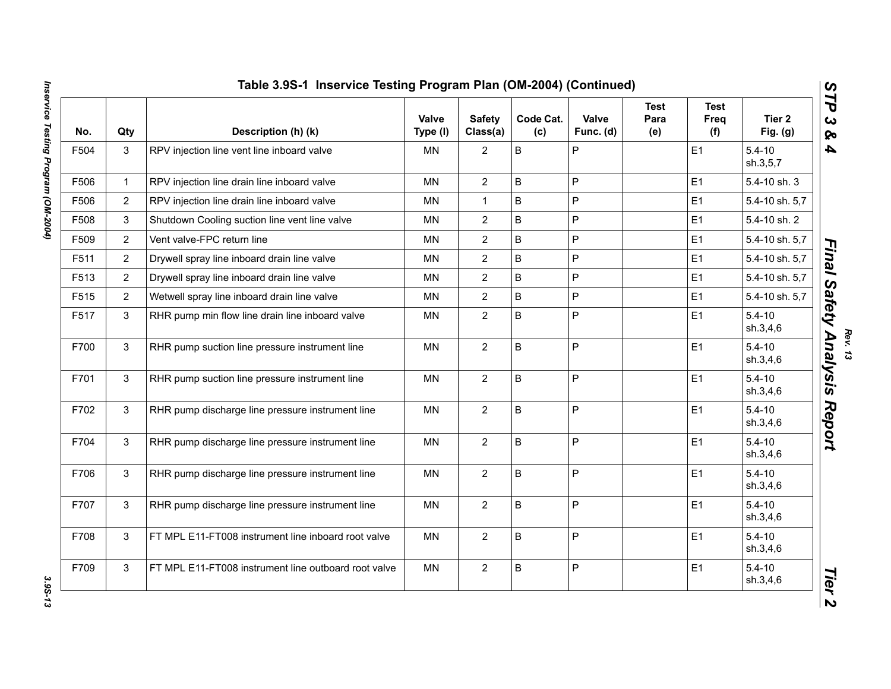## Table 3.9S-1 Inservice Testing Program Plan (OM-2004) (Continued)

| No. | Qty | Description (h) (k) | Valve Type (l) | Safety Class(a) | Code Cat. (c) | Valve Func. (d) | Test Para (e) | Test Freq (f) | Tier 2 Fig. (g) |
|---|---|---|---|---|---|---|---|---|---|
| F504 | 3 | RPV injection line vent line inboard valve | MN | 2 | B | P | | E1 | 5.4-10 sh.3,5,7 |
| F506 | 1 | RPV injection line drain line inboard valve | MN | 2 | B | P | | E1 | 5.4-10 sh. 3 |
| F506 | 2 | RPV injection line drain line inboard valve | MN | 1 | B | P | | E1 | 5.4-10 sh. 5,7 |
| F508 | 3 | Shutdown Cooling suction line vent line valve | MN | 2 | B | P | | E1 | 5.4-10 sh. 2 |
| F509 | 2 | Vent valve-FPC return line | MN | 2 | B | P | | E1 | 5.4-10 sh. 5,7 |
| F511 | 2 | Drywell spray line inboard drain line valve | MN | 2 | B | P | | E1 | 5.4-10 sh. 5,7 |
| F513 | 2 | Drywell spray line inboard drain line valve | MN | 2 | B | P | | E1 | 5.4-10 sh. 5,7 |
| F515 | 2 | Wetwell spray line inboard drain line valve | MN | 2 | B | P | | E1 | 5.4-10 sh. 5,7 |
| F517 | 3 | RHR pump min flow line drain line inboard valve | MN | 2 | B | P | | E1 | 5.4-10 sh.3,4,6 |
| F700 | 3 | RHR pump suction line pressure instrument line | MN | 2 | B | P | | E1 | 5.4-10 sh.3,4,6 |
| F701 | 3 | RHR pump suction line pressure instrument line | MN | 2 | B | P | | E1 | 5.4-10 sh.3,4,6 |
| F702 | 3 | RHR pump discharge line pressure instrument line | MN | 2 | B | P | | E1 | 5.4-10 sh.3,4,6 |
| F704 | 3 | RHR pump discharge line pressure instrument line | MN | 2 | B | P | | E1 | 5.4-10 sh.3,4,6 |
| F706 | 3 | RHR pump discharge line pressure instrument line | MN | 2 | B | P | | E1 | 5.4-10 sh.3,4,6 |
| F707 | 3 | RHR pump discharge line pressure instrument line | MN | 2 | B | P | | E1 | 5.4-10 sh.3,4,6 |
| F708 | 3 | FT MPL E11-FT008 instrument line inboard root valve | MN | 2 | B | P | | E1 | 5.4-10 sh.3,4,6 |
| F709 | 3 | FT MPL E11-FT008 instrument line outboard root valve | MN | 2 | B | P | | E1 | 5.4-10 sh.3,4,6 |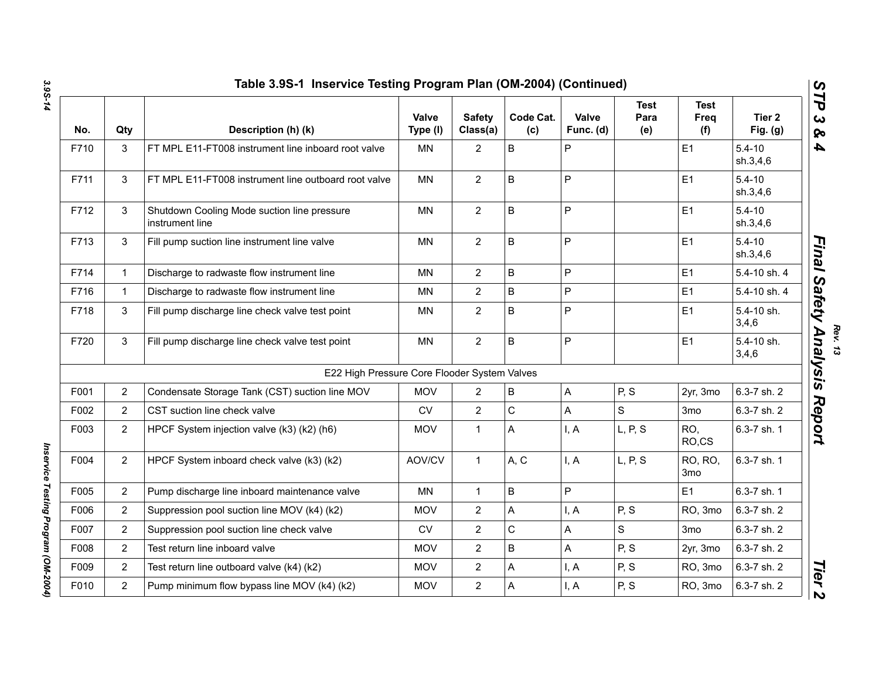## Table 3.9S-1 Inservice Testing Program Plan (OM-2004) (Continued)

| No. | Qty | Description (h) (k) | Valve Type (l) | Safety Class(a) | Code Cat. (c) | Valve Func. (d) | Test Para (e) | Test Freq (f) | Tier 2 Fig. (g) |
|---|---|---|---|---|---|---|---|---|---|
| F710 | 3 | FT MPL E11-FT008 instrument line inboard root valve | MN | 2 | B | P | | E1 | 5.4-10 sh.3,4,6 |
| F711 | 3 | FT MPL E11-FT008 instrument line outboard root valve | MN | 2 | B | P | | E1 | 5.4-10 sh.3,4,6 |
| F712 | 3 | Shutdown Cooling Mode suction line pressure instrument line | MN | 2 | B | P | | E1 | 5.4-10 sh.3,4,6 |
| F713 | 3 | Fill pump suction line instrument line valve | MN | 2 | B | P | | E1 | 5.4-10 sh.3,4,6 |
| F714 | 1 | Discharge to radwaste flow instrument line | MN | 2 | B | P | | E1 | 5.4-10 sh. 4 |
| F716 | 1 | Discharge to radwaste flow instrument line | MN | 2 | B | P | | E1 | 5.4-10 sh. 4 |
| F718 | 3 | Fill pump discharge line check valve test point | MN | 2 | B | P | | E1 | 5.4-10 sh. 3,4,6 |
| F720 | 3 | Fill pump discharge line check valve test point | MN | 2 | B | P | | E1 | 5.4-10 sh. 3,4,6 |
| | | E22 High Pressure Core Flooder System Valves | | | | | | | |
| F001 | 2 | Condensate Storage Tank (CST) suction line MOV | MOV | 2 | B | A | P, S | 2yr, 3mo | 6.3-7 sh. 2 |
| F002 | 2 | CST suction line check valve | CV | 2 | C | A | S | 3mo | 6.3-7 sh. 2 |
| F003 | 2 | HPCF System injection valve (k3) (k2) (h6) | MOV | 1 | A | I, A | L, P, S | RO, RO,CS | 6.3-7 sh. 1 |
| F004 | 2 | HPCF System inboard check valve (k3) (k2) | AOV/CV | 1 | A, C | I, A | L, P, S | RO, RO, 3mo | 6.3-7 sh. 1 |
| F005 | 2 | Pump discharge line inboard maintenance valve | MN | 1 | B | P | | E1 | 6.3-7 sh. 1 |
| F006 | 2 | Suppression pool suction line MOV (k4) (k2) | MOV | 2 | A | I, A | P, S | RO, 3mo | 6.3-7 sh. 2 |
| F007 | 2 | Suppression pool suction line check valve | CV | 2 | C | A | S | 3mo | 6.3-7 sh. 2 |
| F008 | 2 | Test return line inboard valve | MOV | 2 | B | A | P, S | 2yr, 3mo | 6.3-7 sh. 2 |
| F009 | 2 | Test return line outboard valve (k4) (k2) | MOV | 2 | A | I, A | P, S | RO, 3mo | 6.3-7 sh. 2 |
| F010 | 2 | Pump minimum flow bypass line MOV (k4) (k2) | MOV | 2 | A | I, A | P, S | RO, 3mo | 6.3-7 sh. 2 |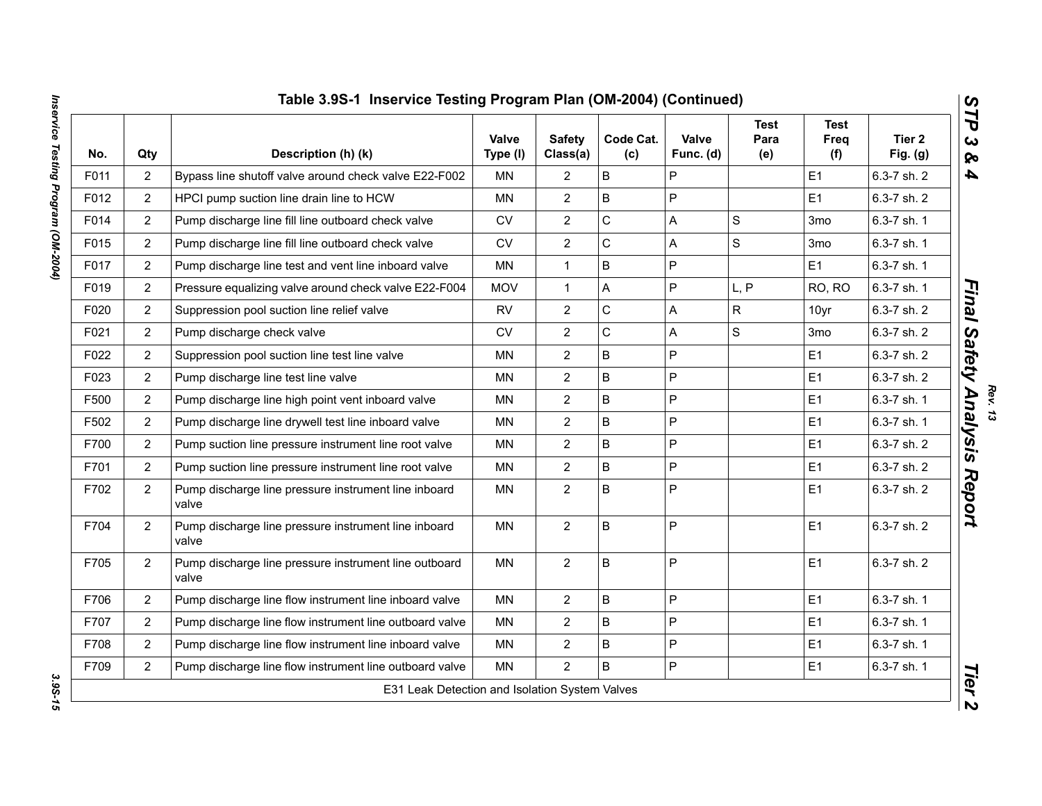## Table 3.9S-1 Inservice Testing Program Plan (OM-2004) (Continued)

| No. | Qty | Description (h) (k) | Valve Type (l) | Safety Class(a) | Code Cat. (c) | Valve Func. (d) | Test Para (e) | Test Freq (f) | Tier 2 Fig. (g) |
|---|---|---|---|---|---|---|---|---|---|
| F011 | 2 | Bypass line shutoff valve around check valve E22-F002 | MN | 2 | B | P | | E1 | 6.3-7 sh. 2 |
| F012 | 2 | HPCI pump suction line drain line to HCW | MN | 2 | B | P | | E1 | 6.3-7 sh. 2 |
| F014 | 2 | Pump discharge line fill line outboard check valve | CV | 2 | C | A | S | 3mo | 6.3-7 sh. 1 |
| F015 | 2 | Pump discharge line fill line outboard check valve | CV | 2 | C | A | S | 3mo | 6.3-7 sh. 1 |
| F017 | 2 | Pump discharge line test and vent line inboard valve | MN | 1 | B | P | | E1 | 6.3-7 sh. 1 |
| F019 | 2 | Pressure equalizing valve around check valve E22-F004 | MOV | 1 | A | P | L, P | RO, RO | 6.3-7 sh. 1 |
| F020 | 2 | Suppression pool suction line relief valve | RV | 2 | C | A | R | 10yr | 6.3-7 sh. 2 |
| F021 | 2 | Pump discharge check valve | CV | 2 | C | A | S | 3mo | 6.3-7 sh. 2 |
| F022 | 2 | Suppression pool suction line test line valve | MN | 2 | B | P | | E1 | 6.3-7 sh. 2 |
| F023 | 2 | Pump discharge line test line valve | MN | 2 | B | P | | E1 | 6.3-7 sh. 2 |
| F500 | 2 | Pump discharge line high point vent inboard valve | MN | 2 | B | P | | E1 | 6.3-7 sh. 1 |
| F502 | 2 | Pump discharge line drywell test line inboard valve | MN | 2 | B | P | | E1 | 6.3-7 sh. 1 |
| F700 | 2 | Pump suction line pressure instrument line root valve | MN | 2 | B | P | | E1 | 6.3-7 sh. 2 |
| F701 | 2 | Pump suction line pressure instrument line root valve | MN | 2 | B | P | | E1 | 6.3-7 sh. 2 |
| F702 | 2 | Pump discharge line pressure instrument line inboard valve | MN | 2 | B | P | | E1 | 6.3-7 sh. 2 |
| F704 | 2 | Pump discharge line pressure instrument line inboard valve | MN | 2 | B | P | | E1 | 6.3-7 sh. 2 |
| F705 | 2 | Pump discharge line pressure instrument line outboard valve | MN | 2 | B | P | | E1 | 6.3-7 sh. 2 |
| F706 | 2 | Pump discharge line flow instrument line inboard valve | MN | 2 | B | P | | E1 | 6.3-7 sh. 1 |
| F707 | 2 | Pump discharge line flow instrument line outboard valve | MN | 2 | B | P | | E1 | 6.3-7 sh. 1 |
| F708 | 2 | Pump discharge line flow instrument line inboard valve | MN | 2 | B | P | | E1 | 6.3-7 sh. 1 |
| F709 | 2 | Pump discharge line flow instrument line outboard valve | MN | 2 | B | P | | E1 | 6.3-7 sh. 1 |
| | | E31 Leak Detection and Isolation System Valves | | | | | | | |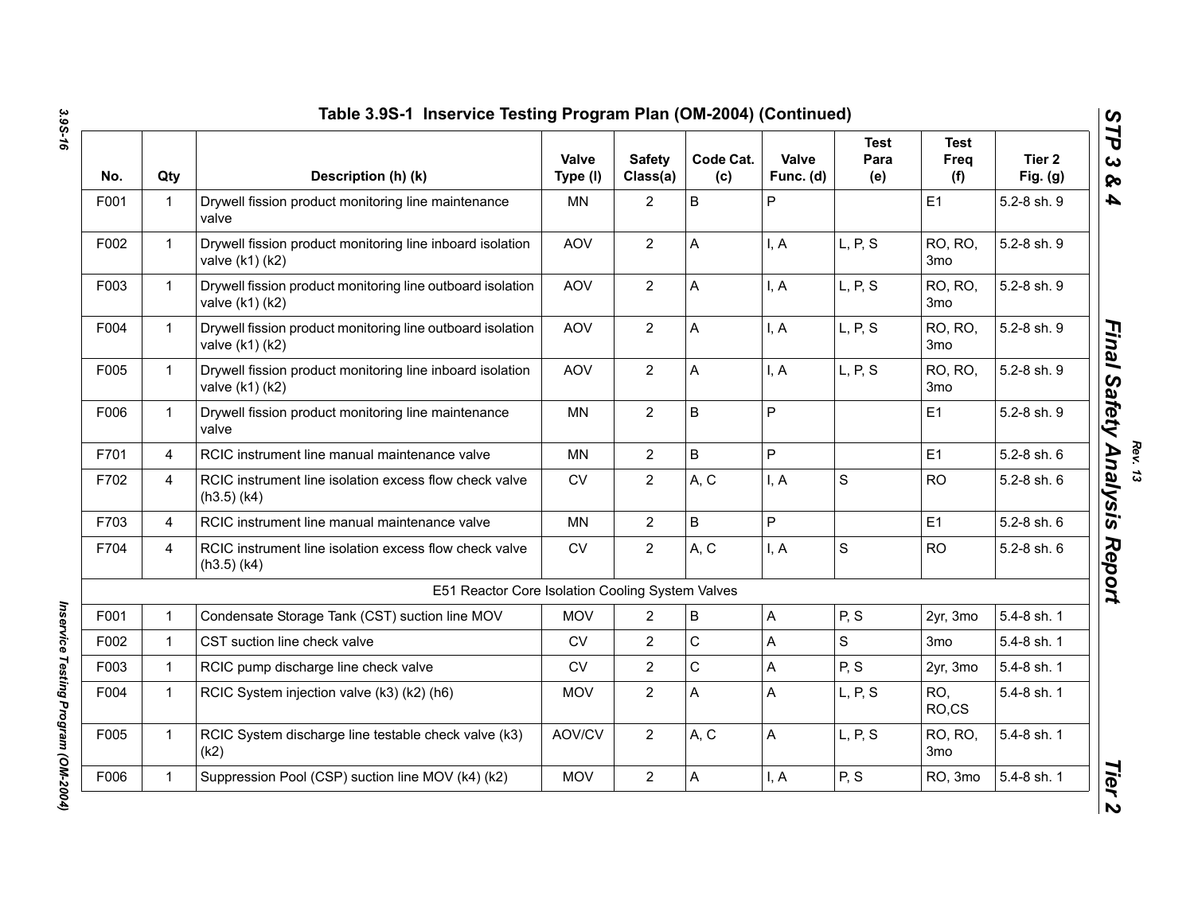## Table 3.9S-1 Inservice Testing Program Plan (OM-2004) (Continued)

| No. | Qty | Description (h) (k) | Valve Type (l) | Safety Class(a) | Code Cat. (c) | Valve Func. (d) | Test Para (e) | Test Freq (f) | Tier 2 Fig. (g) |
|---|---|---|---|---|---|---|---|---|---|
| F001 | 1 | Drywell fission product monitoring line maintenance valve | MN | 2 | B | P | | E1 | 5.2-8 sh. 9 |
| F002 | 1 | Drywell fission product monitoring line inboard isolation valve (k1) (k2) | AOV | 2 | A | I, A | L, P, S | RO, RO, 3mo | 5.2-8 sh. 9 |
| F003 | 1 | Drywell fission product monitoring line outboard isolation valve (k1) (k2) | AOV | 2 | A | I, A | L, P, S | RO, RO, 3mo | 5.2-8 sh. 9 |
| F004 | 1 | Drywell fission product monitoring line outboard isolation valve (k1) (k2) | AOV | 2 | A | I, A | L, P, S | RO, RO, 3mo | 5.2-8 sh. 9 |
| F005 | 1 | Drywell fission product monitoring line inboard isolation valve (k1) (k2) | AOV | 2 | A | I, A | L, P, S | RO, RO, 3mo | 5.2-8 sh. 9 |
| F006 | 1 | Drywell fission product monitoring line maintenance valve | MN | 2 | B | P | | E1 | 5.2-8 sh. 9 |
| F701 | 4 | RCIC instrument line manual maintenance valve | MN | 2 | B | P | | E1 | 5.2-8 sh. 6 |
| F702 | 4 | RCIC instrument line isolation excess flow check valve (h3.5) (k4) | CV | 2 | A, C | I, A | S | RO | 5.2-8 sh. 6 |
| F703 | 4 | RCIC instrument line manual maintenance valve | MN | 2 | B | P | | E1 | 5.2-8 sh. 6 |
| F704 | 4 | RCIC instrument line isolation excess flow check valve (h3.5) (k4) | CV | 2 | A, C | I, A | S | RO | 5.2-8 sh. 6 |
| | | E51 Reactor Core Isolation Cooling System Valves | | | | | | | |
| F001 | 1 | Condensate Storage Tank (CST) suction line MOV | MOV | 2 | B | A | P, S | 2yr, 3mo | 5.4-8 sh. 1 |
| F002 | 1 | CST suction line check valve | CV | 2 | C | A | S | 3mo | 5.4-8 sh. 1 |
| F003 | 1 | RCIC pump discharge line check valve | CV | 2 | C | A | P, S | 2yr, 3mo | 5.4-8 sh. 1 |
| F004 | 1 | RCIC System injection valve (k3) (k2) (h6) | MOV | 2 | A | A | L, P, S | RO, RO,CS | 5.4-8 sh. 1 |
| F005 | 1 | RCIC System discharge line testable check valve (k3) (k2) | AOV/CV | 2 | A, C | A | L, P, S | RO, RO, 3mo | 5.4-8 sh. 1 |
| F006 | 1 | Suppression Pool (CSP) suction line MOV (k4) (k2) | MOV | 2 | A | I, A | P, S | RO, 3mo | 5.4-8 sh. 1 |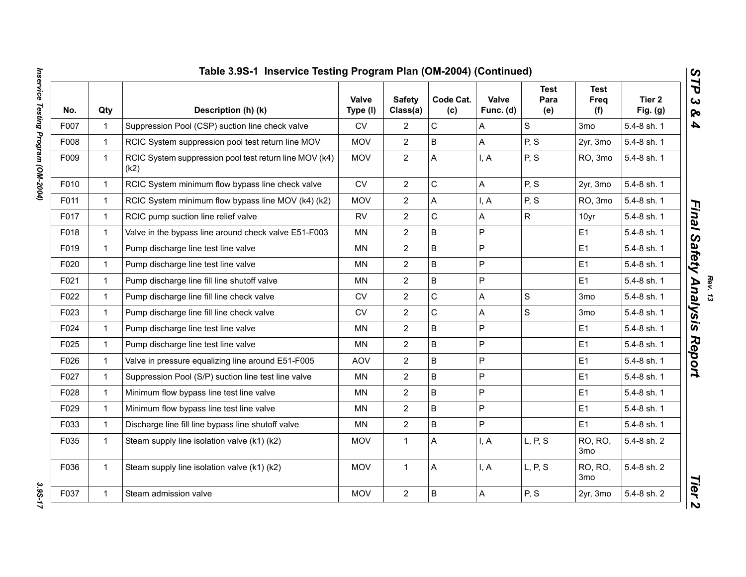## Table 3.9S-1 Inservice Testing Program Plan (OM-2004) (Continued)

| No. | Qty | Description (h) (k) | Valve Type (l) | Safety Class(a) | Code Cat. (c) | Valve Func. (d) | Test Para (e) | Test Freq (f) | Tier 2 Fig. (g) |
|---|---|---|---|---|---|---|---|---|---|
| F007 | 1 | Suppression Pool (CSP) suction line check valve | CV | 2 | C | A | S | 3mo | 5.4-8 sh. 1 |
| F008 | 1 | RCIC System suppression pool test return line MOV | MOV | 2 | B | A | P, S | 2yr, 3mo | 5.4-8 sh. 1 |
| F009 | 1 | RCIC System suppression pool test return line MOV (k4) (k2) | MOV | 2 | A | I, A | P, S | RO, 3mo | 5.4-8 sh. 1 |
| F010 | 1 | RCIC System minimum flow bypass line check valve | CV | 2 | C | A | P, S | 2yr, 3mo | 5.4-8 sh. 1 |
| F011 | 1 | RCIC System minimum flow bypass line MOV (k4) (k2) | MOV | 2 | A | I, A | P, S | RO, 3mo | 5.4-8 sh. 1 |
| F017 | 1 | RCIC pump suction line relief valve | RV | 2 | C | A | R | 10yr | 5.4-8 sh. 1 |
| F018 | 1 | Valve in the bypass line around check valve E51-F003 | MN | 2 | B | P | | E1 | 5.4-8 sh. 1 |
| F019 | 1 | Pump discharge line test line valve | MN | 2 | B | P | | E1 | 5.4-8 sh. 1 |
| F020 | 1 | Pump discharge line test line valve | MN | 2 | B | P | | E1 | 5.4-8 sh. 1 |
| F021 | 1 | Pump discharge line fill line shutoff valve | MN | 2 | B | P | | E1 | 5.4-8 sh. 1 |
| F022 | 1 | Pump discharge line fill line check valve | CV | 2 | C | A | S | 3mo | 5.4-8 sh. 1 |
| F023 | 1 | Pump discharge line fill line check valve | CV | 2 | C | A | S | 3mo | 5.4-8 sh. 1 |
| F024 | 1 | Pump discharge line test line valve | MN | 2 | B | P | | E1 | 5.4-8 sh. 1 |
| F025 | 1 | Pump discharge line test line valve | MN | 2 | B | P | | E1 | 5.4-8 sh. 1 |
| F026 | 1 | Valve in pressure equalizing line around E51-F005 | AOV | 2 | B | P | | E1 | 5.4-8 sh. 1 |
| F027 | 1 | Suppression Pool (S/P) suction line test line valve | MN | 2 | B | P | | E1 | 5.4-8 sh. 1 |
| F028 | 1 | Minimum flow bypass line test line valve | MN | 2 | B | P | | E1 | 5.4-8 sh. 1 |
| F029 | 1 | Minimum flow bypass line test line valve | MN | 2 | B | P | | E1 | 5.4-8 sh. 1 |
| F033 | 1 | Discharge line fill line bypass line shutoff valve | MN | 2 | B | P | | E1 | 5.4-8 sh. 1 |
| F035 | 1 | Steam supply line isolation valve (k1) (k2) | MOV | 1 | A | I, A | L, P, S | RO, RO, 3mo | 5.4-8 sh. 2 |
| F036 | 1 | Steam supply line isolation valve (k1) (k2) | MOV | 1 | A | I, A | L, P, S | RO, RO, 3mo | 5.4-8 sh. 2 |
| F037 | 1 | Steam admission valve | MOV | 2 | B | A | P, S | 2yr, 3mo | 5.4-8 sh. 2 |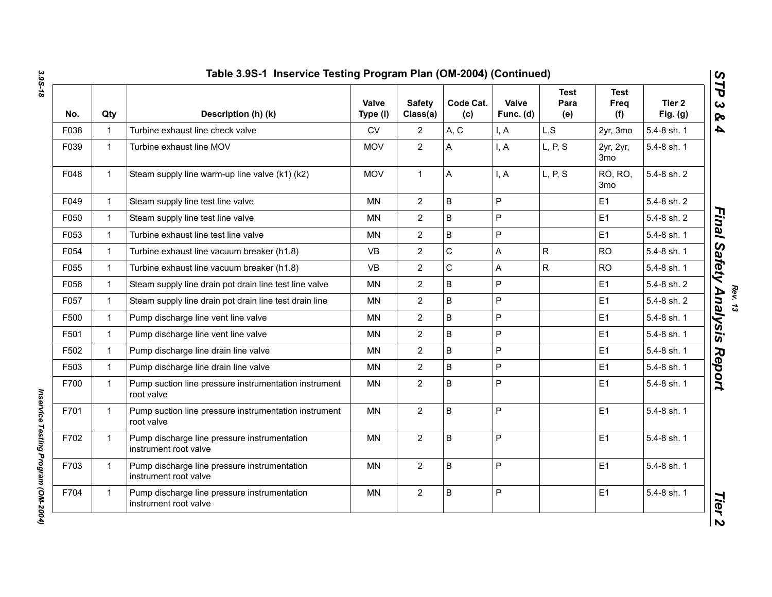## Table 3.9S-1 Inservice Testing Program Plan (OM-2004) (Continued)

| No. | Qty | Description (h) (k) | Valve Type (l) | Safety Class(a) | Code Cat. (c) | Valve Func. (d) | Test Para (e) | Test Freq (f) | Tier 2 Fig. (g) |
|---|---|---|---|---|---|---|---|---|---|
| F038 | 1 | Turbine exhaust line check valve | CV | 2 | A, C | I, A | L,S | 2yr, 3mo | 5.4-8 sh. 1 |
| F039 | 1 | Turbine exhaust line MOV | MOV | 2 | A | I, A | L, P, S | 2yr, 2yr, 3mo | 5.4-8 sh. 1 |
| F048 | 1 | Steam supply line warm-up line valve (k1) (k2) | MOV | 1 | A | I, A | L, P, S | RO, RO, 3mo | 5.4-8 sh. 2 |
| F049 | 1 | Steam supply line test line valve | MN | 2 | B | P | | E1 | 5.4-8 sh. 2 |
| F050 | 1 | Steam supply line test line valve | MN | 2 | B | P | | E1 | 5.4-8 sh. 2 |
| F053 | 1 | Turbine exhaust line test line valve | MN | 2 | B | P | | E1 | 5.4-8 sh. 1 |
| F054 | 1 | Turbine exhaust line vacuum breaker (h1.8) | VB | 2 | C | A | R | RO | 5.4-8 sh. 1 |
| F055 | 1 | Turbine exhaust line vacuum breaker (h1.8) | VB | 2 | C | A | R | RO | 5.4-8 sh. 1 |
| F056 | 1 | Steam supply line drain pot drain line test line valve | MN | 2 | B | P | | E1 | 5.4-8 sh. 2 |
| F057 | 1 | Steam supply line drain pot drain line test drain line | MN | 2 | B | P | | E1 | 5.4-8 sh. 2 |
| F500 | 1 | Pump discharge line vent line valve | MN | 2 | B | P | | E1 | 5.4-8 sh. 1 |
| F501 | 1 | Pump discharge line vent line valve | MN | 2 | B | P | | E1 | 5.4-8 sh. 1 |
| F502 | 1 | Pump discharge line drain line valve | MN | 2 | B | P | | E1 | 5.4-8 sh. 1 |
| F503 | 1 | Pump discharge line drain line valve | MN | 2 | B | P | | E1 | 5.4-8 sh. 1 |
| F700 | 1 | Pump suction line pressure instrumentation instrument root valve | MN | 2 | B | P | | E1 | 5.4-8 sh. 1 |
| F701 | 1 | Pump suction line pressure instrumentation instrument root valve | MN | 2 | B | P | | E1 | 5.4-8 sh. 1 |
| F702 | 1 | Pump discharge line pressure instrumentation instrument root valve | MN | 2 | B | P | | E1 | 5.4-8 sh. 1 |
| F703 | 1 | Pump discharge line pressure instrumentation instrument root valve | MN | 2 | B | P | | E1 | 5.4-8 sh. 1 |
| F704 | 1 | Pump discharge line pressure instrumentation instrument root valve | MN | 2 | B | P | | E1 | 5.4-8 sh. 1 |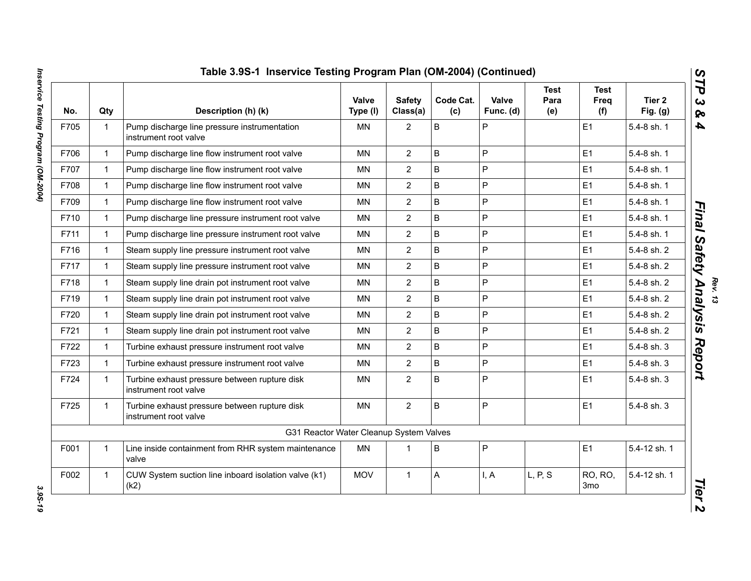## Table 3.9S-1 Inservice Testing Program Plan (OM-2004) (Continued)

| No. | Qty | Description (h) (k) | Valve Type (l) | Safety Class(a) | Code Cat. (c) | Valve Func. (d) | Test Para (e) | Test Freq (f) | Tier 2 Fig. (g) |
|---|---|---|---|---|---|---|---|---|---|
| F705 | 1 | Pump discharge line pressure instrumentation instrument root valve | MN | 2 | B | P | | E1 | 5.4-8 sh. 1 |
| F706 | 1 | Pump discharge line flow instrument root valve | MN | 2 | B | P | | E1 | 5.4-8 sh. 1 |
| F707 | 1 | Pump discharge line flow instrument root valve | MN | 2 | B | P | | E1 | 5.4-8 sh. 1 |
| F708 | 1 | Pump discharge line flow instrument root valve | MN | 2 | B | P | | E1 | 5.4-8 sh. 1 |
| F709 | 1 | Pump discharge line flow instrument root valve | MN | 2 | B | P | | E1 | 5.4-8 sh. 1 |
| F710 | 1 | Pump discharge line pressure instrument root valve | MN | 2 | B | P | | E1 | 5.4-8 sh. 1 |
| F711 | 1 | Pump discharge line pressure instrument root valve | MN | 2 | B | P | | E1 | 5.4-8 sh. 1 |
| F716 | 1 | Steam supply line pressure instrument root valve | MN | 2 | B | P | | E1 | 5.4-8 sh. 2 |
| F717 | 1 | Steam supply line pressure instrument root valve | MN | 2 | B | P | | E1 | 5.4-8 sh. 2 |
| F718 | 1 | Steam supply line drain pot instrument root valve | MN | 2 | B | P | | E1 | 5.4-8 sh. 2 |
| F719 | 1 | Steam supply line drain pot instrument root valve | MN | 2 | B | P | | E1 | 5.4-8 sh. 2 |
| F720 | 1 | Steam supply line drain pot instrument root valve | MN | 2 | B | P | | E1 | 5.4-8 sh. 2 |
| F721 | 1 | Steam supply line drain pot instrument root valve | MN | 2 | B | P | | E1 | 5.4-8 sh. 2 |
| F722 | 1 | Turbine exhaust pressure instrument root valve | MN | 2 | B | P | | E1 | 5.4-8 sh. 3 |
| F723 | 1 | Turbine exhaust pressure instrument root valve | MN | 2 | B | P | | E1 | 5.4-8 sh. 3 |
| F724 | 1 | Turbine exhaust pressure between rupture disk instrument root valve | MN | 2 | B | P | | E1 | 5.4-8 sh. 3 |
| F725 | 1 | Turbine exhaust pressure between rupture disk instrument root valve | MN | 2 | B | P | | E1 | 5.4-8 sh. 3 |
| | | G31 Reactor Water Cleanup System Valves | | | | | | | |
| F001 | 1 | Line inside containment from RHR system maintenance valve | MN | 1 | B | P | | E1 | 5.4-12 sh. 1 |
| F002 | 1 | CUW System suction line inboard isolation valve (k1) (k2) | MOV | 1 | A | I, A | L, P, S | RO, RO, 3mo | 5.4-12 sh. 1 |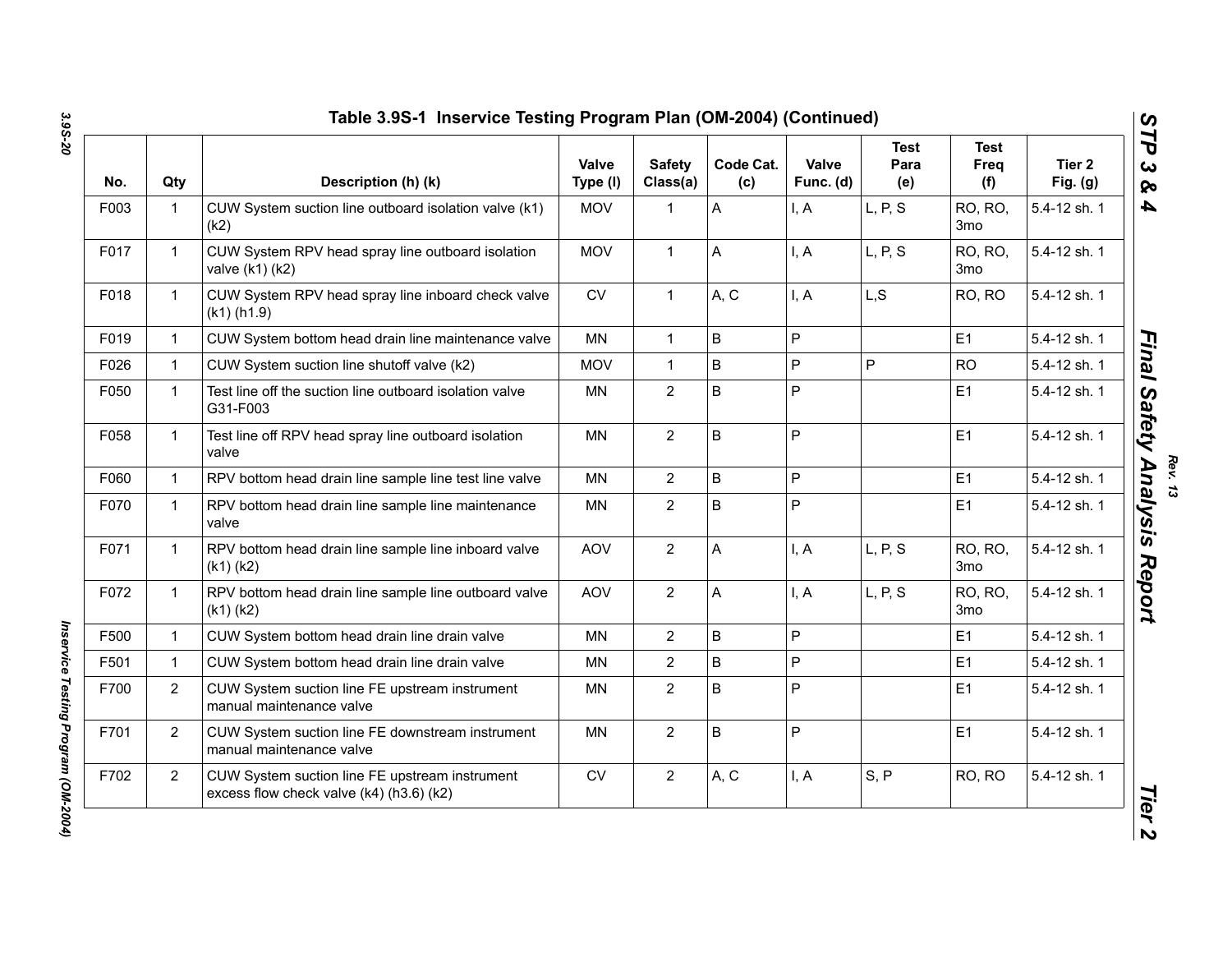## Table 3.9S-1 Inservice Testing Program Plan (OM-2004) (Continued)

| No. | Qty | Description (h) (k) | Valve Type (l) | Safety Class(a) | Code Cat. (c) | Valve Func. (d) | Test Para (e) | Test Freq (f) | Tier 2 Fig. (g) |
|---|---|---|---|---|---|---|---|---|---|
| F003 | 1 | CUW System suction line outboard isolation valve (k1) (k2) | MOV | 1 | A | I, A | L, P, S | RO, RO, 3mo | 5.4-12 sh. 1 |
| F017 | 1 | CUW System RPV head spray line outboard isolation valve (k1) (k2) | MOV | 1 | A | I, A | L, P, S | RO, RO, 3mo | 5.4-12 sh. 1 |
| F018 | 1 | CUW System RPV head spray line inboard check valve (k1) (h1.9) | CV | 1 | A, C | I, A | L,S | RO, RO | 5.4-12 sh. 1 |
| F019 | 1 | CUW System bottom head drain line maintenance valve | MN | 1 | B | P | | E1 | 5.4-12 sh. 1 |
| F026 | 1 | CUW System suction line shutoff valve (k2) | MOV | 1 | B | P | P | RO | 5.4-12 sh. 1 |
| F050 | 1 | Test line off the suction line outboard isolation valve G31-F003 | MN | 2 | B | P | | E1 | 5.4-12 sh. 1 |
| F058 | 1 | Test line off RPV head spray line outboard isolation valve | MN | 2 | B | P | | E1 | 5.4-12 sh. 1 |
| F060 | 1 | RPV bottom head drain line sample line test line valve | MN | 2 | B | P | | E1 | 5.4-12 sh. 1 |
| F070 | 1 | RPV bottom head drain line sample line maintenance valve | MN | 2 | B | P | | E1 | 5.4-12 sh. 1 |
| F071 | 1 | RPV bottom head drain line sample line inboard valve (k1) (k2) | AOV | 2 | A | I, A | L, P, S | RO, RO, 3mo | 5.4-12 sh. 1 |
| F072 | 1 | RPV bottom head drain line sample line outboard valve (k1) (k2) | AOV | 2 | A | I, A | L, P, S | RO, RO, 3mo | 5.4-12 sh. 1 |
| F500 | 1 | CUW System bottom head drain line drain valve | MN | 2 | B | P | | E1 | 5.4-12 sh. 1 |
| F501 | 1 | CUW System bottom head drain line drain valve | MN | 2 | B | P | | E1 | 5.4-12 sh. 1 |
| F700 | 2 | CUW System suction line FE upstream instrument manual maintenance valve | MN | 2 | B | P | | E1 | 5.4-12 sh. 1 |
| F701 | 2 | CUW System suction line FE downstream instrument manual maintenance valve | MN | 2 | B | P | | E1 | 5.4-12 sh. 1 |
| F702 | 2 | CUW System suction line FE upstream instrument excess flow check valve (k4) (h3.6) (k2) | CV | 2 | A, C | I, A | S, P | RO, RO | 5.4-12 sh. 1 |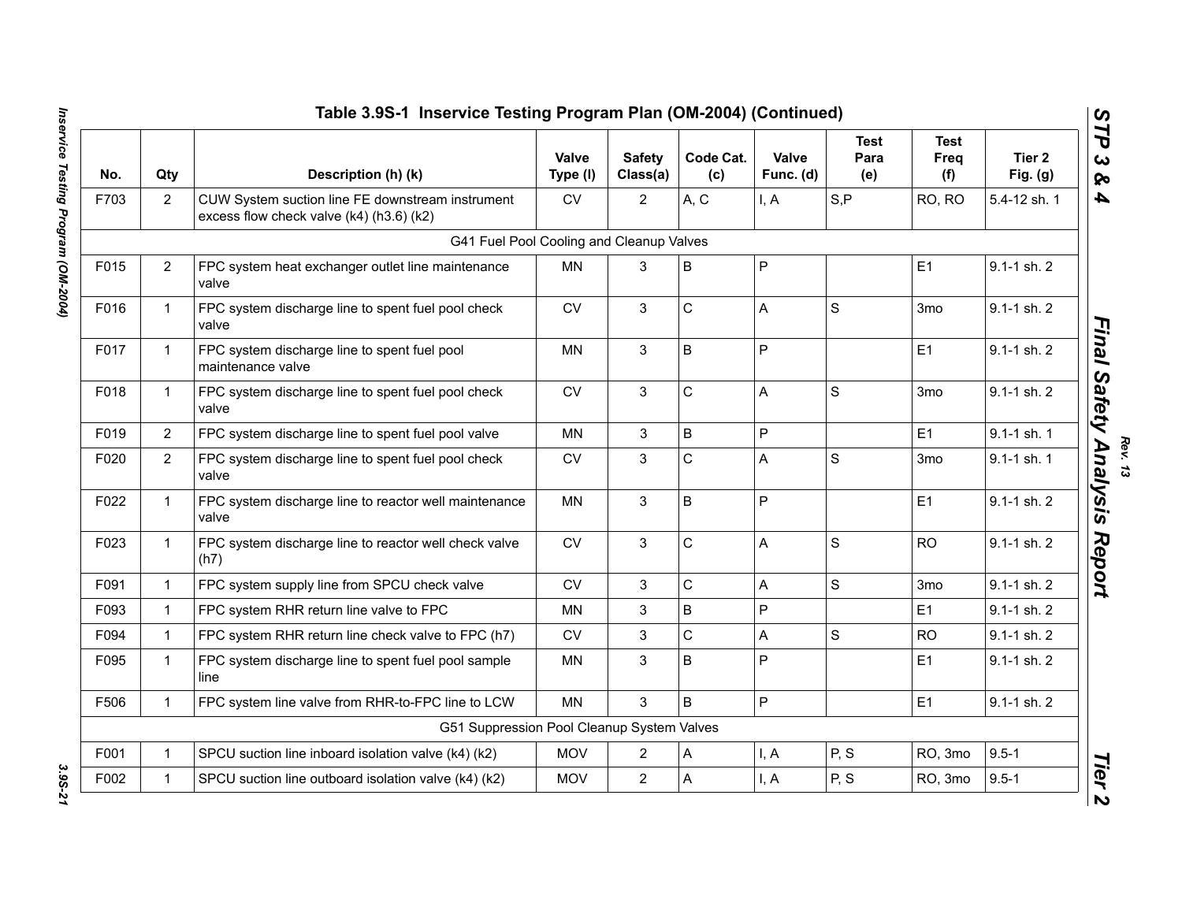## Table 3.9S-1 Inservice Testing Program Plan (OM-2004) (Continued)

| No. | Qty | Description (h) (k) | Valve Type (l) | Safety Class(a) | Code Cat. (c) | Valve Func. (d) | Test Para (e) | Test Freq (f) | Tier 2 Fig. (g) |
|---|---|---|---|---|---|---|---|---|---|
| F703 | 2 | CUW System suction line FE downstream instrument excess flow check valve (k4) (h3.6) (k2) | CV | 2 | A, C | I, A | S,P | RO, RO | 5.4-12 sh. 1 |
| | | G41 Fuel Pool Cooling and Cleanup Valves | | | | | | | |
| F015 | 2 | FPC system heat exchanger outlet line maintenance valve | MN | 3 | B | P | | E1 | 9.1-1 sh. 2 |
| F016 | 1 | FPC system discharge line to spent fuel pool check valve | CV | 3 | C | A | S | 3mo | 9.1-1 sh. 2 |
| F017 | 1 | FPC system discharge line to spent fuel pool maintenance valve | MN | 3 | B | P | | E1 | 9.1-1 sh. 2 |
| F018 | 1 | FPC system discharge line to spent fuel pool check valve | CV | 3 | C | A | S | 3mo | 9.1-1 sh. 2 |
| F019 | 2 | FPC system discharge line to spent fuel pool valve | MN | 3 | B | P | | E1 | 9.1-1 sh. 1 |
| F020 | 2 | FPC system discharge line to spent fuel pool check valve | CV | 3 | C | A | S | 3mo | 9.1-1 sh. 1 |
| F022 | 1 | FPC system discharge line to reactor well maintenance valve | MN | 3 | B | P | | E1 | 9.1-1 sh. 2 |
| F023 | 1 | FPC system discharge line to reactor well check valve (h7) | CV | 3 | C | A | S | RO | 9.1-1 sh. 2 |
| F091 | 1 | FPC system supply line from SPCU check valve | CV | 3 | C | A | S | 3mo | 9.1-1 sh. 2 |
| F093 | 1 | FPC system RHR return line valve to FPC | MN | 3 | B | P | | E1 | 9.1-1 sh. 2 |
| F094 | 1 | FPC system RHR return line check valve to FPC (h7) | CV | 3 | C | A | S | RO | 9.1-1 sh. 2 |
| F095 | 1 | FPC system discharge line to spent fuel pool sample line | MN | 3 | B | P | | E1 | 9.1-1 sh. 2 |
| F506 | 1 | FPC system line valve from RHR-to-FPC line to LCW | MN | 3 | B | P | | E1 | 9.1-1 sh. 2 |
| | | G51 Suppression Pool Cleanup System Valves | | | | | | | |
| F001 | 1 | SPCU suction line inboard isolation valve (k4) (k2) | MOV | 2 | A | I, A | P, S | RO, 3mo | 9.5-1 |
| F002 | 1 | SPCU suction line outboard isolation valve (k4) (k2) | MOV | 2 | A | I, A | P, S | RO, 3mo | 9.5-1 |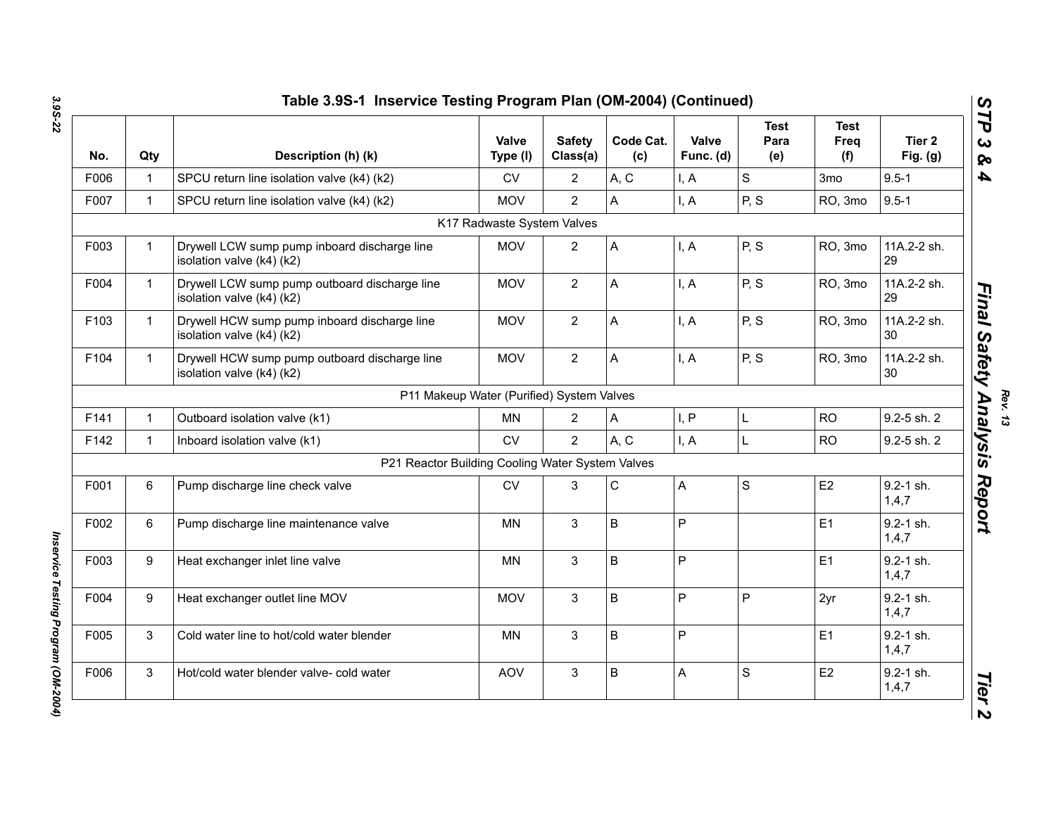## Table 3.9S-1 Inservice Testing Program Plan (OM-2004) (Continued)

| No. | Qty | Description (h) (k) | Valve Type (l) | Safety Class(a) | Code Cat. (c) | Valve Func. (d) | Test Para (e) | Test Freq (f) | Tier 2 Fig. (g) |
|---|---|---|---|---|---|---|---|---|---|
| F006 | 1 | SPCU return line isolation valve (k4) (k2) | CV | 2 | A, C | I, A | S | 3mo | 9.5-1 |
| F007 | 1 | SPCU return line isolation valve (k4) (k2) | MOV | 2 | A | I, A | P, S | RO, 3mo | 9.5-1 |
| | | K17 Radwaste System Valves | | | | | | | |
| F003 | 1 | Drywell LCW sump pump inboard discharge line isolation valve (k4) (k2) | MOV | 2 | A | I, A | P, S | RO, 3mo | 11A.2-2 sh. 29 |
| F004 | 1 | Drywell LCW sump pump outboard discharge line isolation valve (k4) (k2) | MOV | 2 | A | I, A | P, S | RO, 3mo | 11A.2-2 sh. 29 |
| F103 | 1 | Drywell HCW sump pump inboard discharge line isolation valve (k4) (k2) | MOV | 2 | A | I, A | P, S | RO, 3mo | 11A.2-2 sh. 30 |
| F104 | 1 | Drywell HCW sump pump outboard discharge line isolation valve (k4) (k2) | MOV | 2 | A | I, A | P, S | RO, 3mo | 11A.2-2 sh. 30 |
| | | P11 Makeup Water (Purified) System Valves | | | | | | | |
| F141 | 1 | Outboard isolation valve (k1) | MN | 2 | A | I, P | L | RO | 9.2-5 sh. 2 |
| F142 | 1 | Inboard isolation valve (k1) | CV | 2 | A, C | I, A | L | RO | 9.2-5 sh. 2 |
| | | P21 Reactor Building Cooling Water System Valves | | | | | | | |
| F001 | 6 | Pump discharge line check valve | CV | 3 | C | A | S | E2 | 9.2-1 sh. 1,4,7 |
| F002 | 6 | Pump discharge line maintenance valve | MN | 3 | B | P | | E1 | 9.2-1 sh. 1,4,7 |
| F003 | 9 | Heat exchanger inlet line valve | MN | 3 | B | P | | E1 | 9.2-1 sh. 1,4,7 |
| F004 | 9 | Heat exchanger outlet line MOV | MOV | 3 | B | P | P | 2yr | 9.2-1 sh. 1,4,7 |
| F005 | 3 | Cold water line to hot/cold water blender | MN | 3 | B | P | | E1 | 9.2-1 sh. 1,4,7 |
| F006 | 3 | Hot/cold water blender valve- cold water | AOV | 3 | B | A | S | E2 | 9.2-1 sh. 1,4,7 |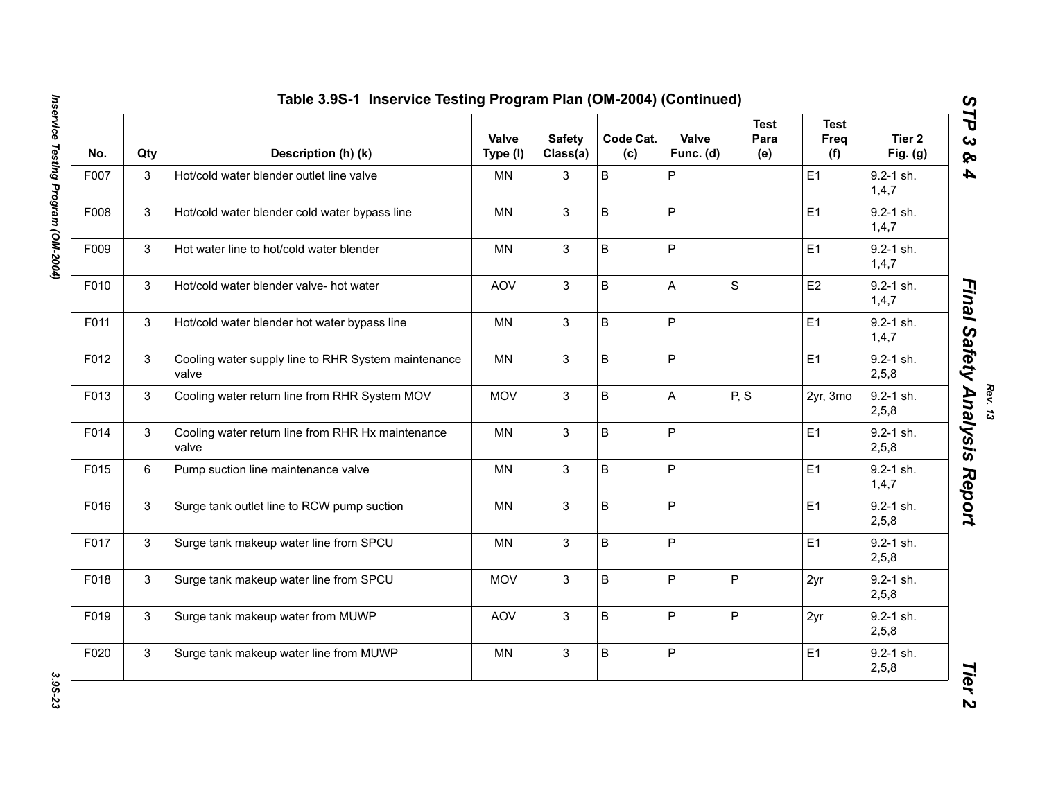## Table 3.9S-1 Inservice Testing Program Plan (OM-2004) (Continued)

| No. | Qty | Description (h) (k) | Valve Type (l) | Safety Class(a) | Code Cat. (c) | Valve Func. (d) | Test Para (e) | Test Freq (f) | Tier 2 Fig. (g) |
|---|---|---|---|---|---|---|---|---|---|
| F007 | 3 | Hot/cold water blender outlet line valve | MN | 3 | B | P | | E1 | 9.2-1 sh. 1,4,7 |
| F008 | 3 | Hot/cold water blender cold water bypass line | MN | 3 | B | P | | E1 | 9.2-1 sh. 1,4,7 |
| F009 | 3 | Hot water line to hot/cold water blender | MN | 3 | B | P | | E1 | 9.2-1 sh. 1,4,7 |
| F010 | 3 | Hot/cold water blender valve- hot water | AOV | 3 | B | A | S | E2 | 9.2-1 sh. 1,4,7 |
| F011 | 3 | Hot/cold water blender hot water bypass line | MN | 3 | B | P | | E1 | 9.2-1 sh. 1,4,7 |
| F012 | 3 | Cooling water supply line to RHR System maintenance valve | MN | 3 | B | P | | E1 | 9.2-1 sh. 2,5,8 |
| F013 | 3 | Cooling water return line from RHR System MOV | MOV | 3 | B | A | P, S | 2yr, 3mo | 9.2-1 sh. 2,5,8 |
| F014 | 3 | Cooling water return line from RHR Hx maintenance valve | MN | 3 | B | P | | E1 | 9.2-1 sh. 2,5,8 |
| F015 | 6 | Pump suction line maintenance valve | MN | 3 | B | P | | E1 | 9.2-1 sh. 1,4,7 |
| F016 | 3 | Surge tank outlet line to RCW pump suction | MN | 3 | B | P | | E1 | 9.2-1 sh. 2,5,8 |
| F017 | 3 | Surge tank makeup water line from SPCU | MN | 3 | B | P | | E1 | 9.2-1 sh. 2,5,8 |
| F018 | 3 | Surge tank makeup water line from SPCU | MOV | 3 | B | P | P | 2yr | 9.2-1 sh. 2,5,8 |
| F019 | 3 | Surge tank makeup water from MUWP | AOV | 3 | B | P | P | 2yr | 9.2-1 sh. 2,5,8 |
| F020 | 3 | Surge tank makeup water line from MUWP | MN | 3 | B | P | | E1 | 9.2-1 sh. 2,5,8 |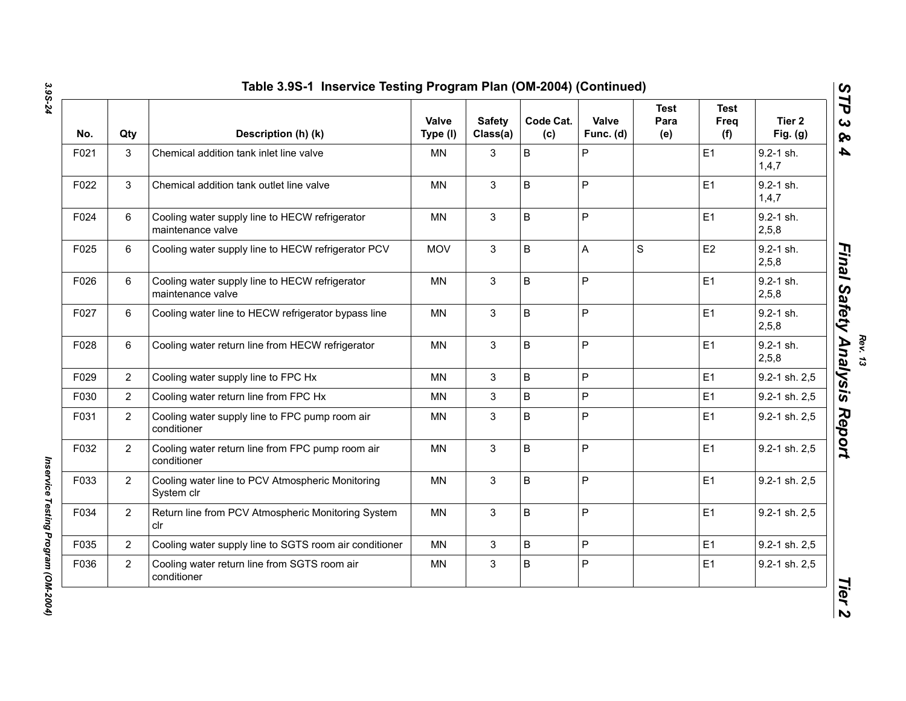## Table 3.9S-1 Inservice Testing Program Plan (OM-2004) (Continued)

| No. | Qty | Description (h) (k) | Valve Type (l) | Safety Class(a) | Code Cat. (c) | Valve Func. (d) | Test Para (e) | Test Freq (f) | Tier 2 Fig. (g) |
|---|---|---|---|---|---|---|---|---|---|
| F021 | 3 | Chemical addition tank inlet line valve | MN | 3 | B | P | | E1 | 9.2-1 sh. 1,4,7 |
| F022 | 3 | Chemical addition tank outlet line valve | MN | 3 | B | P | | E1 | 9.2-1 sh. 1,4,7 |
| F024 | 6 | Cooling water supply line to HECW refrigerator maintenance valve | MN | 3 | B | P | | E1 | 9.2-1 sh. 2,5,8 |
| F025 | 6 | Cooling water supply line to HECW refrigerator PCV | MOV | 3 | B | A | S | E2 | 9.2-1 sh. 2,5,8 |
| F026 | 6 | Cooling water supply line to HECW refrigerator maintenance valve | MN | 3 | B | P | | E1 | 9.2-1 sh. 2,5,8 |
| F027 | 6 | Cooling water line to HECW refrigerator bypass line | MN | 3 | B | P | | E1 | 9.2-1 sh. 2,5,8 |
| F028 | 6 | Cooling water return line from HECW refrigerator | MN | 3 | B | P | | E1 | 9.2-1 sh. 2,5,8 |
| F029 | 2 | Cooling water supply line to FPC Hx | MN | 3 | B | P | | E1 | 9.2-1 sh. 2,5 |
| F030 | 2 | Cooling water return line from FPC Hx | MN | 3 | B | P | | E1 | 9.2-1 sh. 2,5 |
| F031 | 2 | Cooling water supply line to FPC pump room air conditioner | MN | 3 | B | P | | E1 | 9.2-1 sh. 2,5 |
| F032 | 2 | Cooling water return line from FPC pump room air conditioner | MN | 3 | B | P | | E1 | 9.2-1 sh. 2,5 |
| F033 | 2 | Cooling water line to PCV Atmospheric Monitoring System clr | MN | 3 | B | P | | E1 | 9.2-1 sh. 2,5 |
| F034 | 2 | Return line from PCV Atmospheric Monitoring System clr | MN | 3 | B | P | | E1 | 9.2-1 sh. 2,5 |
| F035 | 2 | Cooling water supply line to SGTS room air conditioner | MN | 3 | B | P | | E1 | 9.2-1 sh. 2,5 |
| F036 | 2 | Cooling water return line from SGTS room air conditioner | MN | 3 | B | P | | E1 | 9.2-1 sh. 2,5 |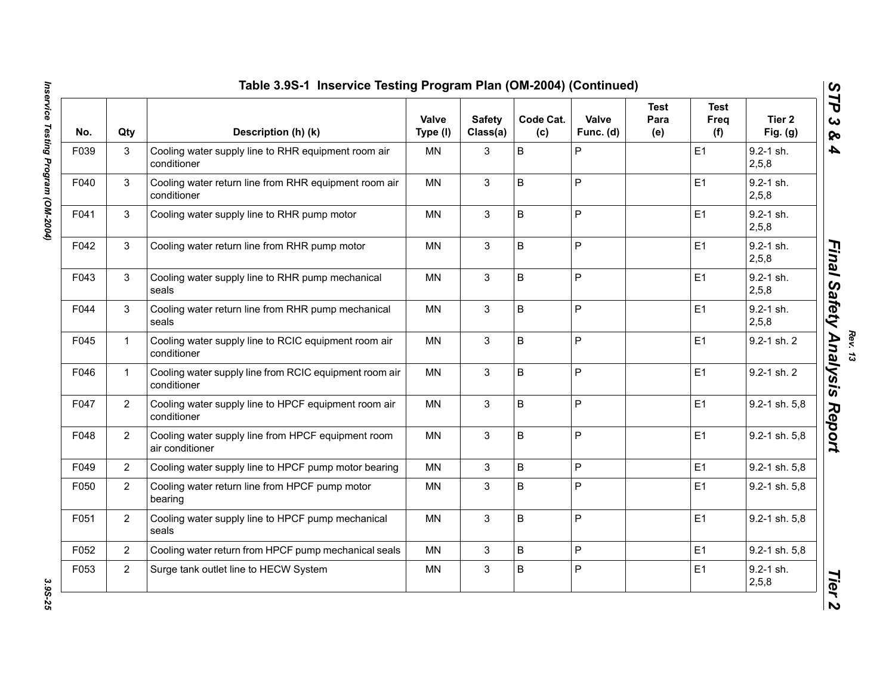## Table 3.9S-1 Inservice Testing Program Plan (OM-2004) (Continued)

| No. | Qty | Description (h) (k) | Valve Type (l) | Safety Class(a) | Code Cat. (c) | Valve Func. (d) | Test Para (e) | Test Freq (f) | Tier 2 Fig. (g) |
|---|---|---|---|---|---|---|---|---|---|
| F039 | 3 | Cooling water supply line to RHR equipment room air conditioner | MN | 3 | B | P | | E1 | 9.2-1 sh. 2,5,8 |
| F040 | 3 | Cooling water return line from RHR equipment room air conditioner | MN | 3 | B | P | | E1 | 9.2-1 sh. 2,5,8 |
| F041 | 3 | Cooling water supply line to RHR pump motor | MN | 3 | B | P | | E1 | 9.2-1 sh. 2,5,8 |
| F042 | 3 | Cooling water return line from RHR pump motor | MN | 3 | B | P | | E1 | 9.2-1 sh. 2,5,8 |
| F043 | 3 | Cooling water supply line to RHR pump mechanical seals | MN | 3 | B | P | | E1 | 9.2-1 sh. 2,5,8 |
| F044 | 3 | Cooling water return line from RHR pump mechanical seals | MN | 3 | B | P | | E1 | 9.2-1 sh. 2,5,8 |
| F045 | 1 | Cooling water supply line to RCIC equipment room air conditioner | MN | 3 | B | P | | E1 | 9.2-1 sh. 2 |
| F046 | 1 | Cooling water supply line from RCIC equipment room air conditioner | MN | 3 | B | P | | E1 | 9.2-1 sh. 2 |
| F047 | 2 | Cooling water supply line to HPCF equipment room air conditioner | MN | 3 | B | P | | E1 | 9.2-1 sh. 5,8 |
| F048 | 2 | Cooling water supply line from HPCF equipment room air conditioner | MN | 3 | B | P | | E1 | 9.2-1 sh. 5,8 |
| F049 | 2 | Cooling water supply line to HPCF pump motor bearing | MN | 3 | B | P | | E1 | 9.2-1 sh. 5,8 |
| F050 | 2 | Cooling water return line from HPCF pump motor bearing | MN | 3 | B | P | | E1 | 9.2-1 sh. 5,8 |
| F051 | 2 | Cooling water supply line to HPCF pump mechanical seals | MN | 3 | B | P | | E1 | 9.2-1 sh. 5,8 |
| F052 | 2 | Cooling water return from HPCF pump mechanical seals | MN | 3 | B | P | | E1 | 9.2-1 sh. 5,8 |
| F053 | 2 | Surge tank outlet line to HECW System | MN | 3 | B | P | | E1 | 9.2-1 sh. 2,5,8 |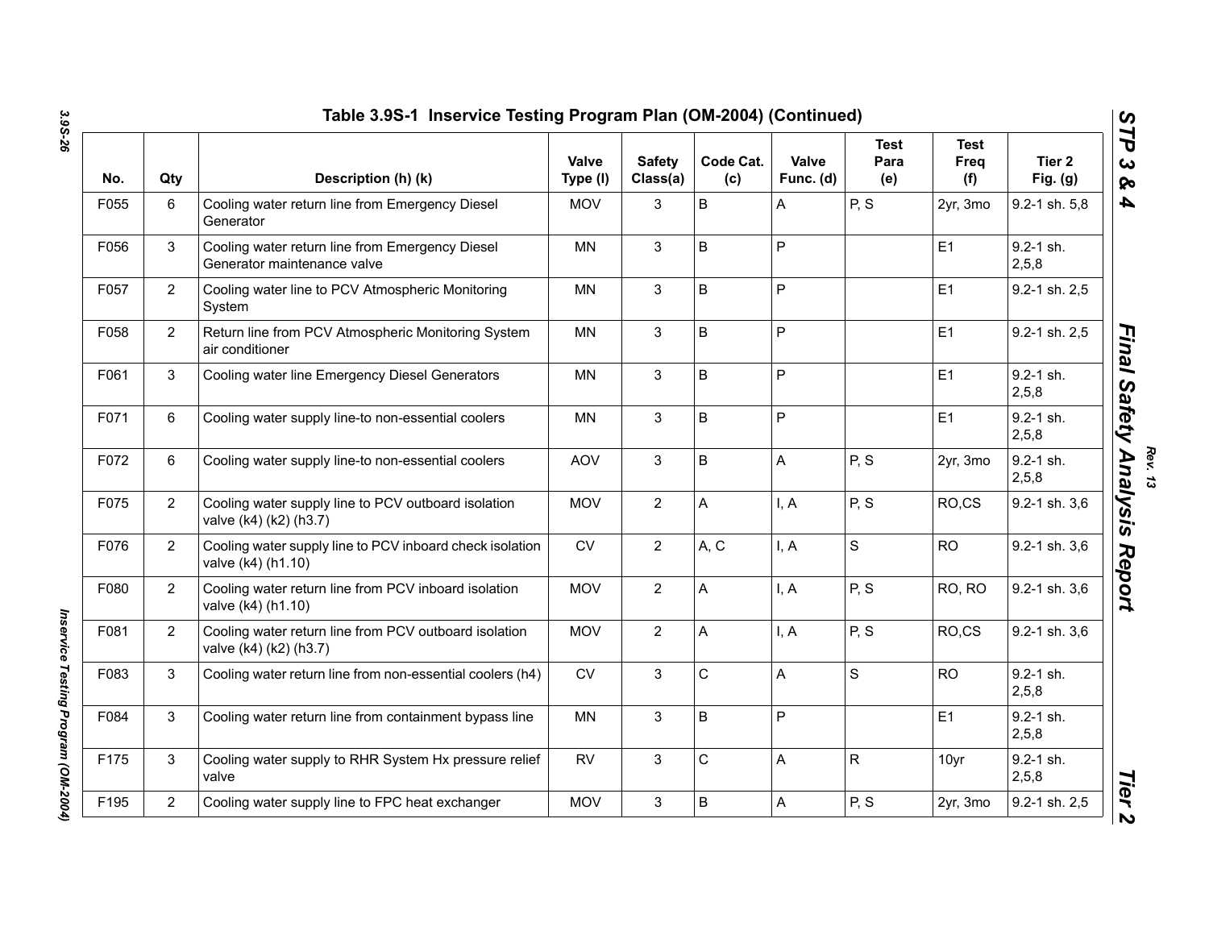## Table 3.9S-1 Inservice Testing Program Plan (OM-2004) (Continued)

| No. | Qty | Description (h) (k) | Valve Type (l) | Safety Class(a) | Code Cat. (c) | Valve Func. (d) | Test Para (e) | Test Freq (f) | Tier 2 Fig. (g) |
|---|---|---|---|---|---|---|---|---|---|
| F055 | 6 | Cooling water return line from Emergency Diesel Generator | MOV | 3 | B | A | P, S | 2yr, 3mo | 9.2-1 sh. 5,8 |
| F056 | 3 | Cooling water return line from Emergency Diesel Generator maintenance valve | MN | 3 | B | P | | E1 | 9.2-1 sh. 2,5,8 |
| F057 | 2 | Cooling water line to PCV Atmospheric Monitoring System | MN | 3 | B | P | | E1 | 9.2-1 sh. 2,5 |
| F058 | 2 | Return line from PCV Atmospheric Monitoring System air conditioner | MN | 3 | B | P | | E1 | 9.2-1 sh. 2,5 |
| F061 | 3 | Cooling water line Emergency Diesel Generators | MN | 3 | B | P | | E1 | 9.2-1 sh. 2,5,8 |
| F071 | 6 | Cooling water supply line-to non-essential coolers | MN | 3 | B | P | | E1 | 9.2-1 sh. 2,5,8 |
| F072 | 6 | Cooling water supply line-to non-essential coolers | AOV | 3 | B | A | P, S | 2yr, 3mo | 9.2-1 sh. 2,5,8 |
| F075 | 2 | Cooling water supply line to PCV outboard isolation valve (k4) (k2) (h3.7) | MOV | 2 | A | I, A | P, S | RO,CS | 9.2-1 sh. 3,6 |
| F076 | 2 | Cooling water supply line to PCV inboard check isolation valve (k4) (h1.10) | CV | 2 | A, C | I, A | S | RO | 9.2-1 sh. 3,6 |
| F080 | 2 | Cooling water return line from PCV inboard isolation valve (k4) (h1.10) | MOV | 2 | A | I, A | P, S | RO, RO | 9.2-1 sh. 3,6 |
| F081 | 2 | Cooling water return line from PCV outboard isolation valve (k4) (k2) (h3.7) | MOV | 2 | A | I, A | P, S | RO,CS | 9.2-1 sh. 3,6 |
| F083 | 3 | Cooling water return line from non-essential coolers (h4) | CV | 3 | C | A | S | RO | 9.2-1 sh. 2,5,8 |
| F084 | 3 | Cooling water return line from containment bypass line | MN | 3 | B | P | | E1 | 9.2-1 sh. 2,5,8 |
| F175 | 3 | Cooling water supply to RHR System Hx pressure relief valve | RV | 3 | C | A | R | 10yr | 9.2-1 sh. 2,5,8 |
| F195 | 2 | Cooling water supply line to FPC heat exchanger | MOV | 3 | B | A | P, S | 2yr, 3mo | 9.2-1 sh. 2,5 |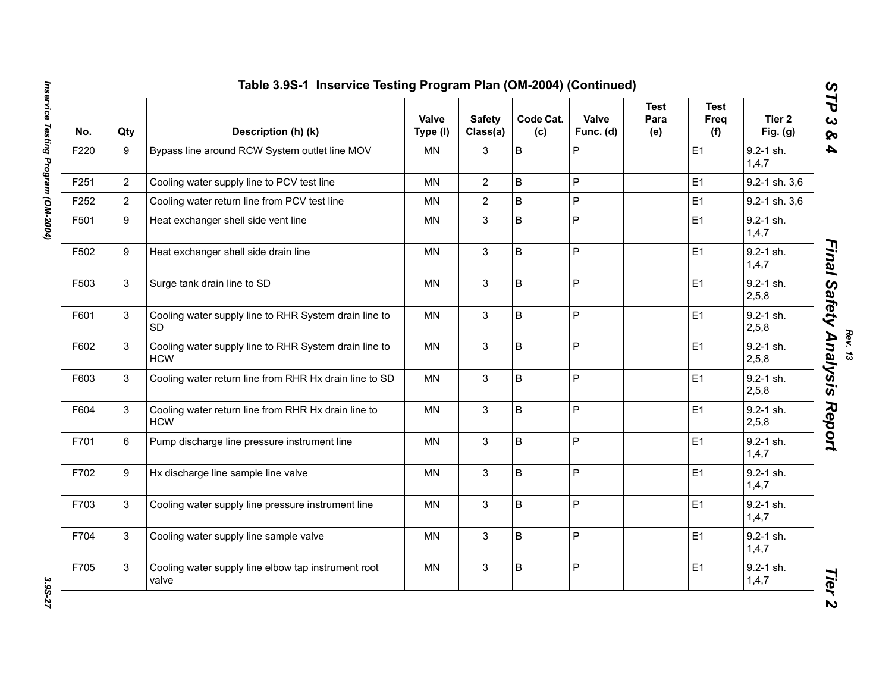## Table 3.9S-1 Inservice Testing Program Plan (OM-2004) (Continued)

| No. | Qty | Description (h) (k) | Valve Type (l) | Safety Class(a) | Code Cat. (c) | Valve Func. (d) | Test Para (e) | Test Freq (f) | Tier 2 Fig. (g) |
|---|---|---|---|---|---|---|---|---|---|
| F220 | 9 | Bypass line around RCW System outlet line MOV | MN | 3 | B | P | | E1 | 9.2-1 sh. 1,4,7 |
| F251 | 2 | Cooling water supply line to PCV test line | MN | 2 | B | P | | E1 | 9.2-1 sh. 3,6 |
| F252 | 2 | Cooling water return line from PCV test line | MN | 2 | B | P | | E1 | 9.2-1 sh. 3,6 |
| F501 | 9 | Heat exchanger shell side vent line | MN | 3 | B | P | | E1 | 9.2-1 sh. 1,4,7 |
| F502 | 9 | Heat exchanger shell side drain line | MN | 3 | B | P | | E1 | 9.2-1 sh. 1,4,7 |
| F503 | 3 | Surge tank drain line to SD | MN | 3 | B | P | | E1 | 9.2-1 sh. 2,5,8 |
| F601 | 3 | Cooling water supply line to RHR System drain line to SD | MN | 3 | B | P | | E1 | 9.2-1 sh. 2,5,8 |
| F602 | 3 | Cooling water supply line to RHR System drain line to HCW | MN | 3 | B | P | | E1 | 9.2-1 sh. 2,5,8 |
| F603 | 3 | Cooling water return line from RHR Hx drain line to SD | MN | 3 | B | P | | E1 | 9.2-1 sh. 2,5,8 |
| F604 | 3 | Cooling water return line from RHR Hx drain line to HCW | MN | 3 | B | P | | E1 | 9.2-1 sh. 2,5,8 |
| F701 | 6 | Pump discharge line pressure instrument line | MN | 3 | B | P | | E1 | 9.2-1 sh. 1,4,7 |
| F702 | 9 | Hx discharge line sample line valve | MN | 3 | B | P | | E1 | 9.2-1 sh. 1,4,7 |
| F703 | 3 | Cooling water supply line pressure instrument line | MN | 3 | B | P | | E1 | 9.2-1 sh. 1,4,7 |
| F704 | 3 | Cooling water supply line sample valve | MN | 3 | B | P | | E1 | 9.2-1 sh. 1,4,7 |
| F705 | 3 | Cooling water supply line elbow tap instrument root valve | MN | 3 | B | P | | E1 | 9.2-1 sh. 1,4,7 |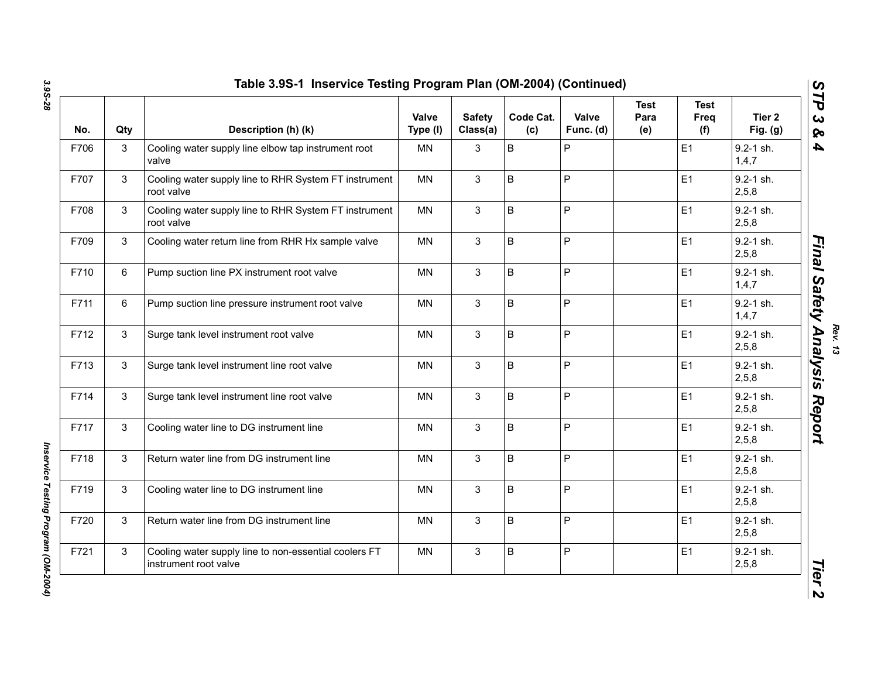## Table 3.9S-1 Inservice Testing Program Plan (OM-2004) (Continued)

| No. | Qty | Description (h) (k) | Valve Type (l) | Safety Class(a) | Code Cat. (c) | Valve Func. (d) | Test Para (e) | Test Freq (f) | Tier 2 Fig. (g) |
|---|---|---|---|---|---|---|---|---|---|
| F706 | 3 | Cooling water supply line elbow tap instrument root valve | MN | 3 | B | P | | E1 | 9.2-1 sh. 1,4,7 |
| F707 | 3 | Cooling water supply line to RHR System FT instrument root valve | MN | 3 | B | P | | E1 | 9.2-1 sh. 2,5,8 |
| F708 | 3 | Cooling water supply line to RHR System FT instrument root valve | MN | 3 | B | P | | E1 | 9.2-1 sh. 2,5,8 |
| F709 | 3 | Cooling water return line from RHR Hx sample valve | MN | 3 | B | P | | E1 | 9.2-1 sh. 2,5,8 |
| F710 | 6 | Pump suction line PX instrument root valve | MN | 3 | B | P | | E1 | 9.2-1 sh. 1,4,7 |
| F711 | 6 | Pump suction line pressure instrument root valve | MN | 3 | B | P | | E1 | 9.2-1 sh. 1,4,7 |
| F712 | 3 | Surge tank level instrument root valve | MN | 3 | B | P | | E1 | 9.2-1 sh. 2,5,8 |
| F713 | 3 | Surge tank level instrument line root valve | MN | 3 | B | P | | E1 | 9.2-1 sh. 2,5,8 |
| F714 | 3 | Surge tank level instrument line root valve | MN | 3 | B | P | | E1 | 9.2-1 sh. 2,5,8 |
| F717 | 3 | Cooling water line to DG instrument line | MN | 3 | B | P | | E1 | 9.2-1 sh. 2,5,8 |
| F718 | 3 | Return water line from DG instrument line | MN | 3 | B | P | | E1 | 9.2-1 sh. 2,5,8 |
| F719 | 3 | Cooling water line to DG instrument line | MN | 3 | B | P | | E1 | 9.2-1 sh. 2,5,8 |
| F720 | 3 | Return water line from DG instrument line | MN | 3 | B | P | | E1 | 9.2-1 sh. 2,5,8 |
| F721 | 3 | Cooling water supply line to non-essential coolers FT instrument root valve | MN | 3 | B | P | | E1 | 9.2-1 sh. 2,5,8 |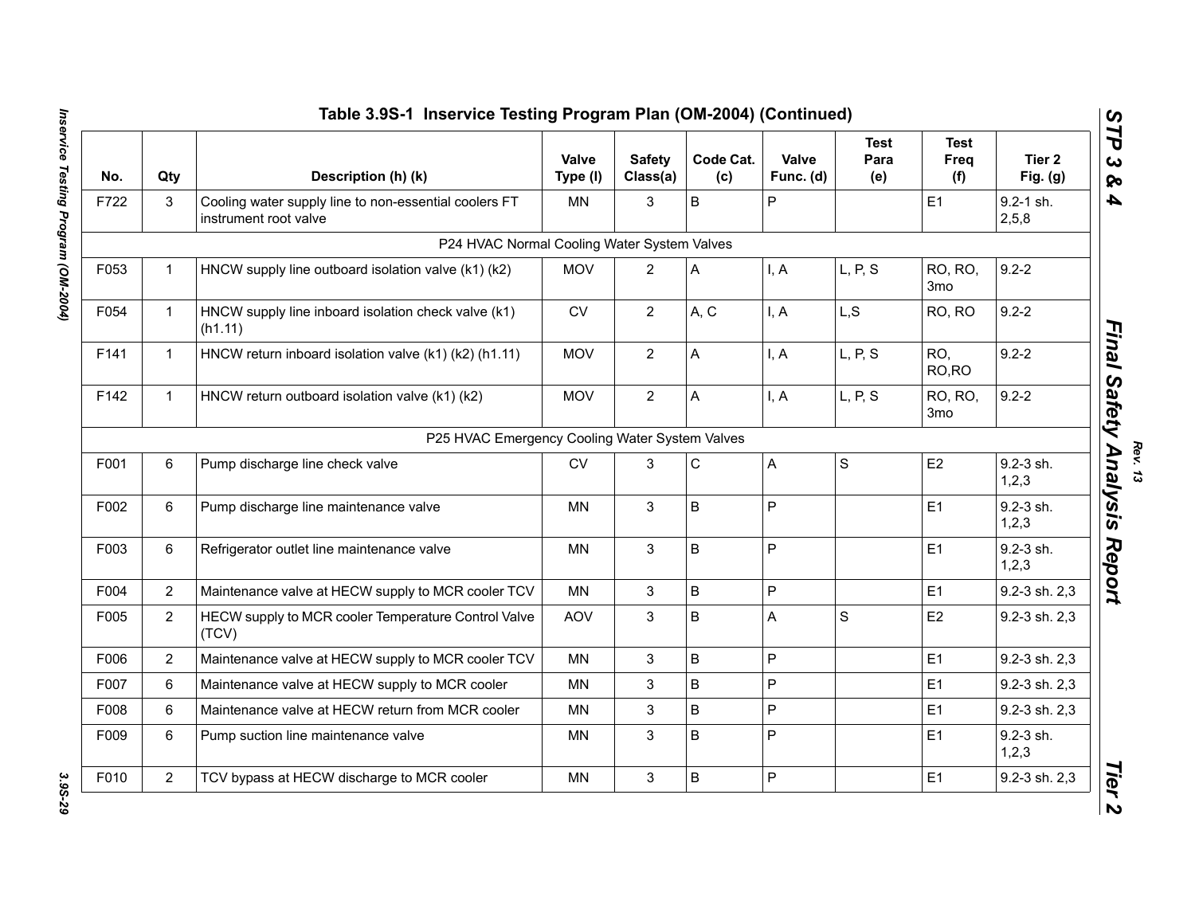## Table 3.9S-1 Inservice Testing Program Plan (OM-2004) (Continued)

| No. | Qty | Description (h) (k) | Valve Type (l) | Safety Class(a) | Code Cat. (c) | Valve Func. (d) | Test Para (e) | Test Freq (f) | Tier 2 Fig. (g) |
|---|---|---|---|---|---|---|---|---|---|
| F722 | 3 | Cooling water supply line to non-essential coolers FT instrument root valve | MN | 3 | B | P | | E1 | 9.2-1 sh. 2,5,8 |
| | | P24 HVAC Normal Cooling Water System Valves | | | | | | | |
| F053 | 1 | HNCW supply line outboard isolation valve (k1) (k2) | MOV | 2 | A | I, A | L, P, S | RO, RO, 3mo | 9.2-2 |
| F054 | 1 | HNCW supply line inboard isolation check valve (k1) (h1.11) | CV | 2 | A, C | I, A | L,S | RO, RO | 9.2-2 |
| F141 | 1 | HNCW return inboard isolation valve (k1) (k2) (h1.11) | MOV | 2 | A | I, A | L, P, S | RO, RO,RO | 9.2-2 |
| F142 | 1 | HNCW return outboard isolation valve (k1) (k2) | MOV | 2 | A | I, A | L, P, S | RO, RO, 3mo | 9.2-2 |
| | | P25 HVAC Emergency Cooling Water System Valves | | | | | | | |
| F001 | 6 | Pump discharge line check valve | CV | 3 | C | A | S | E2 | 9.2-3 sh. 1,2,3 |
| F002 | 6 | Pump discharge line maintenance valve | MN | 3 | B | P | | E1 | 9.2-3 sh. 1,2,3 |
| F003 | 6 | Refrigerator outlet line maintenance valve | MN | 3 | B | P | | E1 | 9.2-3 sh. 1,2,3 |
| F004 | 2 | Maintenance valve at HECW supply to MCR cooler TCV | MN | 3 | B | P | | E1 | 9.2-3 sh. 2,3 |
| F005 | 2 | HECW supply to MCR cooler Temperature Control Valve (TCV) | AOV | 3 | B | A | S | E2 | 9.2-3 sh. 2,3 |
| F006 | 2 | Maintenance valve at HECW supply to MCR cooler TCV | MN | 3 | B | P | | E1 | 9.2-3 sh. 2,3 |
| F007 | 6 | Maintenance valve at HECW supply to MCR cooler | MN | 3 | B | P | | E1 | 9.2-3 sh. 2,3 |
| F008 | 6 | Maintenance valve at HECW return from MCR cooler | MN | 3 | B | P | | E1 | 9.2-3 sh. 2,3 |
| F009 | 6 | Pump suction line maintenance valve | MN | 3 | B | P | | E1 | 9.2-3 sh. 1,2,3 |
| F010 | 2 | TCV bypass at HECW discharge to MCR cooler | MN | 3 | B | P | | E1 | 9.2-3 sh. 2,3 |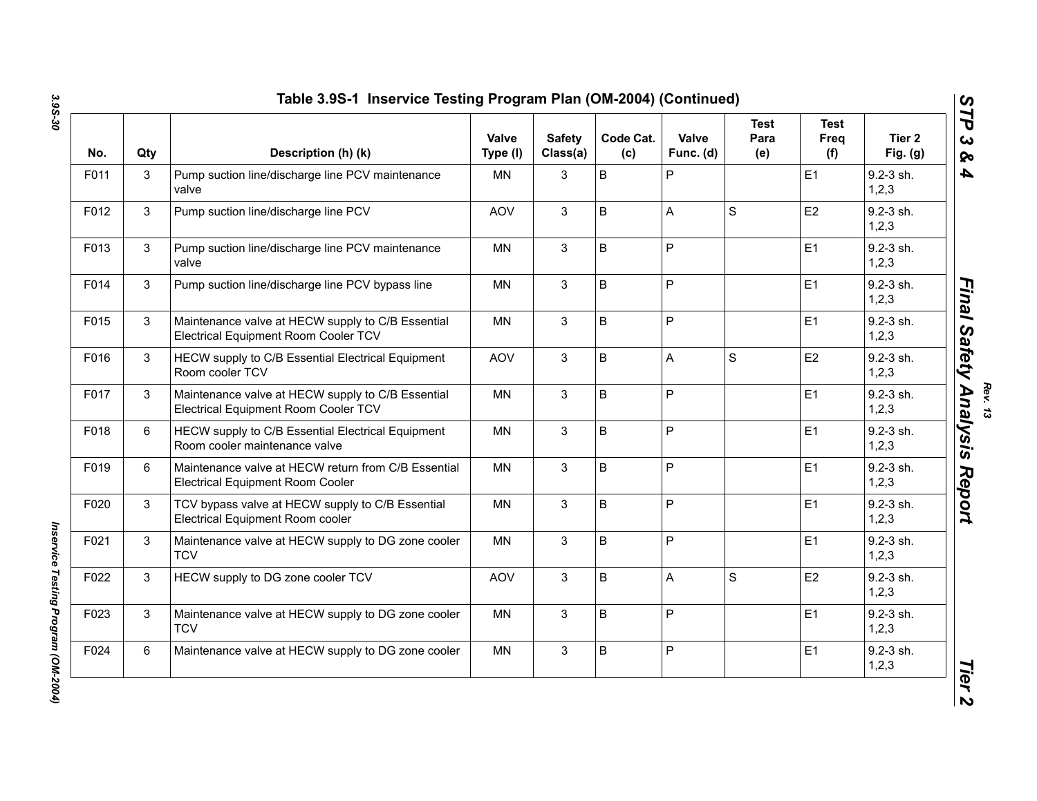## Table 3.9S-1 Inservice Testing Program Plan (OM-2004) (Continued)

| No. | Qty | Description (h) (k) | Valve Type (l) | Safety Class(a) | Code Cat. (c) | Valve Func. (d) | Test Para (e) | Test Freq (f) | Tier 2 Fig. (g) |
|---|---|---|---|---|---|---|---|---|---|
| F011 | 3 | Pump suction line/discharge line PCV maintenance valve | MN | 3 | B | P | | E1 | 9.2-3 sh. 1,2,3 |
| F012 | 3 | Pump suction line/discharge line PCV | AOV | 3 | B | A | S | E2 | 9.2-3 sh. 1,2,3 |
| F013 | 3 | Pump suction line/discharge line PCV maintenance valve | MN | 3 | B | P | | E1 | 9.2-3 sh. 1,2,3 |
| F014 | 3 | Pump suction line/discharge line PCV bypass line | MN | 3 | B | P | | E1 | 9.2-3 sh. 1,2,3 |
| F015 | 3 | Maintenance valve at HECW supply to C/B Essential Electrical Equipment Room Cooler TCV | MN | 3 | B | P | | E1 | 9.2-3 sh. 1,2,3 |
| F016 | 3 | HECW supply to C/B Essential Electrical Equipment Room cooler TCV | AOV | 3 | B | A | S | E2 | 9.2-3 sh. 1,2,3 |
| F017 | 3 | Maintenance valve at HECW supply to C/B Essential Electrical Equipment Room Cooler TCV | MN | 3 | B | P | | E1 | 9.2-3 sh. 1,2,3 |
| F018 | 6 | HECW supply to C/B Essential Electrical Equipment Room cooler maintenance valve | MN | 3 | B | P | | E1 | 9.2-3 sh. 1,2,3 |
| F019 | 6 | Maintenance valve at HECW return from C/B Essential Electrical Equipment Room Cooler | MN | 3 | B | P | | E1 | 9.2-3 sh. 1,2,3 |
| F020 | 3 | TCV bypass valve at HECW supply to C/B Essential Electrical Equipment Room cooler | MN | 3 | B | P | | E1 | 9.2-3 sh. 1,2,3 |
| F021 | 3 | Maintenance valve at HECW supply to DG zone cooler TCV | MN | 3 | B | P | | E1 | 9.2-3 sh. 1,2,3 |
| F022 | 3 | HECW supply to DG zone cooler TCV | AOV | 3 | B | A | S | E2 | 9.2-3 sh. 1,2,3 |
| F023 | 3 | Maintenance valve at HECW supply to DG zone cooler TCV | MN | 3 | B | P | | E1 | 9.2-3 sh. 1,2,3 |
| F024 | 6 | Maintenance valve at HECW supply to DG zone cooler | MN | 3 | B | P | | E1 | 9.2-3 sh. 1,2,3 |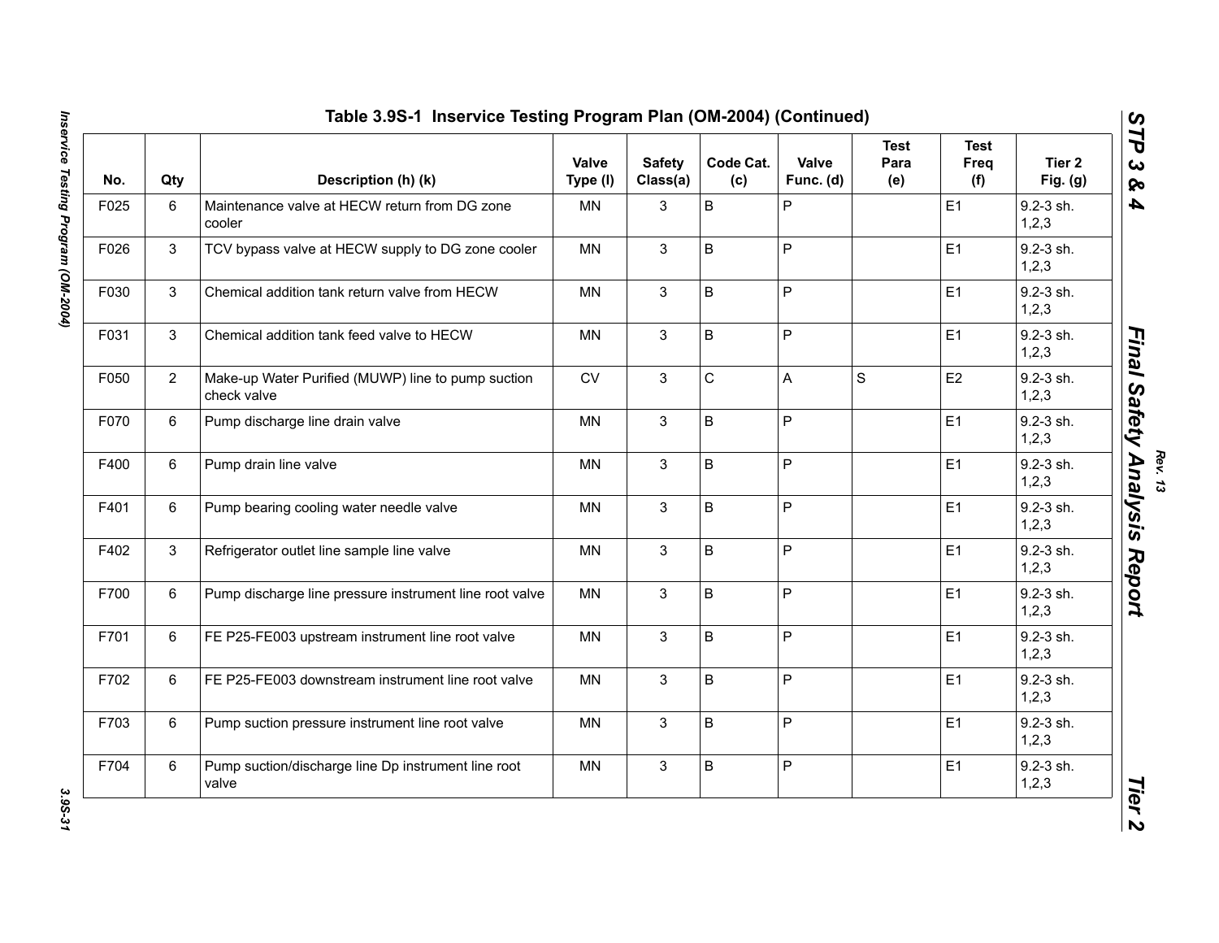## Table 3.9S-1 Inservice Testing Program Plan (OM-2004) (Continued)

| No. | Qty | Description (h) (k) | Valve Type (l) | Safety Class(a) | Code Cat. (c) | Valve Func. (d) | Test Para (e) | Test Freq (f) | Tier 2 Fig. (g) |
|---|---|---|---|---|---|---|---|---|---|
| F025 | 6 | Maintenance valve at HECW return from DG zone cooler | MN | 3 | B | P | | E1 | 9.2-3 sh. 1,2,3 |
| F026 | 3 | TCV bypass valve at HECW supply to DG zone cooler | MN | 3 | B | P | | E1 | 9.2-3 sh. 1,2,3 |
| F030 | 3 | Chemical addition tank return valve from HECW | MN | 3 | B | P | | E1 | 9.2-3 sh. 1,2,3 |
| F031 | 3 | Chemical addition tank feed valve to HECW | MN | 3 | B | P | | E1 | 9.2-3 sh. 1,2,3 |
| F050 | 2 | Make-up Water Purified (MUWP) line to pump suction check valve | CV | 3 | C | A | S | E2 | 9.2-3 sh. 1,2,3 |
| F070 | 6 | Pump discharge line drain valve | MN | 3 | B | P | | E1 | 9.2-3 sh. 1,2,3 |
| F400 | 6 | Pump drain line valve | MN | 3 | B | P | | E1 | 9.2-3 sh. 1,2,3 |
| F401 | 6 | Pump bearing cooling water needle valve | MN | 3 | B | P | | E1 | 9.2-3 sh. 1,2,3 |
| F402 | 3 | Refrigerator outlet line sample line valve | MN | 3 | B | P | | E1 | 9.2-3 sh. 1,2,3 |
| F700 | 6 | Pump discharge line pressure instrument line root valve | MN | 3 | B | P | | E1 | 9.2-3 sh. 1,2,3 |
| F701 | 6 | FE P25-FE003 upstream instrument line root valve | MN | 3 | B | P | | E1 | 9.2-3 sh. 1,2,3 |
| F702 | 6 | FE P25-FE003 downstream instrument line root valve | MN | 3 | B | P | | E1 | 9.2-3 sh. 1,2,3 |
| F703 | 6 | Pump suction pressure instrument line root valve | MN | 3 | B | P | | E1 | 9.2-3 sh. 1,2,3 |
| F704 | 6 | Pump suction/discharge line Dp instrument line root valve | MN | 3 | B | P | | E1 | 9.2-3 sh. 1,2,3 |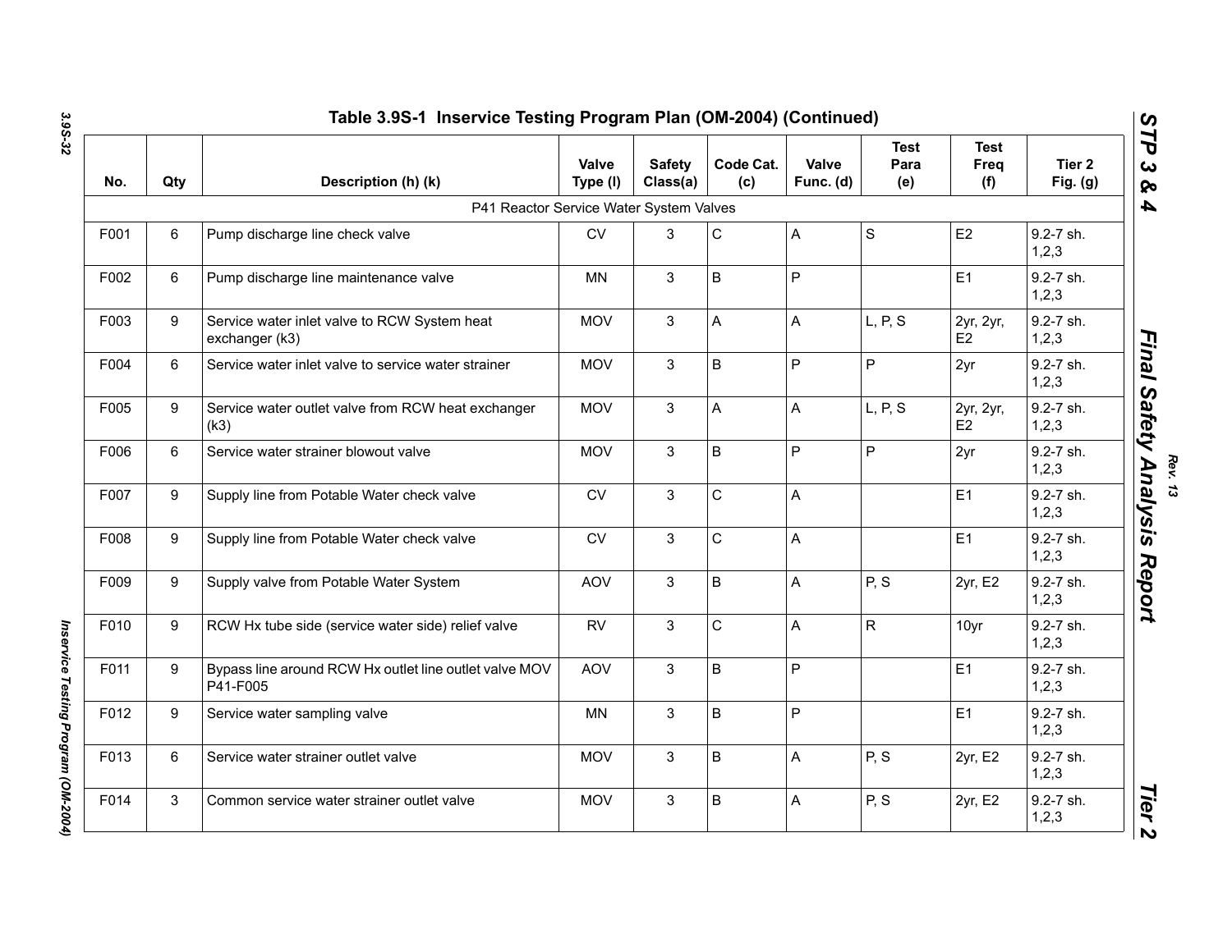## Table 3.9S-1 Inservice Testing Program Plan (OM-2004) (Continued)

| No. | Qty | Description (h) (k) | Valve Type (l) | Safety Class(a) | Code Cat. (c) | Valve Func. (d) | Test Para (e) | Test Freq (f) | Tier 2 Fig. (g) |
|---|---|---|---|---|---|---|---|---|---|
| P41 Reactor Service Water System Valves | | | | | | | | | |
| F001 | 6 | Pump discharge line check valve | CV | 3 | C | A | S | E2 | 9.2-7 sh. 1,2,3 |
| F002 | 6 | Pump discharge line maintenance valve | MN | 3 | B | P | | E1 | 9.2-7 sh. 1,2,3 |
| F003 | 9 | Service water inlet valve to RCW System heat exchanger (k3) | MOV | 3 | A | A | L, P, S | 2yr, 2yr, E2 | 9.2-7 sh. 1,2,3 |
| F004 | 6 | Service water inlet valve to service water strainer | MOV | 3 | B | P | P | 2yr | 9.2-7 sh. 1,2,3 |
| F005 | 9 | Service water outlet valve from RCW heat exchanger (k3) | MOV | 3 | A | A | L, P, S | 2yr, 2yr, E2 | 9.2-7 sh. 1,2,3 |
| F006 | 6 | Service water strainer blowout valve | MOV | 3 | B | P | P | 2yr | 9.2-7 sh. 1,2,3 |
| F007 | 9 | Supply line from Potable Water check valve | CV | 3 | C | A | | E1 | 9.2-7 sh. 1,2,3 |
| F008 | 9 | Supply line from Potable Water check valve | CV | 3 | C | A | | E1 | 9.2-7 sh. 1,2,3 |
| F009 | 9 | Supply valve from Potable Water System | AOV | 3 | B | A | P, S | 2yr, E2 | 9.2-7 sh. 1,2,3 |
| F010 | 9 | RCW Hx tube side (service water side) relief valve | RV | 3 | C | A | R | 10yr | 9.2-7 sh. 1,2,3 |
| F011 | 9 | Bypass line around RCW Hx outlet line outlet valve MOV P41-F005 | AOV | 3 | B | P | | E1 | 9.2-7 sh. 1,2,3 |
| F012 | 9 | Service water sampling valve | MN | 3 | B | P | | E1 | 9.2-7 sh. 1,2,3 |
| F013 | 6 | Service water strainer outlet valve | MOV | 3 | B | A | P, S | 2yr, E2 | 9.2-7 sh. 1,2,3 |
| F014 | 3 | Common service water strainer outlet valve | MOV | 3 | B | A | P, S | 2yr, E2 | 9.2-7 sh. 1,2,3 |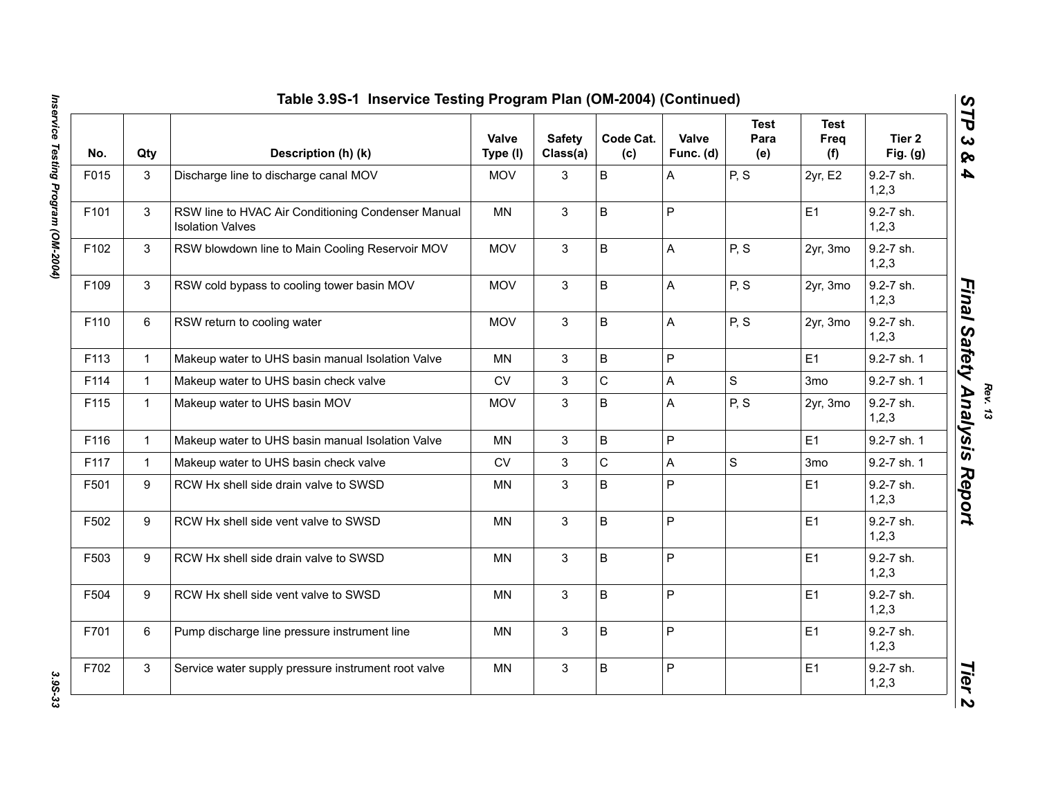## Table 3.9S-1 Inservice Testing Program Plan (OM-2004) (Continued)

| No. | Qty | Description (h) (k) | Valve Type (l) | Safety Class(a) | Code Cat. (c) | Valve Func. (d) | Test Para (e) | Test Freq (f) | Tier 2 Fig. (g) |
|---|---|---|---|---|---|---|---|---|---|
| F015 | 3 | Discharge line to discharge canal MOV | MOV | 3 | B | A | P, S | 2yr, E2 | 9.2-7 sh. 1,2,3 |
| F101 | 3 | RSW line to HVAC Air Conditioning Condenser Manual Isolation Valves | MN | 3 | B | P | | E1 | 9.2-7 sh. 1,2,3 |
| F102 | 3 | RSW blowdown line to Main Cooling Reservoir MOV | MOV | 3 | B | A | P, S | 2yr, 3mo | 9.2-7 sh. 1,2,3 |
| F109 | 3 | RSW cold bypass to cooling tower basin MOV | MOV | 3 | B | A | P, S | 2yr, 3mo | 9.2-7 sh. 1,2,3 |
| F110 | 6 | RSW return to cooling water | MOV | 3 | B | A | P, S | 2yr, 3mo | 9.2-7 sh. 1,2,3 |
| F113 | 1 | Makeup water to UHS basin manual Isolation Valve | MN | 3 | B | P | | E1 | 9.2-7 sh. 1 |
| F114 | 1 | Makeup water to UHS basin check valve | CV | 3 | C | A | S | 3mo | 9.2-7 sh. 1 |
| F115 | 1 | Makeup water to UHS basin MOV | MOV | 3 | B | A | P, S | 2yr, 3mo | 9.2-7 sh. 1,2,3 |
| F116 | 1 | Makeup water to UHS basin manual Isolation Valve | MN | 3 | B | P | | E1 | 9.2-7 sh. 1 |
| F117 | 1 | Makeup water to UHS basin check valve | CV | 3 | C | A | S | 3mo | 9.2-7 sh. 1 |
| F501 | 9 | RCW Hx shell side drain valve to SWSD | MN | 3 | B | P | | E1 | 9.2-7 sh. 1,2,3 |
| F502 | 9 | RCW Hx shell side vent valve to SWSD | MN | 3 | B | P | | E1 | 9.2-7 sh. 1,2,3 |
| F503 | 9 | RCW Hx shell side drain valve to SWSD | MN | 3 | B | P | | E1 | 9.2-7 sh. 1,2,3 |
| F504 | 9 | RCW Hx shell side vent valve to SWSD | MN | 3 | B | P | | E1 | 9.2-7 sh. 1,2,3 |
| F701 | 6 | Pump discharge line pressure instrument line | MN | 3 | B | P | | E1 | 9.2-7 sh. 1,2,3 |
| F702 | 3 | Service water supply pressure instrument root valve | MN | 3 | B | P | | E1 | 9.2-7 sh. 1,2,3 |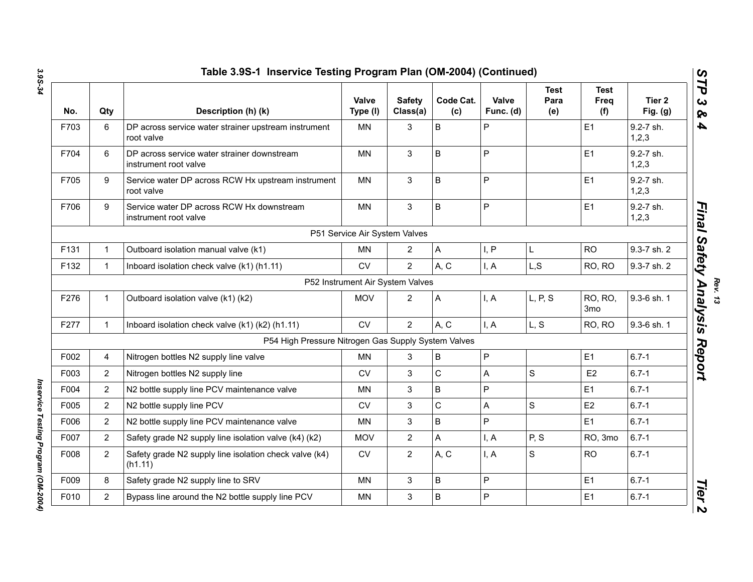## Table 3.9S-1 Inservice Testing Program Plan (OM-2004) (Continued)

| No. | Qty | Description (h) (k) | Valve Type (l) | Safety Class(a) | Code Cat. (c) | Valve Func. (d) | Test Para (e) | Test Freq (f) | Tier 2 Fig. (g) |
|---|---|---|---|---|---|---|---|---|---|
| F703 | 6 | DP across service water strainer upstream instrument root valve | MN | 3 | B | P | | E1 | 9.2-7 sh. 1,2,3 |
| F704 | 6 | DP across service water strainer downstream instrument root valve | MN | 3 | B | P | | E1 | 9.2-7 sh. 1,2,3 |
| F705 | 9 | Service water DP across RCW Hx upstream instrument root valve | MN | 3 | B | P | | E1 | 9.2-7 sh. 1,2,3 |
| F706 | 9 | Service water DP across RCW Hx downstream instrument root valve | MN | 3 | B | P | | E1 | 9.2-7 sh. 1,2,3 |
| P51 Service Air System Valves | | | | | | | | | |
| F131 | 1 | Outboard isolation manual valve (k1) | MN | 2 | A | I, P | L | RO | 9.3-7 sh. 2 |
| F132 | 1 | Inboard isolation check valve (k1) (h1.11) | CV | 2 | A, C | I, A | L,S | RO, RO | 9.3-7 sh. 2 |
| P52 Instrument Air System Valves | | | | | | | | | |
| F276 | 1 | Outboard isolation valve (k1) (k2) | MOV | 2 | A | I, A | L, P, S | RO, RO, 3mo | 9.3-6 sh. 1 |
| F277 | 1 | Inboard isolation check valve (k1) (k2) (h1.11) | CV | 2 | A, C | I, A | L, S | RO, RO | 9.3-6 sh. 1 |
| P54 High Pressure Nitrogen Gas Supply System Valves | | | | | | | | | |
| F002 | 4 | Nitrogen bottles N2 supply line valve | MN | 3 | B | P | | E1 | 6.7-1 |
| F003 | 2 | Nitrogen bottles N2 supply line | CV | 3 | C | A | S | E2 | 6.7-1 |
| F004 | 2 | N2 bottle supply line PCV maintenance valve | MN | 3 | B | P | | E1 | 6.7-1 |
| F005 | 2 | N2 bottle supply line PCV | CV | 3 | C | A | S | E2 | 6.7-1 |
| F006 | 2 | N2 bottle supply line PCV maintenance valve | MN | 3 | B | P | | E1 | 6.7-1 |
| F007 | 2 | Safety grade N2 supply line isolation valve (k4) (k2) | MOV | 2 | A | I, A | P, S | RO, 3mo | 6.7-1 |
| F008 | 2 | Safety grade N2 supply line isolation check valve (k4) (h1.11) | CV | 2 | A, C | I, A | S | RO | 6.7-1 |
| F009 | 8 | Safety grade N2 supply line to SRV | MN | 3 | B | P | | E1 | 6.7-1 |
| F010 | 2 | Bypass line around the N2 bottle supply line PCV | MN | 3 | B | P | | E1 | 6.7-1 |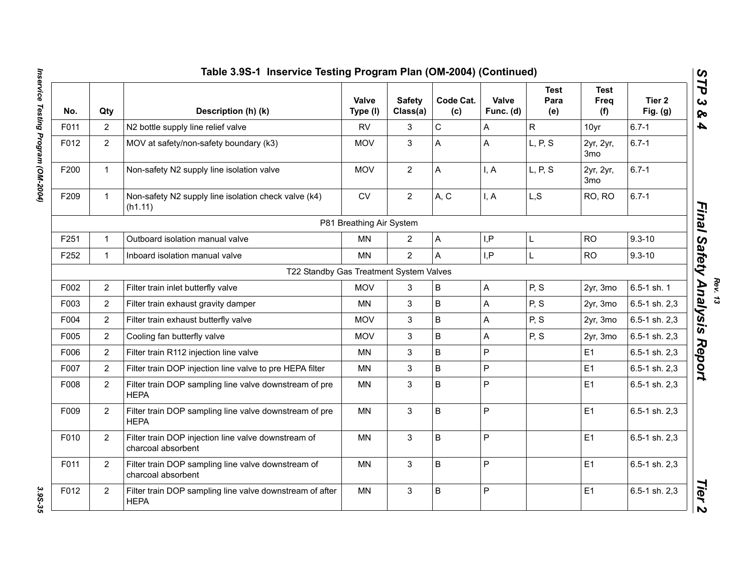**Table 3.9S-1 Inservice Testing Program Plan (OM-2004) (Continued)**

| No. | Qty | Description (h) (k) | Valve Type (l) | Safety Class(a) | Code Cat. (c) | Valve Func. (d) | Test Para (e) | Test Freq (f) | Tier 2 Fig. (g) |
|---|---|---|---|---|---|---|---|---|---|
| F011 | 2 | N2 bottle supply line relief valve | RV | 3 | C | A | R | 10yr | 6.7-1 |
| F012 | 2 | MOV at safety/non-safety boundary (k3) | MOV | 3 | A | A | L, P, S | 2yr, 2yr, 3mo | 6.7-1 |
| F200 | 1 | Non-safety N2 supply line isolation valve | MOV | 2 | A | I, A | L, P, S | 2yr, 2yr, 3mo | 6.7-1 |
| F209 | 1 | Non-safety N2 supply line isolation check valve (k4) (h1.11) | CV | 2 | A, C | I, A | L,S | RO, RO | 6.7-1 |
| | | P81 Breathing Air System | | | | | | | |
| F251 | 1 | Outboard isolation manual valve | MN | 2 | A | I,P | L | RO | 9.3-10 |
| F252 | 1 | Inboard isolation manual valve | MN | 2 | A | I,P | L | RO | 9.3-10 |
| | | T22 Standby Gas Treatment System Valves | | | | | | | |
| F002 | 2 | Filter train inlet butterfly valve | MOV | 3 | B | A | P, S | 2yr, 3mo | 6.5-1 sh. 1 |
| F003 | 2 | Filter train exhaust gravity damper | MN | 3 | B | A | P, S | 2yr, 3mo | 6.5-1 sh. 2,3 |
| F004 | 2 | Filter train exhaust butterfly valve | MOV | 3 | B | A | P, S | 2yr, 3mo | 6.5-1 sh. 2,3 |
| F005 | 2 | Cooling fan butterfly valve | MOV | 3 | B | A | P, S | 2yr, 3mo | 6.5-1 sh. 2,3 |
| F006 | 2 | Filter train R112 injection line valve | MN | 3 | B | P | | E1 | 6.5-1 sh. 2,3 |
| F007 | 2 | Filter train DOP injection line valve to pre HEPA filter | MN | 3 | B | P | | E1 | 6.5-1 sh. 2,3 |
| F008 | 2 | Filter train DOP sampling line valve downstream of pre HEPA | MN | 3 | B | P | | E1 | 6.5-1 sh. 2,3 |
| F009 | 2 | Filter train DOP sampling line valve downstream of pre HEPA | MN | 3 | B | P | | E1 | 6.5-1 sh. 2,3 |
| F010 | 2 | Filter train DOP injection line valve downstream of charcoal absorbent | MN | 3 | B | P | | E1 | 6.5-1 sh. 2,3 |
| F011 | 2 | Filter train DOP sampling line valve downstream of charcoal absorbent | MN | 3 | B | P | | E1 | 6.5-1 sh. 2,3 |
| F012 | 2 | Filter train DOP sampling line valve downstream of after HEPA | MN | 3 | B | P | | E1 | 6.5-1 sh. 2,3 |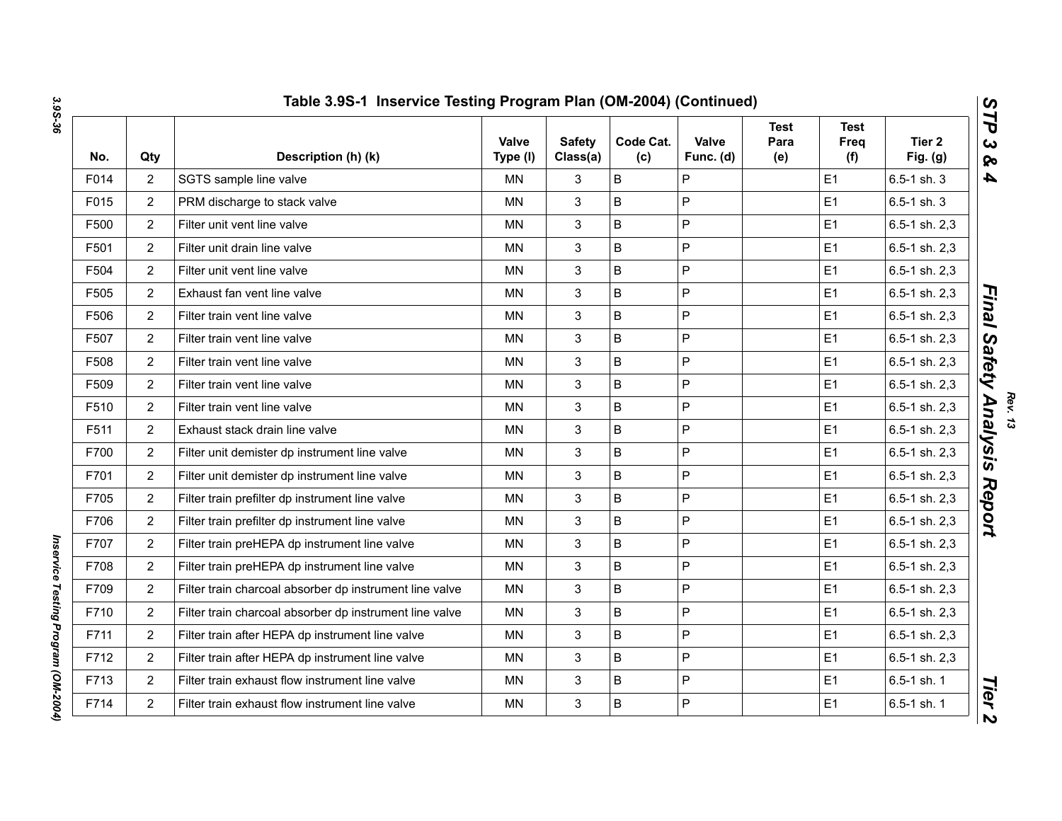## Table 3.9S-1 Inservice Testing Program Plan (OM-2004) (Continued)

| No. | Qty | Description (h) (k) | Valve Type (l) | Safety Class(a) | Code Cat. (c) | Valve Func. (d) | Test Para (e) | Test Freq (f) | Tier 2 Fig. (g) |
|---|---|---|---|---|---|---|---|---|---|
| F014 | 2 | SGTS sample line valve | MN | 3 | B | P | | E1 | 6.5-1 sh. 3 |
| F015 | 2 | PRM discharge to stack valve | MN | 3 | B | P | | E1 | 6.5-1 sh. 3 |
| F500 | 2 | Filter unit vent line valve | MN | 3 | B | P | | E1 | 6.5-1 sh. 2,3 |
| F501 | 2 | Filter unit drain line valve | MN | 3 | B | P | | E1 | 6.5-1 sh. 2,3 |
| F504 | 2 | Filter unit vent line valve | MN | 3 | B | P | | E1 | 6.5-1 sh. 2,3 |
| F505 | 2 | Exhaust fan vent line valve | MN | 3 | B | P | | E1 | 6.5-1 sh. 2,3 |
| F506 | 2 | Filter train vent line valve | MN | 3 | B | P | | E1 | 6.5-1 sh. 2,3 |
| F507 | 2 | Filter train vent line valve | MN | 3 | B | P | | E1 | 6.5-1 sh. 2,3 |
| F508 | 2 | Filter train vent line valve | MN | 3 | B | P | | E1 | 6.5-1 sh. 2,3 |
| F509 | 2 | Filter train vent line valve | MN | 3 | B | P | | E1 | 6.5-1 sh. 2,3 |
| F510 | 2 | Filter train vent line valve | MN | 3 | B | P | | E1 | 6.5-1 sh. 2,3 |
| F511 | 2 | Exhaust stack drain line valve | MN | 3 | B | P | | E1 | 6.5-1 sh. 2,3 |
| F700 | 2 | Filter unit demister dp instrument line valve | MN | 3 | B | P | | E1 | 6.5-1 sh. 2,3 |
| F701 | 2 | Filter unit demister dp instrument line valve | MN | 3 | B | P | | E1 | 6.5-1 sh. 2,3 |
| F705 | 2 | Filter train prefilter dp instrument line valve | MN | 3 | B | P | | E1 | 6.5-1 sh. 2,3 |
| F706 | 2 | Filter train prefilter dp instrument line valve | MN | 3 | B | P | | E1 | 6.5-1 sh. 2,3 |
| F707 | 2 | Filter train preHEPA dp instrument line valve | MN | 3 | B | P | | E1 | 6.5-1 sh. 2,3 |
| F708 | 2 | Filter train preHEPA dp instrument line valve | MN | 3 | B | P | | E1 | 6.5-1 sh. 2,3 |
| F709 | 2 | Filter train charcoal absorber dp instrument line valve | MN | 3 | B | P | | E1 | 6.5-1 sh. 2,3 |
| F710 | 2 | Filter train charcoal absorber dp instrument line valve | MN | 3 | B | P | | E1 | 6.5-1 sh. 2,3 |
| F711 | 2 | Filter train after HEPA dp instrument line valve | MN | 3 | B | P | | E1 | 6.5-1 sh. 2,3 |
| F712 | 2 | Filter train after HEPA dp instrument line valve | MN | 3 | B | P | | E1 | 6.5-1 sh. 2,3 |
| F713 | 2 | Filter train exhaust flow instrument line valve | MN | 3 | B | P | | E1 | 6.5-1 sh. 1 |
| F714 | 2 | Filter train exhaust flow instrument line valve | MN | 3 | B | P | | E1 | 6.5-1 sh. 1 |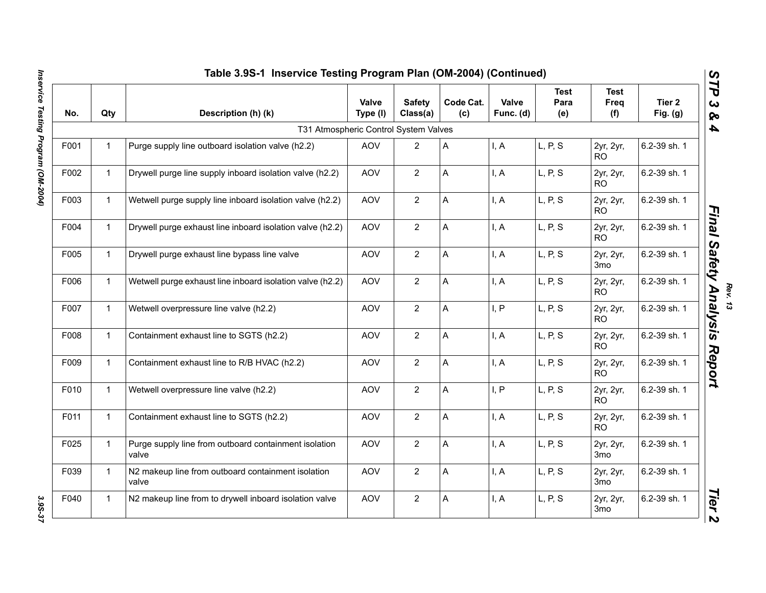## Table 3.9S-1 Inservice Testing Program Plan (OM-2004) (Continued)

| No. | Qty | Description (h) (k) | Valve Type (l) | Safety Class(a) | Code Cat. (c) | Valve Func. (d) | Test Para (e) | Test Freq (f) | Tier 2 Fig. (g) |
|---|---|---|---|---|---|---|---|---|---|
| | | T31 Atmospheric Control System Valves | | | | | | | |
| F001 | 1 | Purge supply line outboard isolation valve (h2.2) | AOV | 2 | A | I, A | L, P, S | 2yr, 2yr, RO | 6.2-39 sh. 1 |
| F002 | 1 | Drywell purge line supply inboard isolation valve (h2.2) | AOV | 2 | A | I, A | L, P, S | 2yr, 2yr, RO | 6.2-39 sh. 1 |
| F003 | 1 | Wetwell purge supply line inboard isolation valve (h2.2) | AOV | 2 | A | I, A | L, P, S | 2yr, 2yr, RO | 6.2-39 sh. 1 |
| F004 | 1 | Drywell purge exhaust line inboard isolation valve (h2.2) | AOV | 2 | A | I, A | L, P, S | 2yr, 2yr, RO | 6.2-39 sh. 1 |
| F005 | 1 | Drywell purge exhaust line bypass line valve | AOV | 2 | A | I, A | L, P, S | 2yr, 2yr, 3mo | 6.2-39 sh. 1 |
| F006 | 1 | Wetwell purge exhaust line inboard isolation valve (h2.2) | AOV | 2 | A | I, A | L, P, S | 2yr, 2yr, RO | 6.2-39 sh. 1 |
| F007 | 1 | Wetwell overpressure line valve (h2.2) | AOV | 2 | A | I, P | L, P, S | 2yr, 2yr, RO | 6.2-39 sh. 1 |
| F008 | 1 | Containment exhaust line to SGTS (h2.2) | AOV | 2 | A | I, A | L, P, S | 2yr, 2yr, RO | 6.2-39 sh. 1 |
| F009 | 1 | Containment exhaust line to R/B HVAC (h2.2) | AOV | 2 | A | I, A | L, P, S | 2yr, 2yr, RO | 6.2-39 sh. 1 |
| F010 | 1 | Wetwell overpressure line valve (h2.2) | AOV | 2 | A | I, P | L, P, S | 2yr, 2yr, RO | 6.2-39 sh. 1 |
| F011 | 1 | Containment exhaust line to SGTS (h2.2) | AOV | 2 | A | I, A | L, P, S | 2yr, 2yr, RO | 6.2-39 sh. 1 |
| F025 | 1 | Purge supply line from outboard containment isolation valve | AOV | 2 | A | I, A | L, P, S | 2yr, 2yr, 3mo | 6.2-39 sh. 1 |
| F039 | 1 | N2 makeup line from outboard containment isolation valve | AOV | 2 | A | I, A | L, P, S | 2yr, 2yr, 3mo | 6.2-39 sh. 1 |
| F040 | 1 | N2 makeup line from to drywell inboard isolation valve | AOV | 2 | A | I, A | L, P, S | 2yr, 2yr, 3mo | 6.2-39 sh. 1 |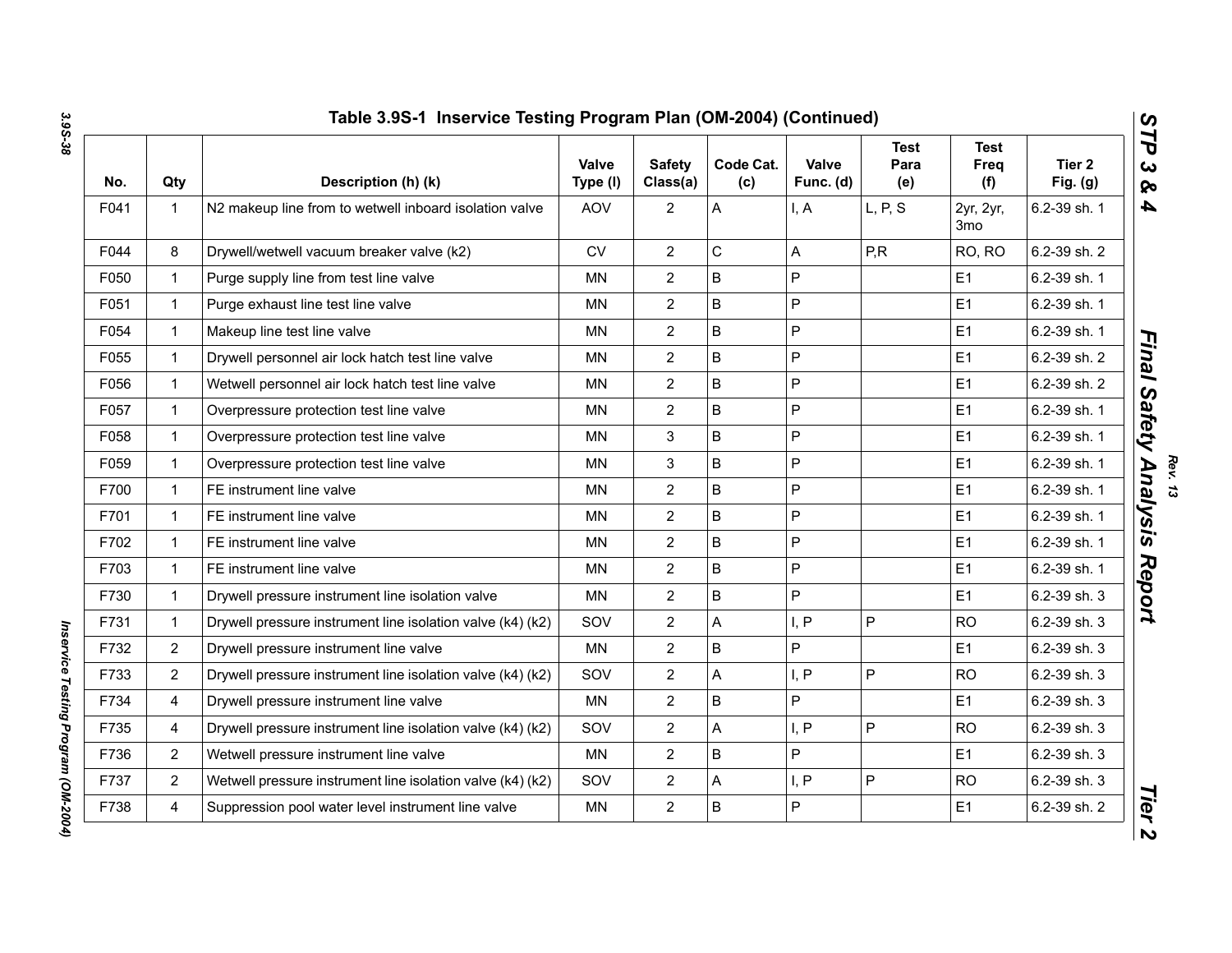## Table 3.9S-1 Inservice Testing Program Plan (OM-2004) (Continued)

| No. | Qty | Description (h) (k) | Valve Type (l) | Safety Class(a) | Code Cat. (c) | Valve Func. (d) | Test Para (e) | Test Freq (f) | Tier 2 Fig. (g) |
|---|---|---|---|---|---|---|---|---|---|
| F041 | 1 | N2 makeup line from to wetwell inboard isolation valve | AOV | 2 | A | I, A | L, P, S | 2yr, 2yr, 3mo | 6.2-39 sh. 1 |
| F044 | 8 | Drywell/wetwell vacuum breaker valve (k2) | CV | 2 | C | A | P,R | RO, RO | 6.2-39 sh. 2 |
| F050 | 1 | Purge supply line from test line valve | MN | 2 | B | P | | E1 | 6.2-39 sh. 1 |
| F051 | 1 | Purge exhaust line test line valve | MN | 2 | B | P | | E1 | 6.2-39 sh. 1 |
| F054 | 1 | Makeup line test line valve | MN | 2 | B | P | | E1 | 6.2-39 sh. 1 |
| F055 | 1 | Drywell personnel air lock hatch test line valve | MN | 2 | B | P | | E1 | 6.2-39 sh. 2 |
| F056 | 1 | Wetwell personnel air lock hatch test line valve | MN | 2 | B | P | | E1 | 6.2-39 sh. 2 |
| F057 | 1 | Overpressure protection test line valve | MN | 2 | B | P | | E1 | 6.2-39 sh. 1 |
| F058 | 1 | Overpressure protection test line valve | MN | 3 | B | P | | E1 | 6.2-39 sh. 1 |
| F059 | 1 | Overpressure protection test line valve | MN | 3 | B | P | | E1 | 6.2-39 sh. 1 |
| F700 | 1 | FE instrument line valve | MN | 2 | B | P | | E1 | 6.2-39 sh. 1 |
| F701 | 1 | FE instrument line valve | MN | 2 | B | P | | E1 | 6.2-39 sh. 1 |
| F702 | 1 | FE instrument line valve | MN | 2 | B | P | | E1 | 6.2-39 sh. 1 |
| F703 | 1 | FE instrument line valve | MN | 2 | B | P | | E1 | 6.2-39 sh. 1 |
| F730 | 1 | Drywell pressure instrument line isolation valve | MN | 2 | B | P | | E1 | 6.2-39 sh. 3 |
| F731 | 1 | Drywell pressure instrument line isolation valve (k4) (k2) | SOV | 2 | A | I, P | P | RO | 6.2-39 sh. 3 |
| F732 | 2 | Drywell pressure instrument line valve | MN | 2 | B | P | | E1 | 6.2-39 sh. 3 |
| F733 | 2 | Drywell pressure instrument line isolation valve (k4) (k2) | SOV | 2 | A | I, P | P | RO | 6.2-39 sh. 3 |
| F734 | 4 | Drywell pressure instrument line valve | MN | 2 | B | P | | E1 | 6.2-39 sh. 3 |
| F735 | 4 | Drywell pressure instrument line isolation valve (k4) (k2) | SOV | 2 | A | I, P | P | RO | 6.2-39 sh. 3 |
| F736 | 2 | Wetwell pressure instrument line valve | MN | 2 | B | P | | E1 | 6.2-39 sh. 3 |
| F737 | 2 | Wetwell pressure instrument line isolation valve (k4) (k2) | SOV | 2 | A | I, P | P | RO | 6.2-39 sh. 3 |
| F738 | 4 | Suppression pool water level instrument line valve | MN | 2 | B | P | | E1 | 6.2-39 sh. 2 |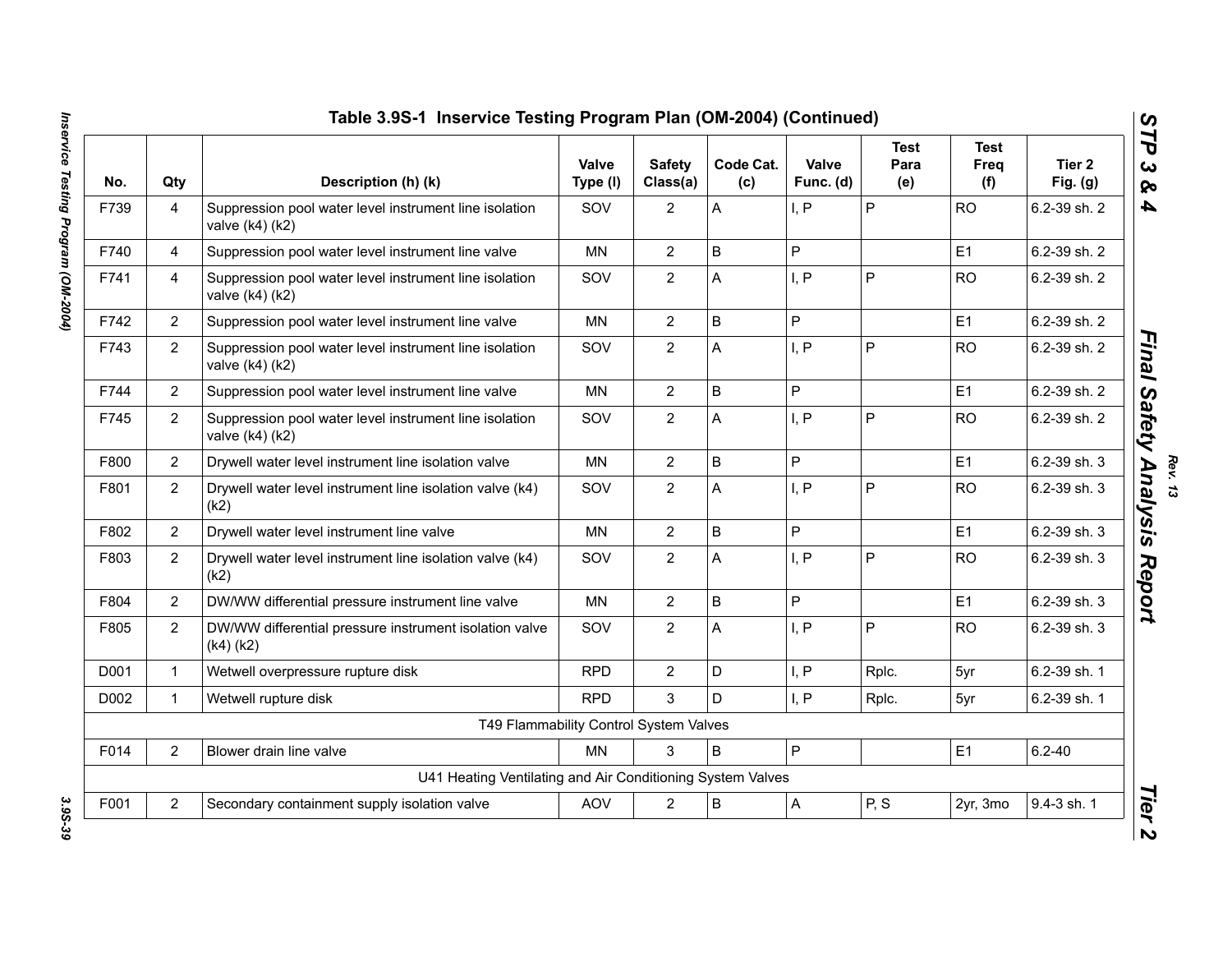## Table 3.9S-1 Inservice Testing Program Plan (OM-2004) (Continued)

| No. | Qty | Description (h) (k) | Valve Type (l) | Safety Class(a) | Code Cat. (c) | Valve Func. (d) | Test Para (e) | Test Freq (f) | Tier 2 Fig. (g) |
|---|---|---|---|---|---|---|---|---|---|
| F739 | 4 | Suppression pool water level instrument line isolation valve (k4) (k2) | SOV | 2 | A | I, P | P | RO | 6.2-39 sh. 2 |
| F740 | 4 | Suppression pool water level instrument line valve | MN | 2 | B | P | | E1 | 6.2-39 sh. 2 |
| F741 | 4 | Suppression pool water level instrument line isolation valve (k4) (k2) | SOV | 2 | A | I, P | P | RO | 6.2-39 sh. 2 |
| F742 | 2 | Suppression pool water level instrument line valve | MN | 2 | B | P | | E1 | 6.2-39 sh. 2 |
| F743 | 2 | Suppression pool water level instrument line isolation valve (k4) (k2) | SOV | 2 | A | I, P | P | RO | 6.2-39 sh. 2 |
| F744 | 2 | Suppression pool water level instrument line valve | MN | 2 | B | P | | E1 | 6.2-39 sh. 2 |
| F745 | 2 | Suppression pool water level instrument line isolation valve (k4) (k2) | SOV | 2 | A | I, P | P | RO | 6.2-39 sh. 2 |
| F800 | 2 | Drywell water level instrument line isolation valve | MN | 2 | B | P | | E1 | 6.2-39 sh. 3 |
| F801 | 2 | Drywell water level instrument line isolation valve (k4) (k2) | SOV | 2 | A | I, P | P | RO | 6.2-39 sh. 3 |
| F802 | 2 | Drywell water level instrument line valve | MN | 2 | B | P | | E1 | 6.2-39 sh. 3 |
| F803 | 2 | Drywell water level instrument line isolation valve (k4) (k2) | SOV | 2 | A | I, P | P | RO | 6.2-39 sh. 3 |
| F804 | 2 | DW/WW differential pressure instrument line valve | MN | 2 | B | P | | E1 | 6.2-39 sh. 3 |
| F805 | 2 | DW/WW differential pressure instrument isolation valve (k4) (k2) | SOV | 2 | A | I, P | P | RO | 6.2-39 sh. 3 |
| D001 | 1 | Wetwell overpressure rupture disk | RPD | 2 | D | I, P | Rplc. | 5yr | 6.2-39 sh. 1 |
| D002 | 1 | Wetwell rupture disk | RPD | 3 | D | I, P | Rplc. | 5yr | 6.2-39 sh. 1 |
| | | T49 Flammability Control System Valves | | | | | | | |
| F014 | 2 | Blower drain line valve | MN | 3 | B | P | | E1 | 6.2-40 |
| | | U41 Heating Ventilating and Air Conditioning System Valves | | | | | | | |
| F001 | 2 | Secondary containment supply isolation valve | AOV | 2 | B | A | P, S | 2yr, 3mo | 9.4-3 sh. 1 |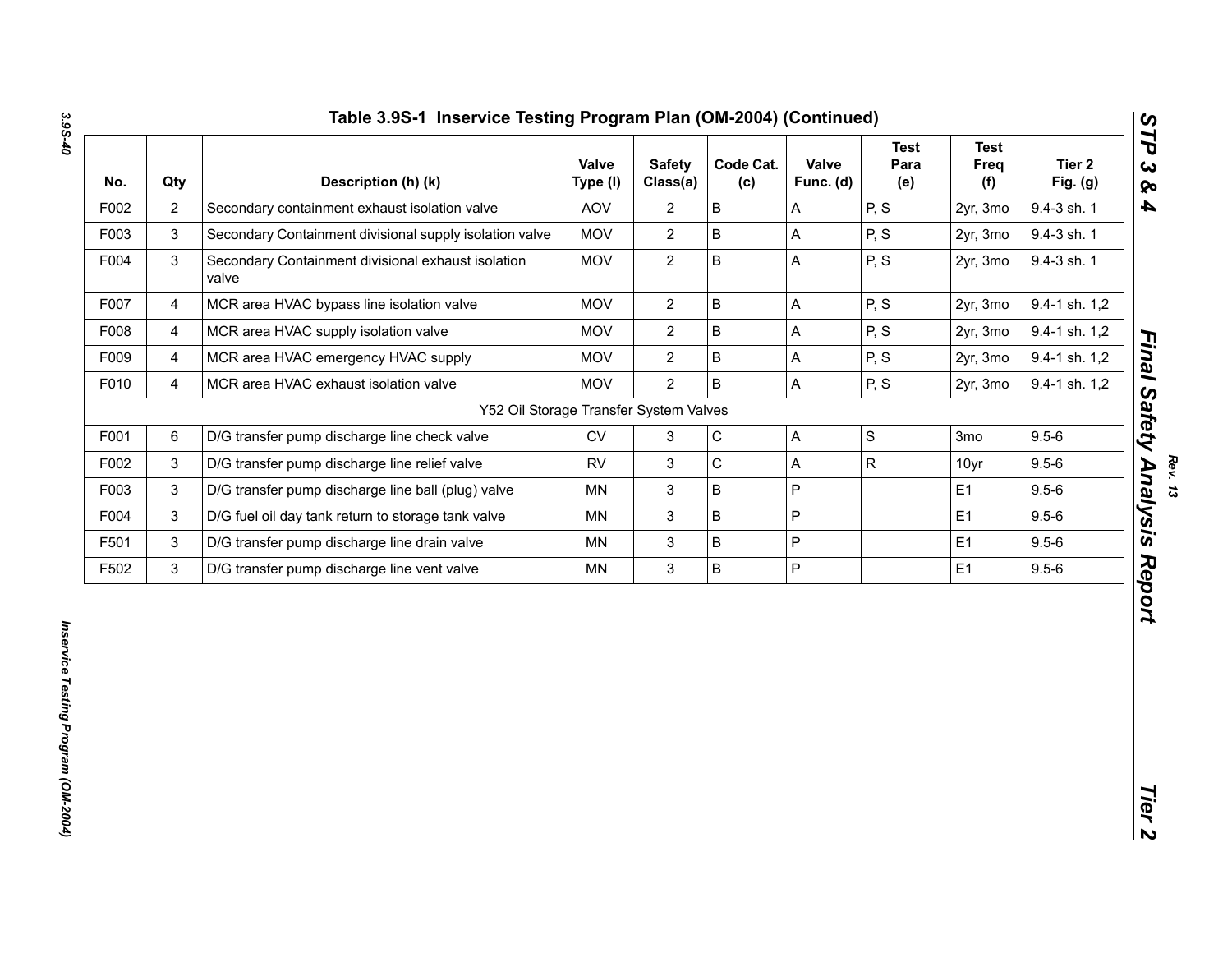## Table 3.9S-1 Inservice Testing Program Plan (OM-2004) (Continued)

| No. | Qty | Description (h) (k) | Valve Type (l) | Safety Class(a) | Code Cat. (c) | Valve Func. (d) | Test Para (e) | Test Freq (f) | Tier 2 Fig. (g) |
|---|---|---|---|---|---|---|---|---|---|
| F002 | 2 | Secondary containment exhaust isolation valve | AOV | 2 | B | A | P, S | 2yr, 3mo | 9.4-3 sh. 1 |
| F003 | 3 | Secondary Containment divisional supply isolation valve | MOV | 2 | B | A | P, S | 2yr, 3mo | 9.4-3 sh. 1 |
| F004 | 3 | Secondary Containment divisional exhaust isolation valve | MOV | 2 | B | A | P, S | 2yr, 3mo | 9.4-3 sh. 1 |
| F007 | 4 | MCR area HVAC bypass line isolation valve | MOV | 2 | B | A | P, S | 2yr, 3mo | 9.4-1 sh. 1,2 |
| F008 | 4 | MCR area HVAC supply isolation valve | MOV | 2 | B | A | P, S | 2yr, 3mo | 9.4-1 sh. 1,2 |
| F009 | 4 | MCR area HVAC emergency HVAC supply | MOV | 2 | B | A | P, S | 2yr, 3mo | 9.4-1 sh. 1,2 |
| F010 | 4 | MCR area HVAC exhaust isolation valve | MOV | 2 | B | A | P, S | 2yr, 3mo | 9.4-1 sh. 1,2 |
| | | Y52 Oil Storage Transfer System Valves | | | | | | | |
| F001 | 6 | D/G transfer pump discharge line check valve | CV | 3 | C | A | S | 3mo | 9.5-6 |
| F002 | 3 | D/G transfer pump discharge line relief valve | RV | 3 | C | A | R | 10yr | 9.5-6 |
| F003 | 3 | D/G transfer pump discharge line ball (plug) valve | MN | 3 | B | P | | E1 | 9.5-6 |
| F004 | 3 | D/G fuel oil day tank return to storage tank valve | MN | 3 | B | P | | E1 | 9.5-6 |
| F501 | 3 | D/G transfer pump discharge line drain valve | MN | 3 | B | P | | E1 | 9.5-6 |
| F502 | 3 | D/G transfer pump discharge line vent valve | MN | 3 | B | P | | E1 | 9.5-6 |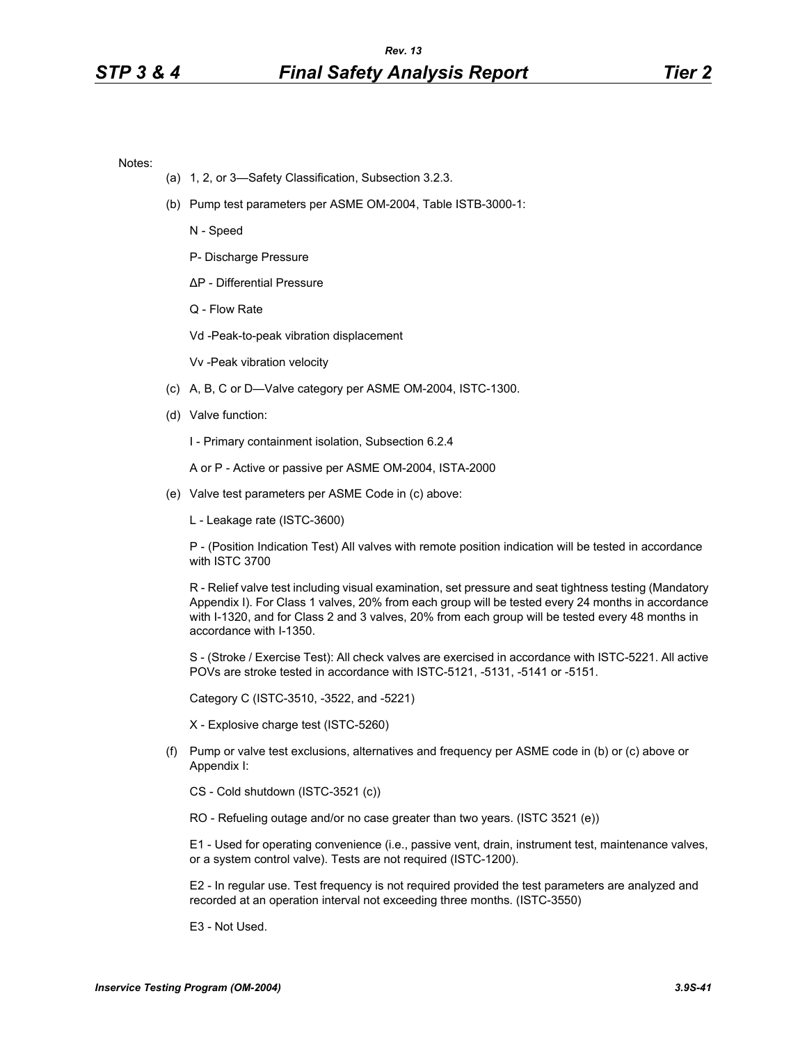Notes:

(a) 1, 2, or 3—Safety Classification, Subsection 3.2.3.

(b) Pump test parameters per ASME OM-2004, Table ISTB-3000-1:

N - Speed

P- Discharge Pressure

ΔP - Differential Pressure

Q - Flow Rate

Vd -Peak-to-peak vibration displacement

Vv -Peak vibration velocity

(c) A, B, C or D—Valve category per ASME OM-2004, ISTC-1300.

(d) Valve function:

I - Primary containment isolation, Subsection 6.2.4

A or P - Active or passive per ASME OM-2004, ISTA-2000

(e) Valve test parameters per ASME Code in (c) above:

L - Leakage rate (ISTC-3600)

P - (Position Indication Test) All valves with remote position indication will be tested in accordance with ISTC 3700

R - Relief valve test including visual examination, set pressure and seat tightness testing (Mandatory Appendix I). For Class 1 valves, 20% from each group will be tested every 24 months in accordance with I-1320, and for Class 2 and 3 valves, 20% from each group will be tested every 48 months in accordance with I-1350.

S - (Stroke / Exercise Test): All check valves are exercised in accordance with ISTC-5221. All active POVs are stroke tested in accordance with ISTC-5121, -5131, -5141 or -5151.

Category C (ISTC-3510, -3522, and -5221)

X - Explosive charge test (ISTC-5260)

(f) Pump or valve test exclusions, alternatives and frequency per ASME code in (b) or (c) above or Appendix I:

CS - Cold shutdown (ISTC-3521 (c))

RO - Refueling outage and/or no case greater than two years. (ISTC 3521 (e))

E1 - Used for operating convenience (i.e., passive vent, drain, instrument test, maintenance valves, or a system control valve). Tests are not required (ISTC-1200).

E2 - In regular use. Test frequency is not required provided the test parameters are analyzed and recorded at an operation interval not exceeding three months. (ISTC-3550)

E3 - Not Used.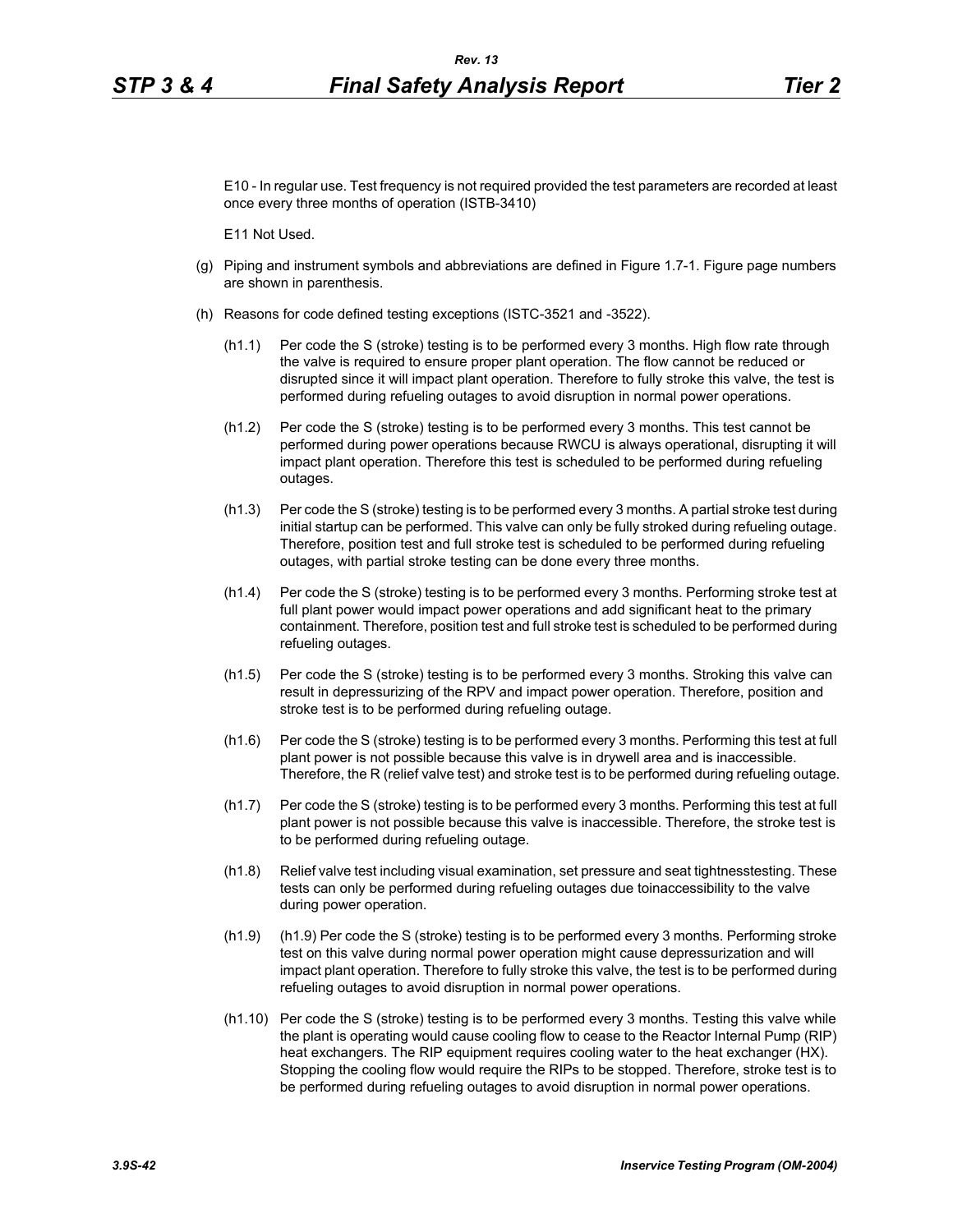E10 - In regular use. Test frequency is not required provided the test parameters are recorded at least once every three months of operation (ISTB-3410)

E11 Not Used.

(g) Piping and instrument symbols and abbreviations are defined in Figure 1.7-1. Figure page numbers are shown in parenthesis.

(h) Reasons for code defined testing exceptions (ISTC-3521 and -3522).

(h1.1) Per code the S (stroke) testing is to be performed every 3 months. High flow rate through the valve is required to ensure proper plant operation. The flow cannot be reduced or disrupted since it will impact plant operation. Therefore to fully stroke this valve, the test is performed during refueling outages to avoid disruption in normal power operations.

(h1.2) Per code the S (stroke) testing is to be performed every 3 months. This test cannot be performed during power operations because RWCU is always operational, disrupting it will impact plant operation. Therefore this test is scheduled to be performed during refueling outages.

(h1.3) Per code the S (stroke) testing is to be performed every 3 months. A partial stroke test during initial startup can be performed. This valve can only be fully stroked during refueling outage. Therefore, position test and full stroke test is scheduled to be performed during refueling outages, with partial stroke testing can be done every three months.

(h1.4) Per code the S (stroke) testing is to be performed every 3 months. Performing stroke test at full plant power would impact power operations and add significant heat to the primary containment. Therefore, position test and full stroke test is scheduled to be performed during refueling outages.

(h1.5) Per code the S (stroke) testing is to be performed every 3 months. Stroking this valve can result in depressurizing of the RPV and impact power operation. Therefore, position and stroke test is to be performed during refueling outage.

(h1.6) Per code the S (stroke) testing is to be performed every 3 months. Performing this test at full plant power is not possible because this valve is in drywell area and is inaccessible. Therefore, the R (relief valve test) and stroke test is to be performed during refueling outage.

(h1.7) Per code the S (stroke) testing is to be performed every 3 months. Performing this test at full plant power is not possible because this valve is inaccessible. Therefore, the stroke test is to be performed during refueling outage.

(h1.8) Relief valve test including visual examination, set pressure and seat tightnesstesting. These tests can only be performed during refueling outages due toinaccessibility to the valve during power operation.

(h1.9) (h1.9) Per code the S (stroke) testing is to be performed every 3 months. Performing stroke test on this valve during normal power operation might cause depressurization and will impact plant operation. Therefore to fully stroke this valve, the test is to be performed during refueling outages to avoid disruption in normal power operations.

(h1.10) Per code the S (stroke) testing is to be performed every 3 months. Testing this valve while the plant is operating would cause cooling flow to cease to the Reactor Internal Pump (RIP) heat exchangers. The RIP equipment requires cooling water to the heat exchanger (HX). Stopping the cooling flow would require the RIPs to be stopped. Therefore, stroke test is to be performed during refueling outages to avoid disruption in normal power operations.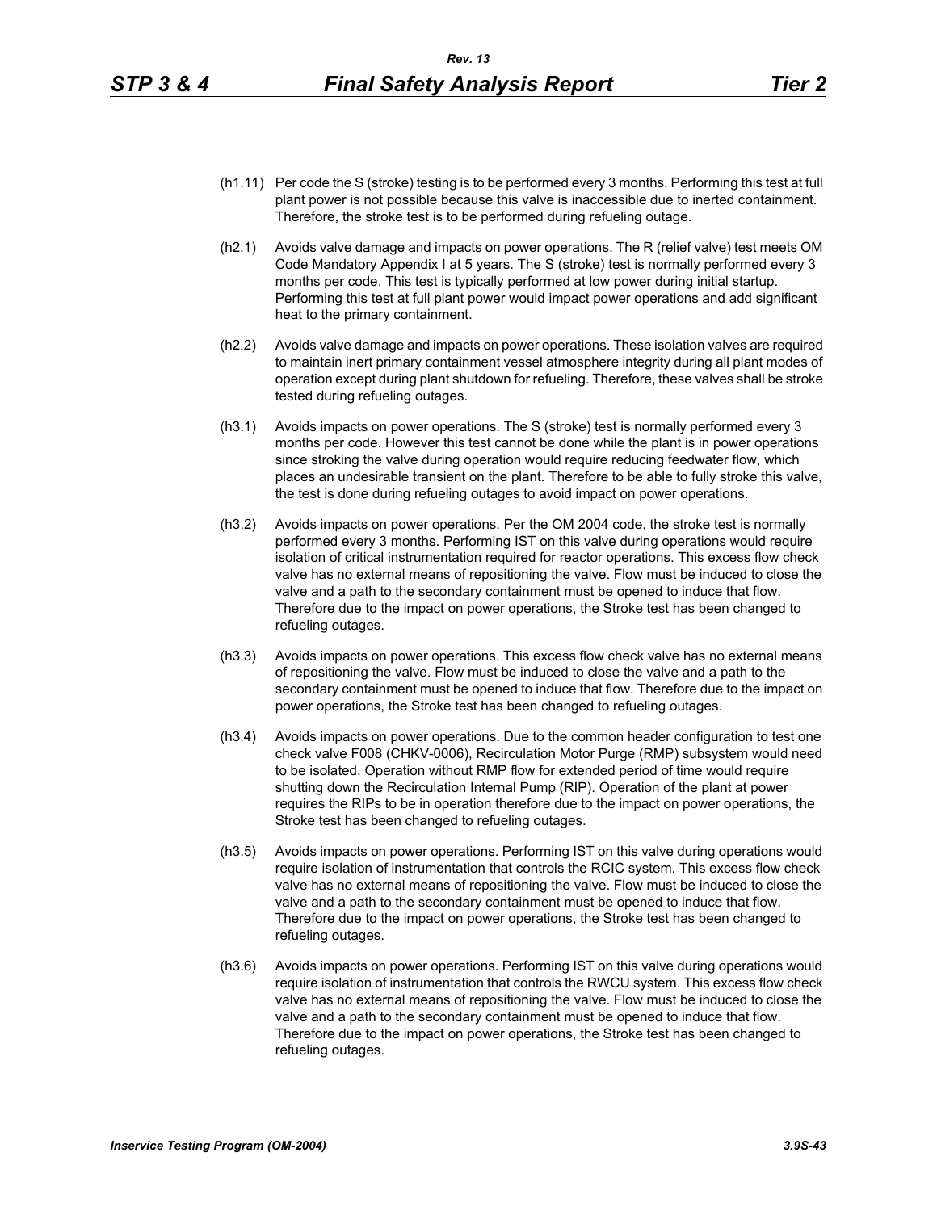(h1.11) Per code the S (stroke) testing is to be performed every 3 months. Performing this test at full plant power is not possible because this valve is inaccessible due to inerted containment. Therefore, the stroke test is to be performed during refueling outage.

(h2.1) Avoids valve damage and impacts on power operations. The R (relief valve) test meets OM Code Mandatory Appendix I at 5 years. The S (stroke) test is normally performed every 3 months per code. This test is typically performed at low power during initial startup. Performing this test at full plant power would impact power operations and add significant heat to the primary containment.

(h2.2) Avoids valve damage and impacts on power operations. These isolation valves are required to maintain inert primary containment vessel atmosphere integrity during all plant modes of operation except during plant shutdown for refueling. Therefore, these valves shall be stroke tested during refueling outages.

(h3.1) Avoids impacts on power operations. The S (stroke) test is normally performed every 3 months per code. However this test cannot be done while the plant is in power operations since stroking the valve during operation would require reducing feedwater flow, which places an undesirable transient on the plant. Therefore to be able to fully stroke this valve, the test is done during refueling outages to avoid impact on power operations.

(h3.2) Avoids impacts on power operations. Per the OM 2004 code, the stroke test is normally performed every 3 months. Performing IST on this valve during operations would require isolation of critical instrumentation required for reactor operations. This excess flow check valve has no external means of repositioning the valve. Flow must be induced to close the valve and a path to the secondary containment must be opened to induce that flow. Therefore due to the impact on power operations, the Stroke test has been changed to refueling outages.

(h3.3) Avoids impacts on power operations. This excess flow check valve has no external means of repositioning the valve. Flow must be induced to close the valve and a path to the secondary containment must be opened to induce that flow. Therefore due to the impact on power operations, the Stroke test has been changed to refueling outages.

(h3.4) Avoids impacts on power operations. Due to the common header configuration to test one check valve F008 (CHKV-0006), Recirculation Motor Purge (RMP) subsystem would need to be isolated. Operation without RMP flow for extended period of time would require shutting down the Recirculation Internal Pump (RIP). Operation of the plant at power requires the RIPs to be in operation therefore due to the impact on power operations, the Stroke test has been changed to refueling outages.

(h3.5) Avoids impacts on power operations. Performing IST on this valve during operations would require isolation of instrumentation that controls the RCIC system. This excess flow check valve has no external means of repositioning the valve. Flow must be induced to close the valve and a path to the secondary containment must be opened to induce that flow. Therefore due to the impact on power operations, the Stroke test has been changed to refueling outages.

(h3.6) Avoids impacts on power operations. Performing IST on this valve during operations would require isolation of instrumentation that controls the RWCU system. This excess flow check valve has no external means of repositioning the valve. Flow must be induced to close the valve and a path to the secondary containment must be opened to induce that flow. Therefore due to the impact on power operations, the Stroke test has been changed to refueling outages.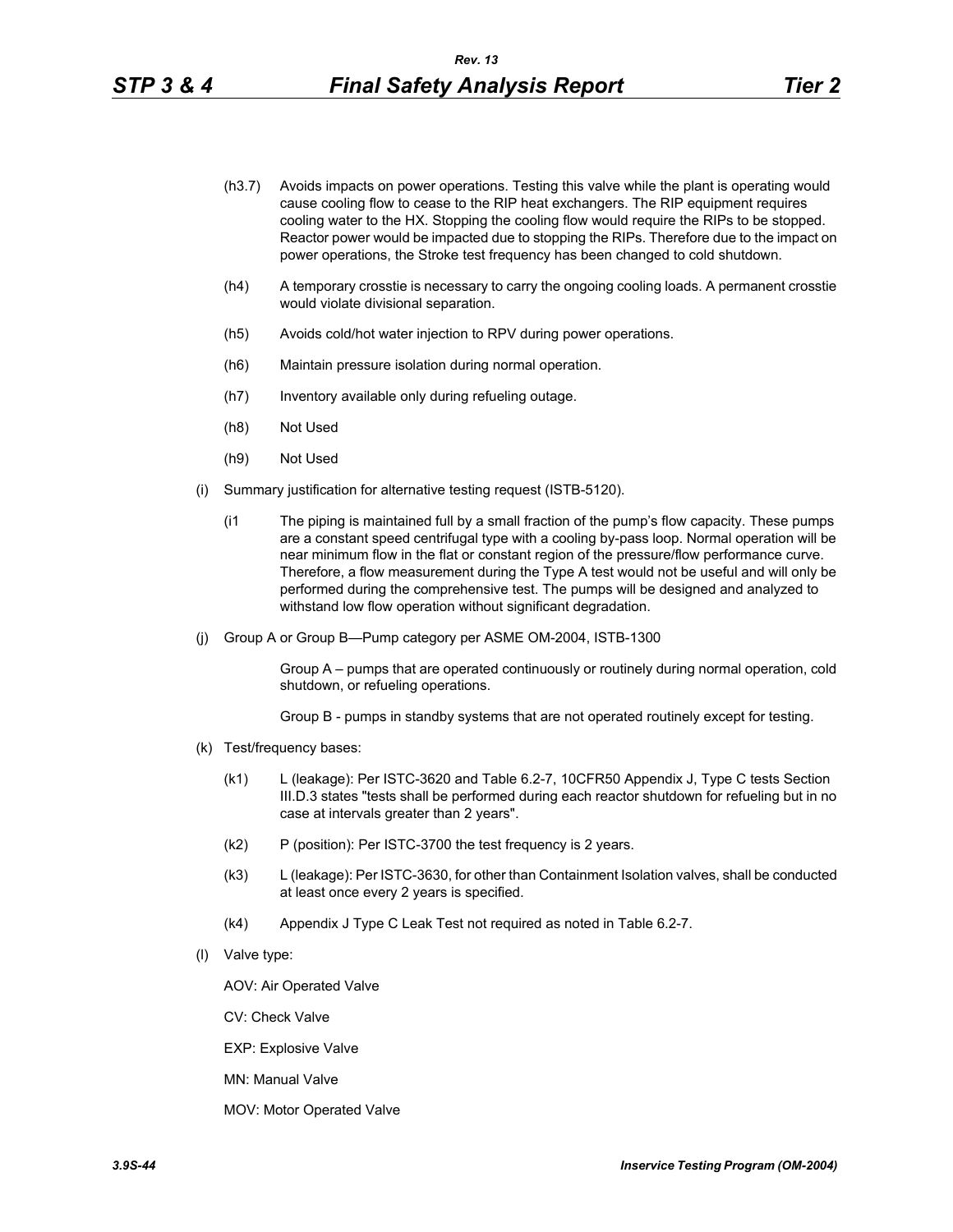(h3.7) Avoids impacts on power operations. Testing this valve while the plant is operating would cause cooling flow to cease to the RIP heat exchangers. The RIP equipment requires cooling water to the HX. Stopping the cooling flow would require the RIPs to be stopped. Reactor power would be impacted due to stopping the RIPs. Therefore due to the impact on power operations, the Stroke test frequency has been changed to cold shutdown.

(h4) A temporary crosstie is necessary to carry the ongoing cooling loads. A permanent crosstie would violate divisional separation.

(h5) Avoids cold/hot water injection to RPV during power operations.

(h6) Maintain pressure isolation during normal operation.

(h7) Inventory available only during refueling outage.

(h8) Not Used

(h9) Not Used

(i) Summary justification for alternative testing request (ISTB-5120).

(i1 The piping is maintained full by a small fraction of the pump's flow capacity. These pumps are a constant speed centrifugal type with a cooling by-pass loop. Normal operation will be near minimum flow in the flat or constant region of the pressure/flow performance curve. Therefore, a flow measurement during the Type A test would not be useful and will only be performed during the comprehensive test. The pumps will be designed and analyzed to withstand low flow operation without significant degradation.

(j) Group A or Group B—Pump category per ASME OM-2004, ISTB-1300

Group A – pumps that are operated continuously or routinely during normal operation, cold shutdown, or refueling operations.

Group B - pumps in standby systems that are not operated routinely except for testing.

(k) Test/frequency bases:

(k1) L (leakage): Per ISTC-3620 and Table 6.2-7, 10CFR50 Appendix J, Type C tests Section III.D.3 states "tests shall be performed during each reactor shutdown for refueling but in no case at intervals greater than 2 years".

(k2) P (position): Per ISTC-3700 the test frequency is 2 years.

(k3) L (leakage): Per ISTC-3630, for other than Containment Isolation valves, shall be conducted at least once every 2 years is specified.

(k4) Appendix J Type C Leak Test not required as noted in Table 6.2-7.

(l) Valve type:

AOV: Air Operated Valve

CV: Check Valve

EXP: Explosive Valve

MN: Manual Valve

MOV: Motor Operated Valve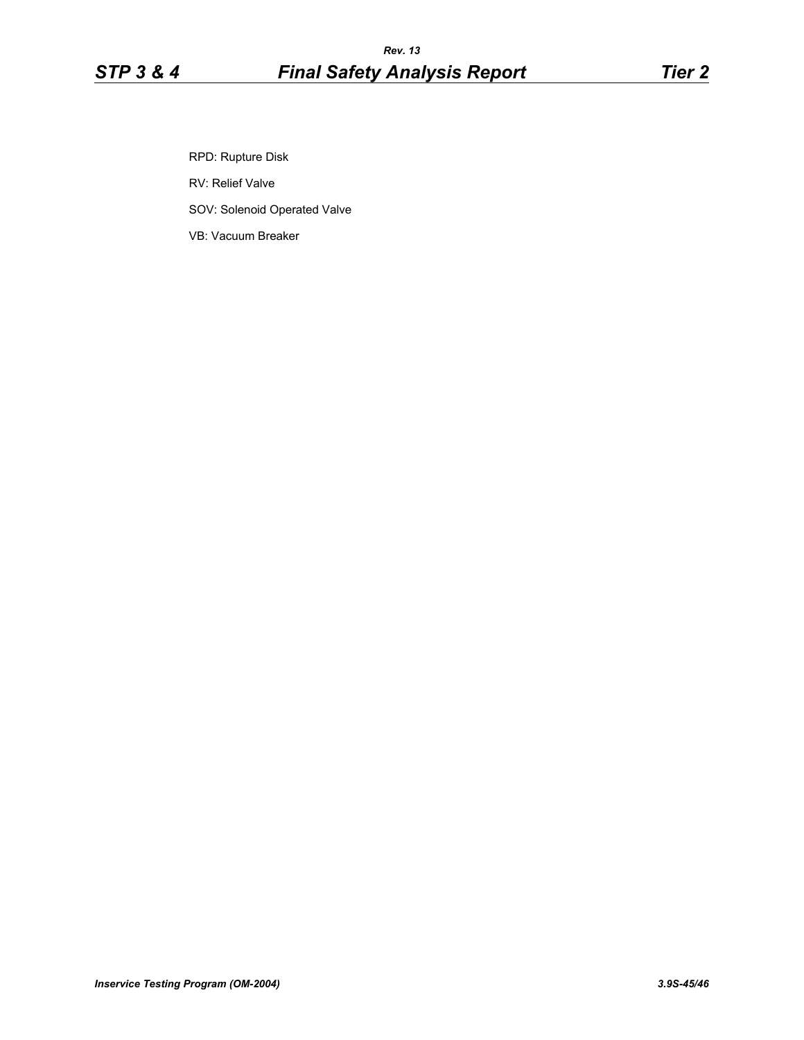RPD: Rupture Disk

RV: Relief Valve

SOV: Solenoid Operated Valve

VB: Vacuum Breaker